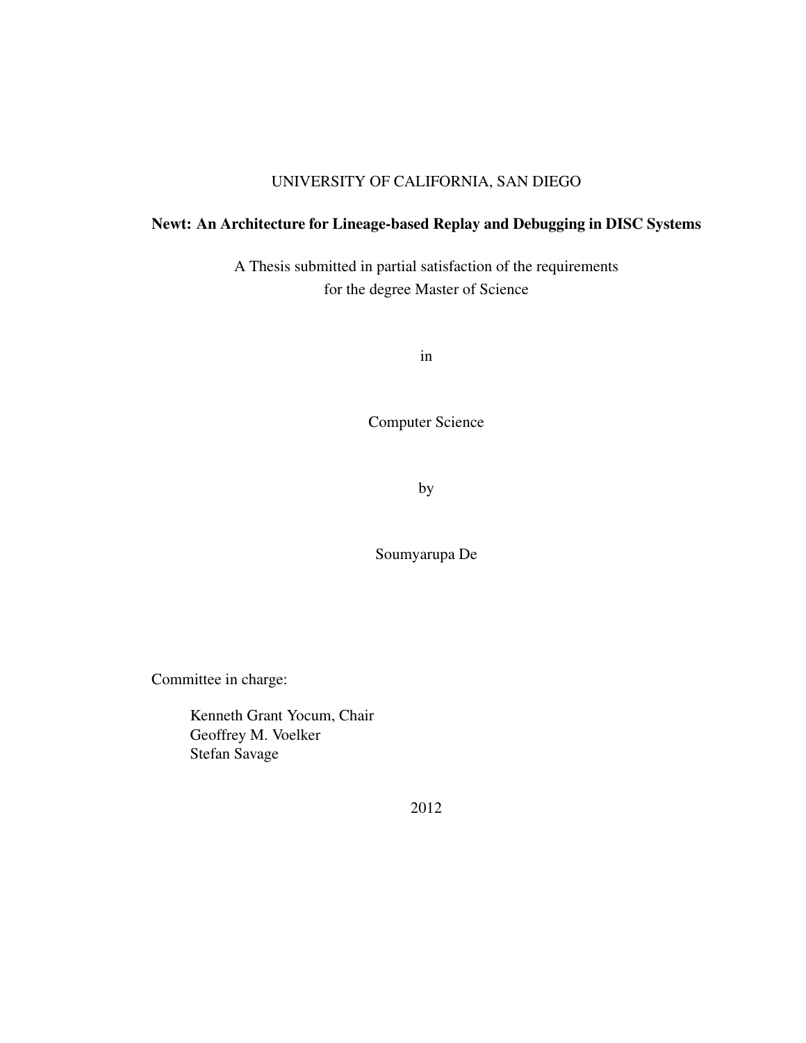UNIVERSITY OF CALIFORNIA, SAN DIEGO

# Newt: An Architecture for Lineage-based Replay and Debugging in DISC Systems

A Thesis submitted in partial satisfaction of the requirements
for the degree Master of Science

in

Computer Science

by

Soumyarupa De

Committee in charge:

Kenneth Grant Yocum, Chair
Geoffrey M. Voelker
Stefan Savage

2012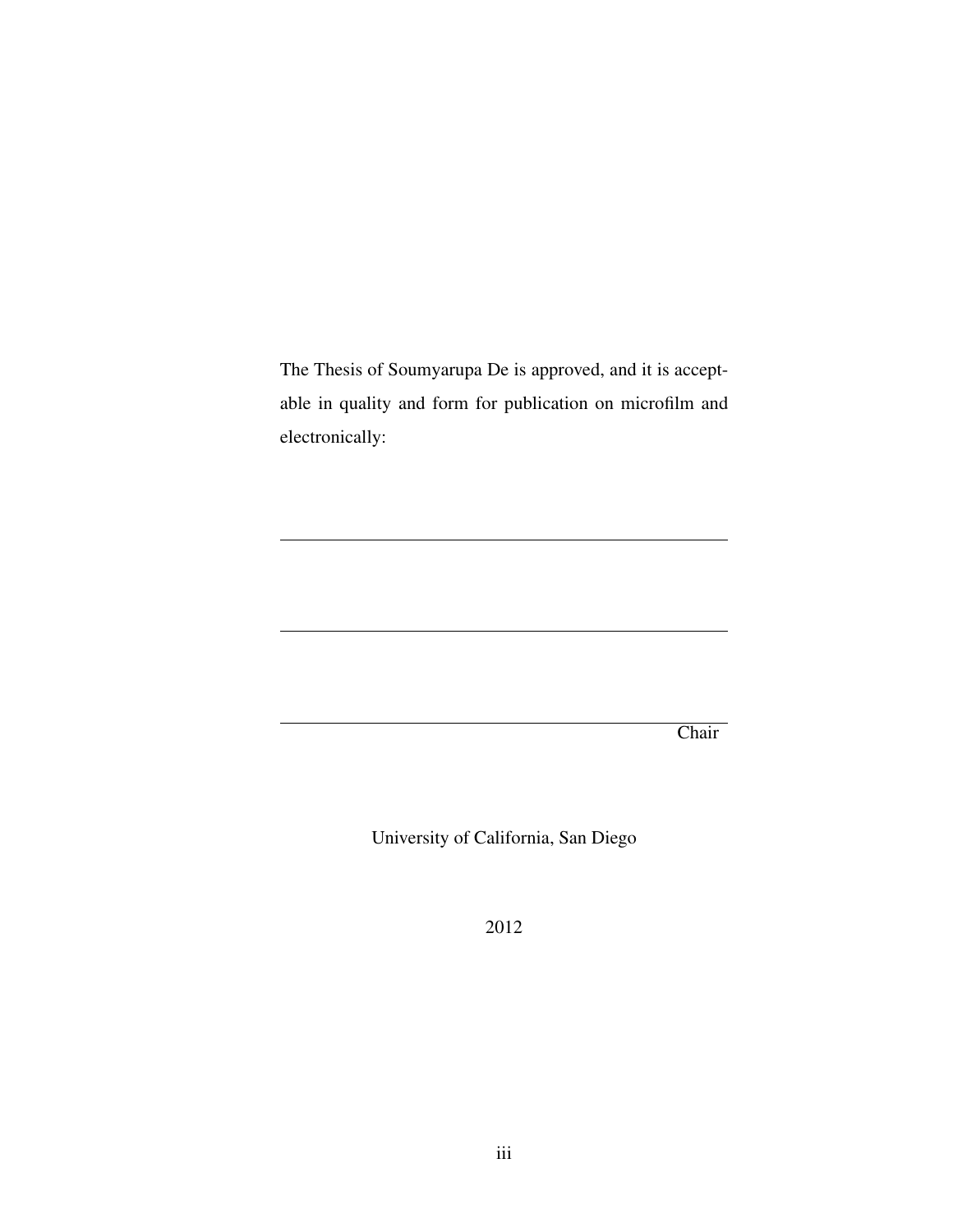The Thesis of Soumyarupa De is approved, and it is acceptable in quality and form for publication on microfilm and electronically:

\_\_\_\_\_\_\_\_\_\_\_\_\_\_\_\_\_\_\_\_\_\_\_\_\_\_\_\_\_\_\_\_\_\_\_\_\_\_\_\_\_\_\_\_

\_\_\_\_\_\_\_\_\_\_\_\_\_\_\_\_\_\_\_\_\_\_\_\_\_\_\_\_\_\_\_\_\_\_\_\_\_\_\_\_\_\_\_\_

\_\_\_\_\_\_\_\_\_\_\_\_\_\_\_\_\_\_\_\_\_\_\_\_\_\_\_\_\_\_\_\_\_\_\_\_\_\_\_\_\_\_\_\_
Chair

University of California, San Diego

2012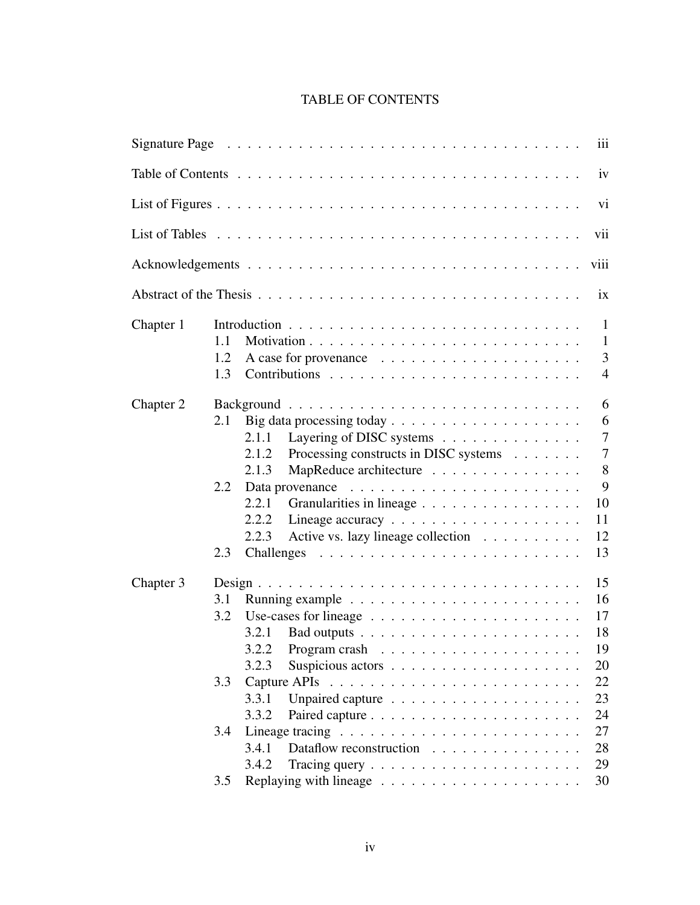# TABLE OF CONTENTS

| | | |
|---|---|---|
| Signature Page | | iii |
| Table of Contents | | iv |
| List of Figures | | vi |
| List of Tables | | vii |
| Acknowledgements | | viii |
| Abstract of the Thesis | | ix |
| Chapter 1 | Introduction | 1 |
| | 1.1 Motivation | 1 |
| | 1.2 A case for provenance | 3 |
| | 1.3 Contributions | 4 |
| Chapter 2 | Background | 6 |
| | 2.1 Big data processing today | 6 |
| | 2.1.1 Layering of DISC systems | 7 |
| | 2.1.2 Processing constructs in DISC systems | 7 |
| | 2.1.3 MapReduce architecture | 8 |
| | 2.2 Data provenance | 9 |
| | 2.2.1 Granularities in lineage | 10 |
| | 2.2.2 Lineage accuracy | 11 |
| | 2.2.3 Active vs. lazy lineage collection | 12 |
| | 2.3 Challenges | 13 |
| Chapter 3 | Design | 15 |
| | 3.1 Running example | 16 |
| | 3.2 Use-cases for lineage | 17 |
| | 3.2.1 Bad outputs | 18 |
| | 3.2.2 Program crash | 19 |
| | 3.2.3 Suspicious actors | 20 |
| | 3.3 Capture APIs | 22 |
| | 3.3.1 Unpaired capture | 23 |
| | 3.3.2 Paired capture | 24 |
| | 3.4 Lineage tracing | 27 |
| | 3.4.1 Dataflow reconstruction | 28 |
| | 3.4.2 Tracing query | 29 |
| | 3.5 Replaying with lineage | 30 |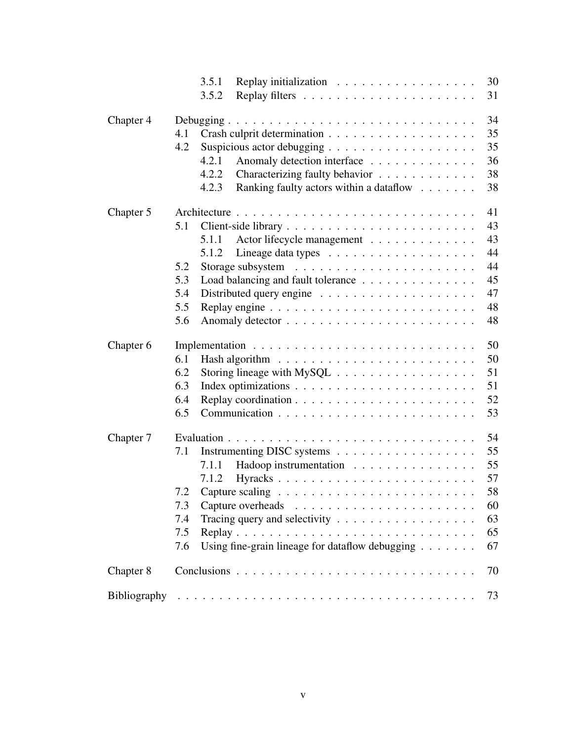| | | | |
|---|---|---|---|
| | 3.5.1 | Replay initialization | 30 |
| | 3.5.2 | Replay filters | 31 |
| Chapter 4 | Debugging | | 34 |
| | 4.1 | Crash culprit determination | 35 |
| | 4.2 | Suspicious actor debugging | 35 |
| | 4.2.1 | Anomaly detection interface | 36 |
| | 4.2.2 | Characterizing faulty behavior | 38 |
| | 4.2.3 | Ranking faulty actors within a dataflow | 38 |
| Chapter 5 | Architecture | | 41 |
| | 5.1 | Client-side library | 43 |
| | 5.1.1 | Actor lifecycle management | 43 |
| | 5.1.2 | Lineage data types | 44 |
| | 5.2 | Storage subsystem | 44 |
| | 5.3 | Load balancing and fault tolerance | 45 |
| | 5.4 | Distributed query engine | 47 |
| | 5.5 | Replay engine | 48 |
| | 5.6 | Anomaly detector | 48 |
| Chapter 6 | Implementation | | 50 |
| | 6.1 | Hash algorithm | 50 |
| | 6.2 | Storing lineage with MySQL | 51 |
| | 6.3 | Index optimizations | 51 |
| | 6.4 | Replay coordination | 52 |
| | 6.5 | Communication | 53 |
| Chapter 7 | Evaluation | | 54 |
| | 7.1 | Instrumenting DISC systems | 55 |
| | 7.1.1 | Hadoop instrumentation | 55 |
| | 7.1.2 | Hyracks | 57 |
| | 7.2 | Capture scaling | 58 |
| | 7.3 | Capture overheads | 60 |
| | 7.4 | Tracing query and selectivity | 63 |
| | 7.5 | Replay | 65 |
| | 7.6 | Using fine-grain lineage for dataflow debugging | 67 |
| Chapter 8 | Conclusions | | 70 |
| Bibliography | | | 73 |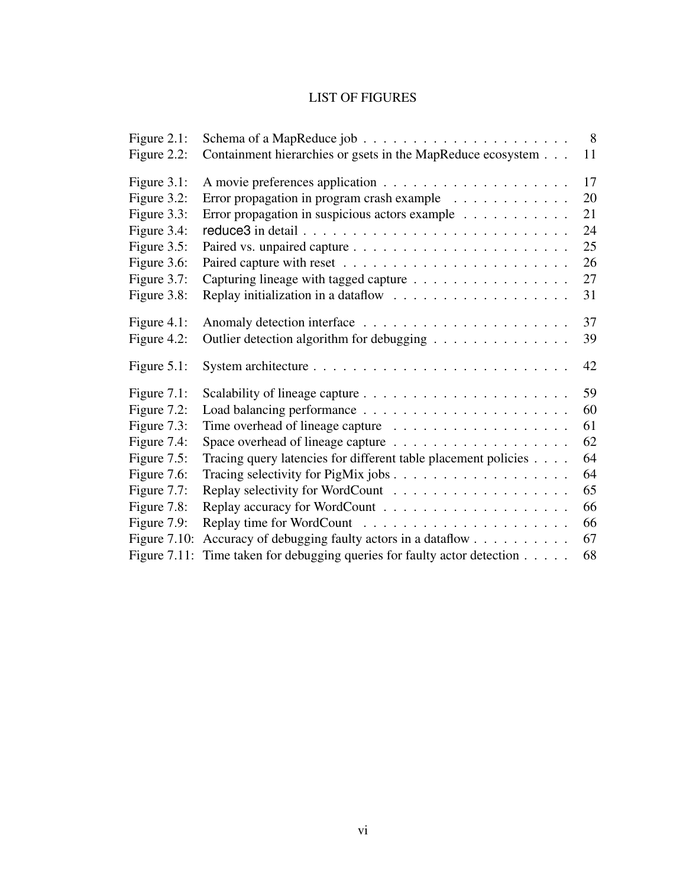# LIST OF FIGURES

| | | |
|---|---|---|
| Figure 2.1: | Schema of a MapReduce job | 8 |
| Figure 2.2: | Containment hierarchies or gsets in the MapReduce ecosystem | 11 |
| Figure 3.1: | A movie preferences application | 17 |
| Figure 3.2: | Error propagation in program crash example | 20 |
| Figure 3.3: | Error propagation in suspicious actors example | 21 |
| Figure 3.4: | reduce3 in detail | 24 |
| Figure 3.5: | Paired vs. unpaired capture | 25 |
| Figure 3.6: | Paired capture with reset | 26 |
| Figure 3.7: | Capturing lineage with tagged capture | 27 |
| Figure 3.8: | Replay initialization in a dataflow | 31 |
| Figure 4.1: | Anomaly detection interface | 37 |
| Figure 4.2: | Outlier detection algorithm for debugging | 39 |
| Figure 5.1: | System architecture | 42 |
| Figure 7.1: | Scalability of lineage capture | 59 |
| Figure 7.2: | Load balancing performance | 60 |
| Figure 7.3: | Time overhead of lineage capture | 61 |
| Figure 7.4: | Space overhead of lineage capture | 62 |
| Figure 7.5: | Tracing query latencies for different table placement policies | 64 |
| Figure 7.6: | Tracing selectivity for PigMix jobs | 64 |
| Figure 7.7: | Replay selectivity for WordCount | 65 |
| Figure 7.8: | Replay accuracy for WordCount | 66 |
| Figure 7.9: | Replay time for WordCount | 66 |
| Figure 7.10: | Accuracy of debugging faulty actors in a dataflow | 67 |
| Figure 7.11: | Time taken for debugging queries for faulty actor detection | 68 |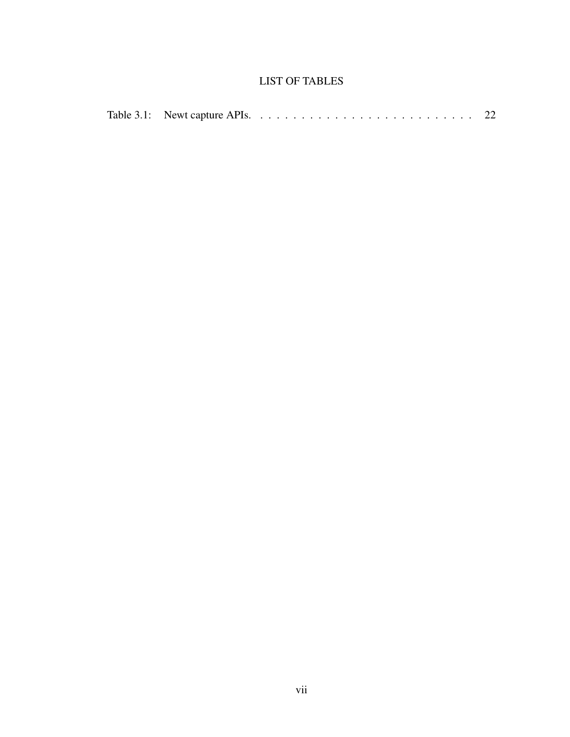# LIST OF TABLES

Table 3.1: Newt capture APIs. . . . . . . . . . . . . . . . . . . . . . . . . . . 22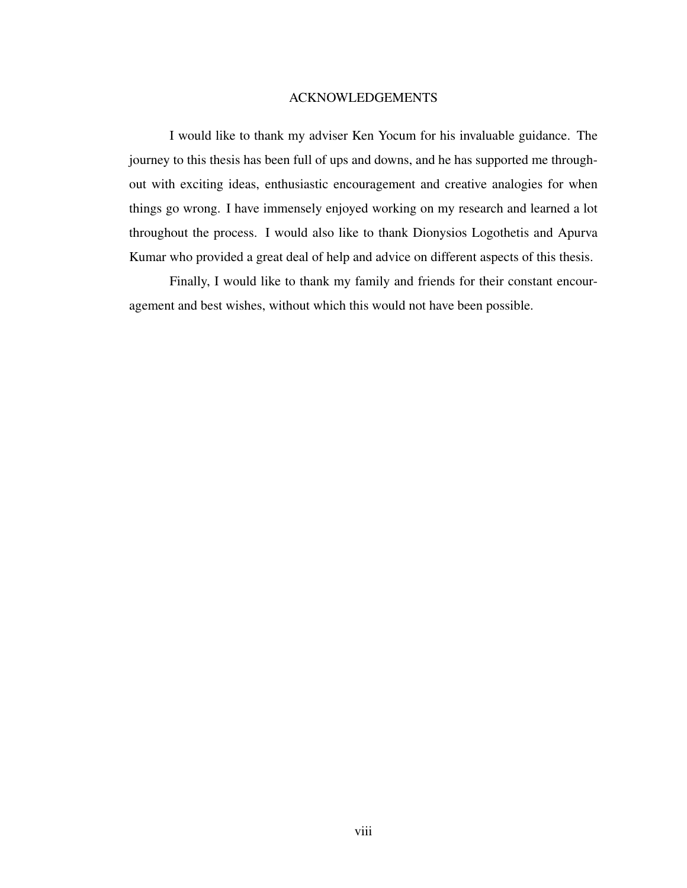# ACKNOWLEDGEMENTS

I would like to thank my adviser Ken Yocum for his invaluable guidance. The journey to this thesis has been full of ups and downs, and he has supported me throughout with exciting ideas, enthusiastic encouragement and creative analogies for when things go wrong. I have immensely enjoyed working on my research and learned a lot throughout the process. I would also like to thank Dionysios Logothetis and Apurva Kumar who provided a great deal of help and advice on different aspects of this thesis.

Finally, I would like to thank my family and friends for their constant encouragement and best wishes, without which this would not have been possible.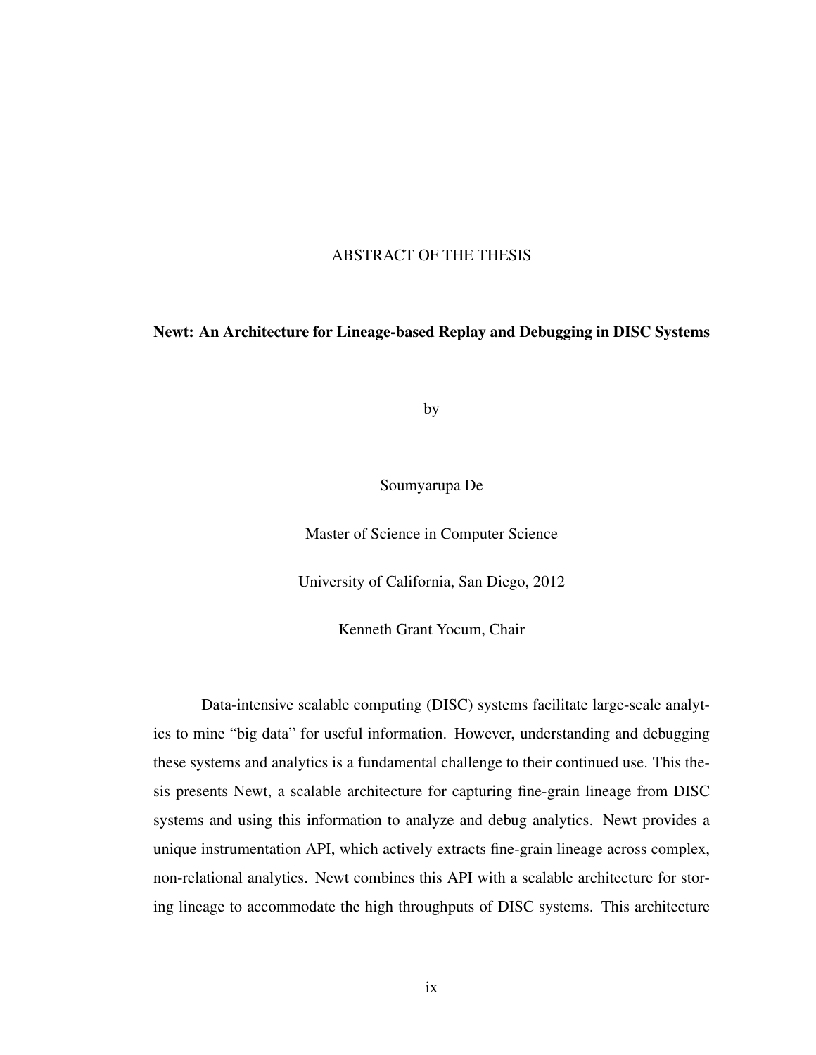ABSTRACT OF THE THESIS

**Newt: An Architecture for Lineage-based Replay and Debugging in DISC Systems**

by

Soumyarupa De

Master of Science in Computer Science

University of California, San Diego, 2012

Kenneth Grant Yocum, Chair

Data-intensive scalable computing (DISC) systems facilitate large-scale analytics to mine "big data" for useful information. However, understanding and debugging these systems and analytics is a fundamental challenge to their continued use. This thesis presents Newt, a scalable architecture for capturing fine-grain lineage from DISC systems and using this information to analyze and debug analytics. Newt provides a unique instrumentation API, which actively extracts fine-grain lineage across complex, non-relational analytics. Newt combines this API with a scalable architecture for storing lineage to accommodate the high throughputs of DISC systems. This architecture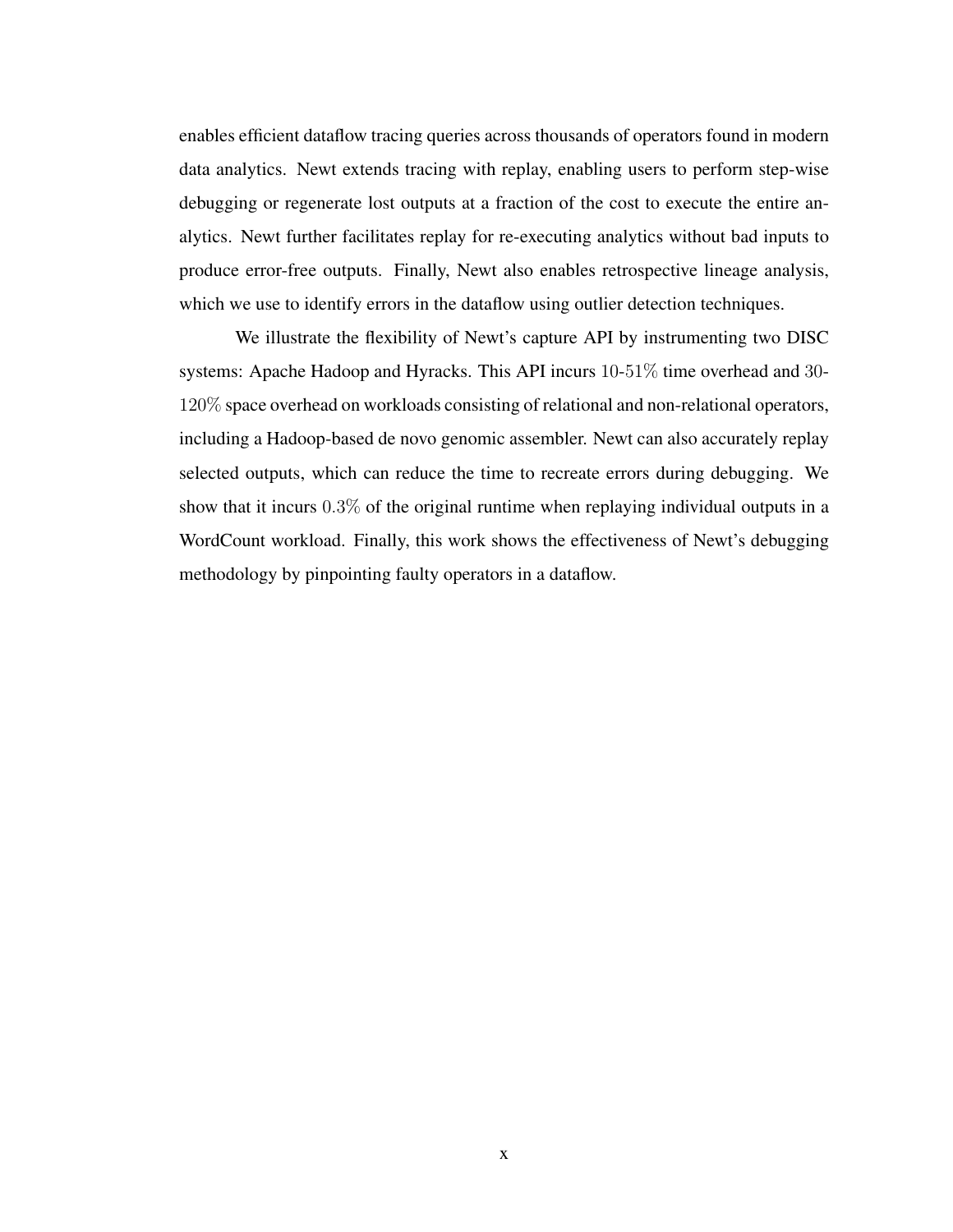enables efficient dataflow tracing queries across thousands of operators found in modern data analytics. Newt extends tracing with replay, enabling users to perform step-wise debugging or regenerate lost outputs at a fraction of the cost to execute the entire analytics. Newt further facilitates replay for re-executing analytics without bad inputs to produce error-free outputs. Finally, Newt also enables retrospective lineage analysis, which we use to identify errors in the dataflow using outlier detection techniques.

We illustrate the flexibility of Newt's capture API by instrumenting two DISC systems: Apache Hadoop and Hyracks. This API incurs $10$-$51\%$ time overhead and $30$-$120\%$ space overhead on workloads consisting of relational and non-relational operators, including a Hadoop-based de novo genomic assembler. Newt can also accurately replay selected outputs, which can reduce the time to recreate errors during debugging. We show that it incurs $0.3\%$ of the original runtime when replaying individual outputs in a WordCount workload. Finally, this work shows the effectiveness of Newt's debugging methodology by pinpointing faulty operators in a dataflow.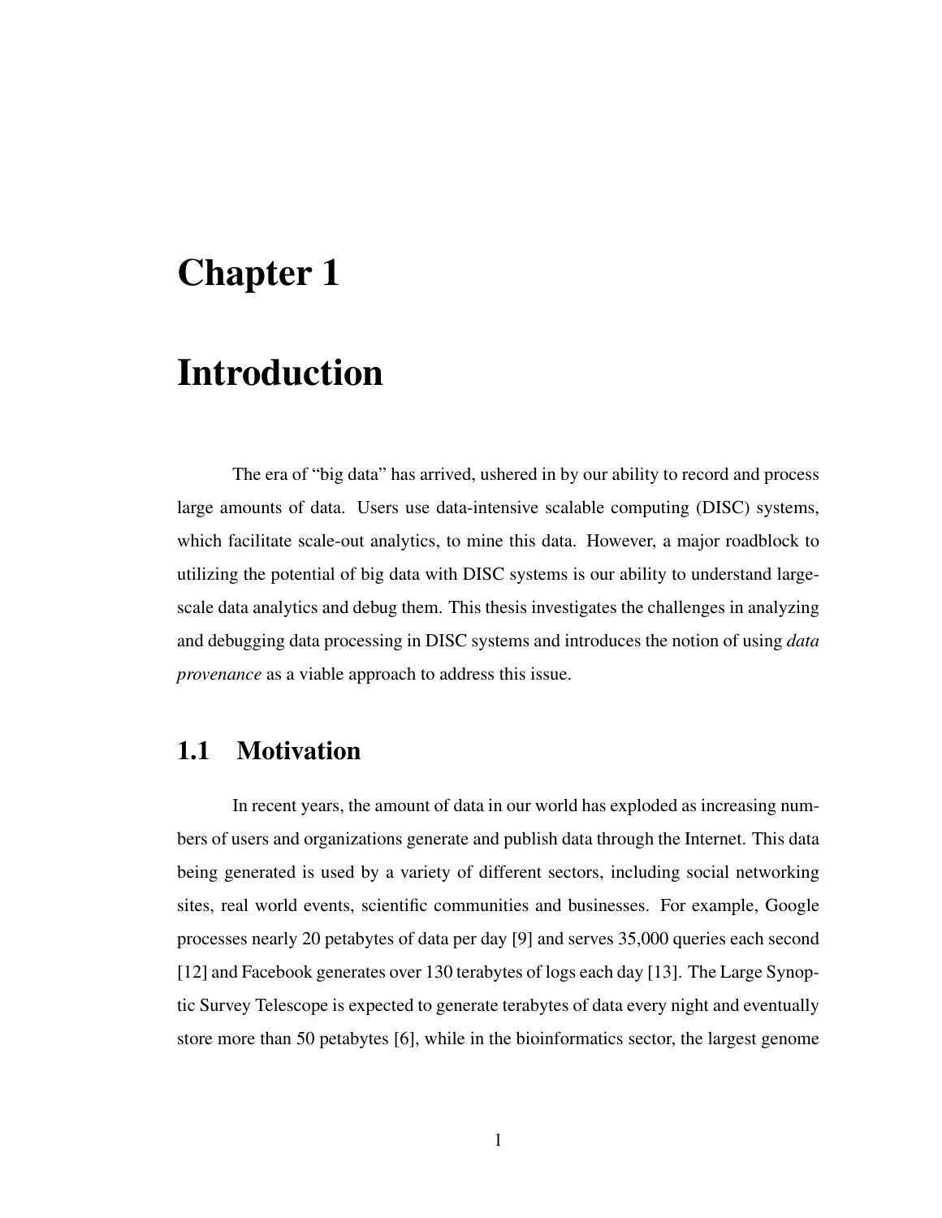# Chapter 1

# Introduction

The era of "big data" has arrived, ushered in by our ability to record and process large amounts of data. Users use data-intensive scalable computing (DISC) systems, which facilitate scale-out analytics, to mine this data. However, a major roadblock to utilizing the potential of big data with DISC systems is our ability to understand large-scale data analytics and debug them. This thesis investigates the challenges in analyzing and debugging data processing in DISC systems and introduces the notion of using *data provenance* as a viable approach to address this issue.

## 1.1 Motivation

In recent years, the amount of data in our world has exploded as increasing numbers of users and organizations generate and publish data through the Internet. This data being generated is used by a variety of different sectors, including social networking sites, real world events, scientific communities and businesses. For example, Google processes nearly 20 petabytes of data per day [9] and serves 35,000 queries each second [12] and Facebook generates over 130 terabytes of logs each day [13]. The Large Synoptic Survey Telescope is expected to generate terabytes of data every night and eventually store more than 50 petabytes [6], while in the bioinformatics sector, the largest genome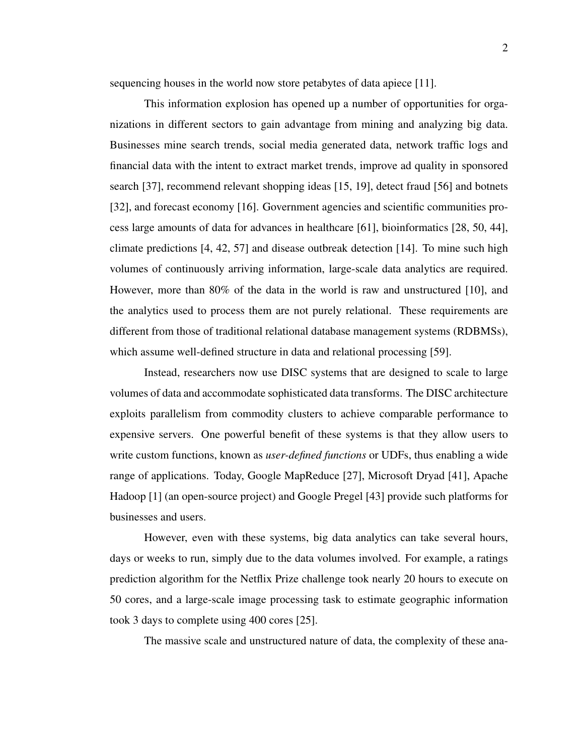sequencing houses in the world now store petabytes of data apiece [11].

This information explosion has opened up a number of opportunities for organizations in different sectors to gain advantage from mining and analyzing big data. Businesses mine search trends, social media generated data, network traffic logs and financial data with the intent to extract market trends, improve ad quality in sponsored search [37], recommend relevant shopping ideas [15, 19], detect fraud [56] and botnets [32], and forecast economy [16]. Government agencies and scientific communities process large amounts of data for advances in healthcare [61], bioinformatics [28, 50, 44], climate predictions [4, 42, 57] and disease outbreak detection [14]. To mine such high volumes of continuously arriving information, large-scale data analytics are required. However, more than 80% of the data in the world is raw and unstructured [10], and the analytics used to process them are not purely relational. These requirements are different from those of traditional relational database management systems (RDBMSs), which assume well-defined structure in data and relational processing [59].

Instead, researchers now use DISC systems that are designed to scale to large volumes of data and accommodate sophisticated data transforms. The DISC architecture exploits parallelism from commodity clusters to achieve comparable performance to expensive servers. One powerful benefit of these systems is that they allow users to write custom functions, known as *user-defined functions* or UDFs, thus enabling a wide range of applications. Today, Google MapReduce [27], Microsoft Dryad [41], Apache Hadoop [1] (an open-source project) and Google Pregel [43] provide such platforms for businesses and users.

However, even with these systems, big data analytics can take several hours, days or weeks to run, simply due to the data volumes involved. For example, a ratings prediction algorithm for the Netflix Prize challenge took nearly 20 hours to execute on 50 cores, and a large-scale image processing task to estimate geographic information took 3 days to complete using 400 cores [25].

The massive scale and unstructured nature of data, the complexity of these ana-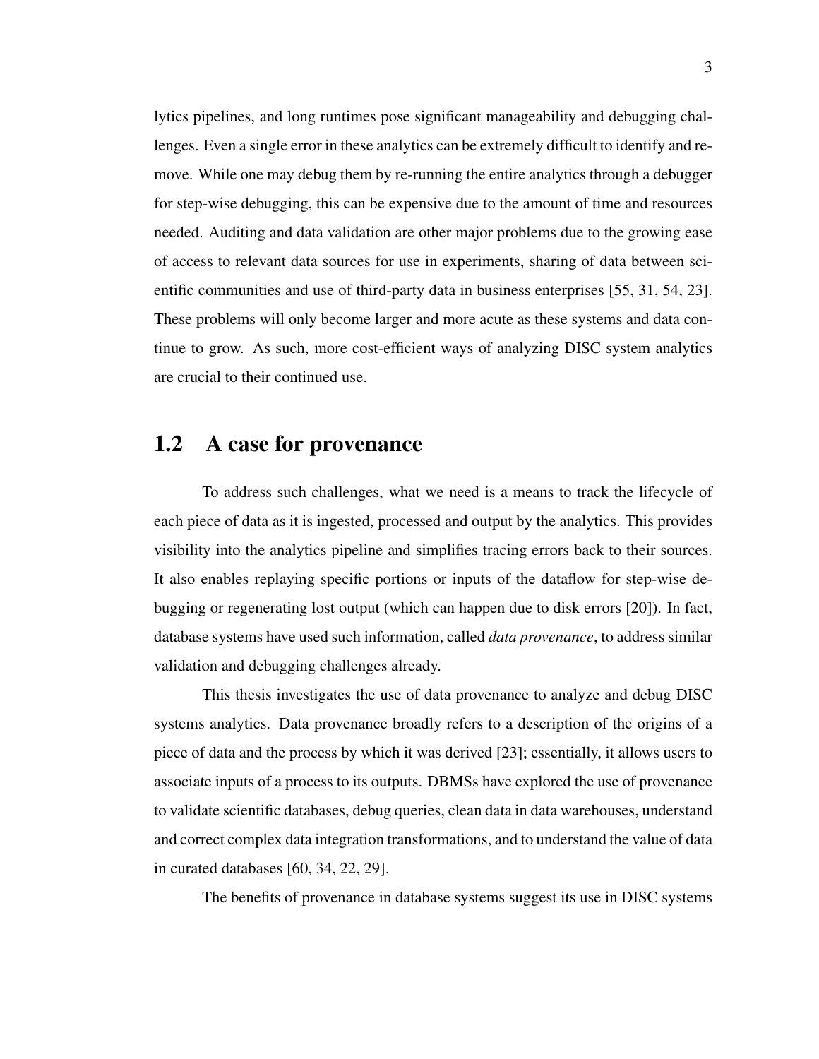lytics pipelines, and long runtimes pose significant manageability and debugging challenges. Even a single error in these analytics can be extremely difficult to identify and remove. While one may debug them by re-running the entire analytics through a debugger for step-wise debugging, this can be expensive due to the amount of time and resources needed. Auditing and data validation are other major problems due to the growing ease of access to relevant data sources for use in experiments, sharing of data between scientific communities and use of third-party data in business enterprises [55, 31, 54, 23]. These problems will only become larger and more acute as these systems and data continue to grow. As such, more cost-efficient ways of analyzing DISC system analytics are crucial to their continued use.

## 1.2 A case for provenance

To address such challenges, what we need is a means to track the lifecycle of each piece of data as it is ingested, processed and output by the analytics. This provides visibility into the analytics pipeline and simplifies tracing errors back to their sources. It also enables replaying specific portions or inputs of the dataflow for step-wise debugging or regenerating lost output (which can happen due to disk errors [20]). In fact, database systems have used such information, called *data provenance*, to address similar validation and debugging challenges already.

This thesis investigates the use of data provenance to analyze and debug DISC systems analytics. Data provenance broadly refers to a description of the origins of a piece of data and the process by which it was derived [23]; essentially, it allows users to associate inputs of a process to its outputs. DBMSs have explored the use of provenance to validate scientific databases, debug queries, clean data in data warehouses, understand and correct complex data integration transformations, and to understand the value of data in curated databases [60, 34, 22, 29].

The benefits of provenance in database systems suggest its use in DISC systems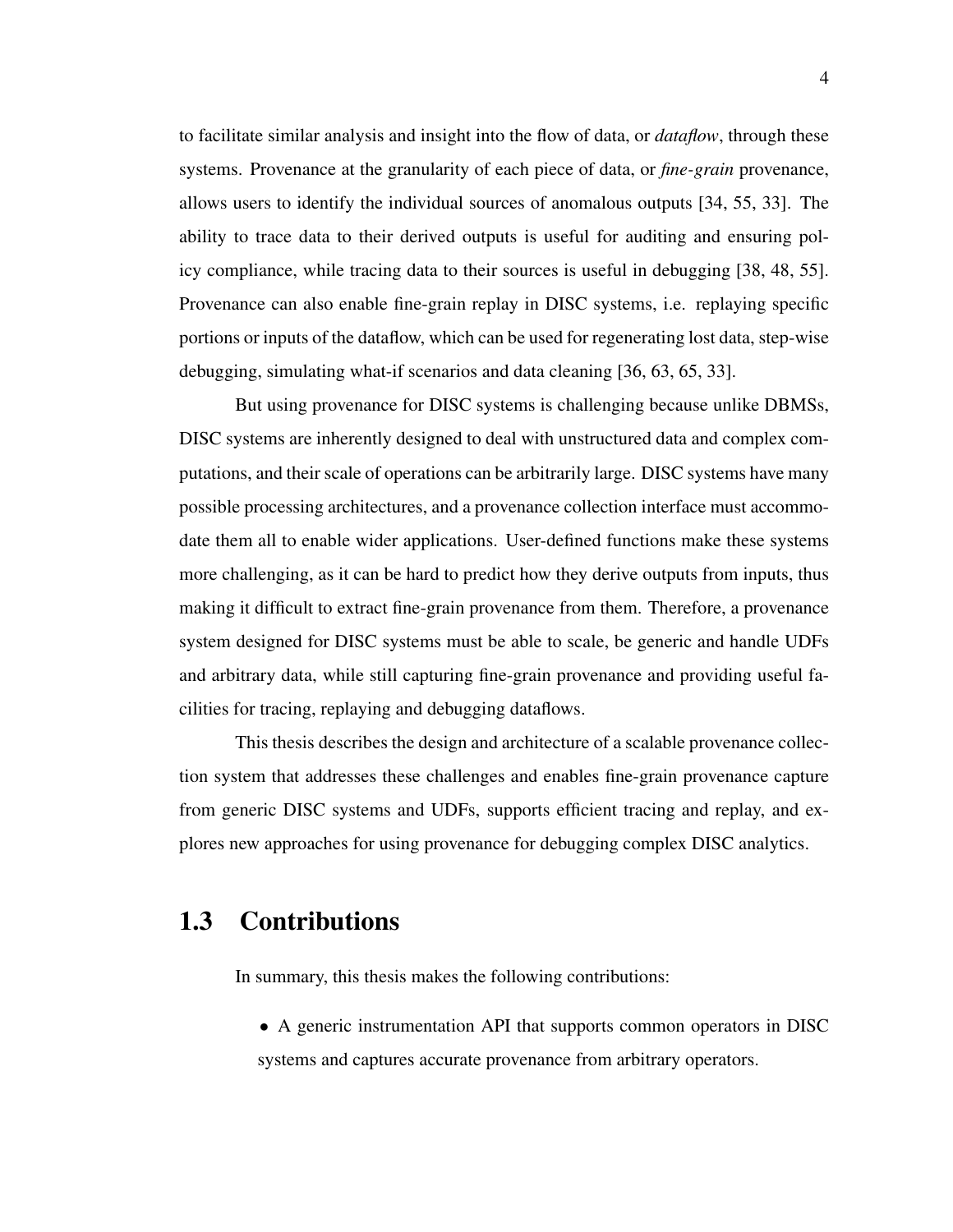to facilitate similar analysis and insight into the flow of data, or *dataflow*, through these systems. Provenance at the granularity of each piece of data, or *fine-grain* provenance, allows users to identify the individual sources of anomalous outputs [34, 55, 33]. The ability to trace data to their derived outputs is useful for auditing and ensuring policy compliance, while tracing data to their sources is useful in debugging [38, 48, 55]. Provenance can also enable fine-grain replay in DISC systems, i.e. replaying specific portions or inputs of the dataflow, which can be used for regenerating lost data, step-wise debugging, simulating what-if scenarios and data cleaning [36, 63, 65, 33].

But using provenance for DISC systems is challenging because unlike DBMSs, DISC systems are inherently designed to deal with unstructured data and complex computations, and their scale of operations can be arbitrarily large. DISC systems have many possible processing architectures, and a provenance collection interface must accommodate them all to enable wider applications. User-defined functions make these systems more challenging, as it can be hard to predict how they derive outputs from inputs, thus making it difficult to extract fine-grain provenance from them. Therefore, a provenance system designed for DISC systems must be able to scale, be generic and handle UDFs and arbitrary data, while still capturing fine-grain provenance and providing useful facilities for tracing, replaying and debugging dataflows.

This thesis describes the design and architecture of a scalable provenance collection system that addresses these challenges and enables fine-grain provenance capture from generic DISC systems and UDFs, supports efficient tracing and replay, and explores new approaches for using provenance for debugging complex DISC analytics.

## 1.3 Contributions

In summary, this thesis makes the following contributions:

- A generic instrumentation API that supports common operators in DISC systems and captures accurate provenance from arbitrary operators.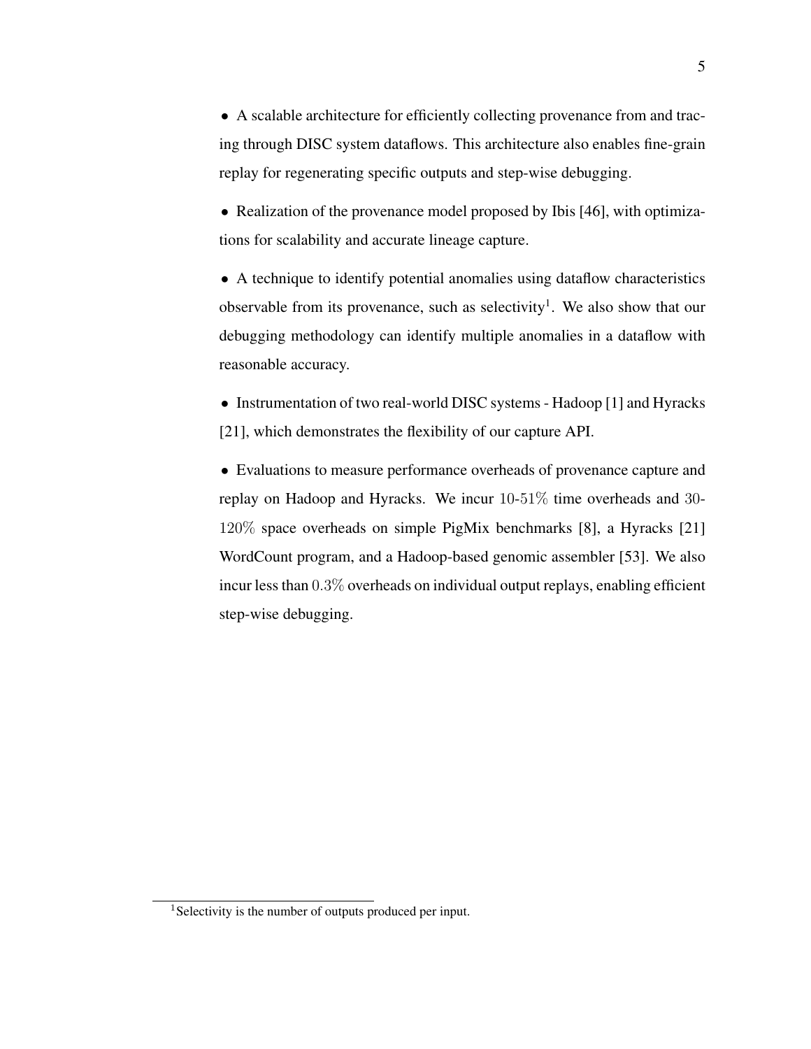- A scalable architecture for efficiently collecting provenance from and tracing through DISC system dataflows. This architecture also enables fine-grain replay for regenerating specific outputs and step-wise debugging.

- Realization of the provenance model proposed by Ibis [46], with optimizations for scalability and accurate lineage capture.

- A technique to identify potential anomalies using dataflow characteristics observable from its provenance, such as selectivity[1]. We also show that our debugging methodology can identify multiple anomalies in a dataflow with reasonable accuracy.

- Instrumentation of two real-world DISC systems - Hadoop [1] and Hyracks [21], which demonstrates the flexibility of our capture API.

- Evaluations to measure performance overheads of provenance capture and replay on Hadoop and Hyracks. We incur 10-51% time overheads and 30-120% space overheads on simple PigMix benchmarks [8], a Hyracks [21] WordCount program, and a Hadoop-based genomic assembler [53]. We also incur less than 0.3% overheads on individual output replays, enabling efficient step-wise debugging.

[1] Selectivity is the number of outputs produced per input.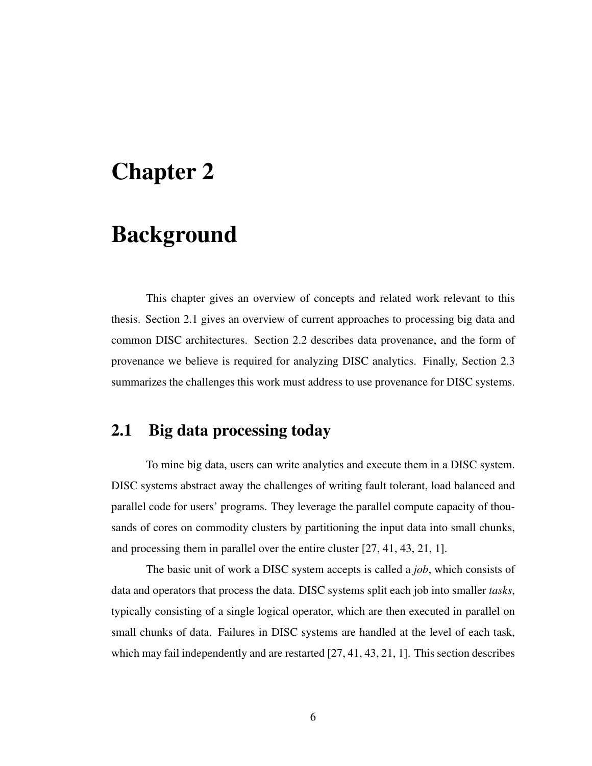# Chapter 2

# Background

This chapter gives an overview of concepts and related work relevant to this thesis. Section 2.1 gives an overview of current approaches to processing big data and common DISC architectures. Section 2.2 describes data provenance, and the form of provenance we believe is required for analyzing DISC analytics. Finally, Section 2.3 summarizes the challenges this work must address to use provenance for DISC systems.

## 2.1 Big data processing today

To mine big data, users can write analytics and execute them in a DISC system. DISC systems abstract away the challenges of writing fault tolerant, load balanced and parallel code for users' programs. They leverage the parallel compute capacity of thousands of cores on commodity clusters by partitioning the input data into small chunks, and processing them in parallel over the entire cluster [27, 41, 43, 21, 1].

The basic unit of work a DISC system accepts is called a *job*, which consists of data and operators that process the data. DISC systems split each job into smaller *tasks*, typically consisting of a single logical operator, which are then executed in parallel on small chunks of data. Failures in DISC systems are handled at the level of each task, which may fail independently and are restarted [27, 41, 43, 21, 1]. This section describes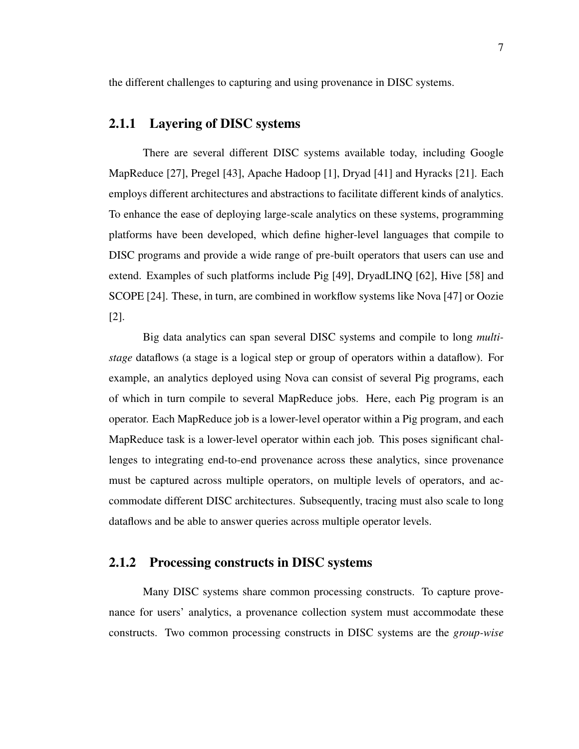the different challenges to capturing and using provenance in DISC systems.

### 2.1.1 Layering of DISC systems

There are several different DISC systems available today, including Google MapReduce [27], Pregel [43], Apache Hadoop [1], Dryad [41] and Hyracks [21]. Each employs different architectures and abstractions to facilitate different kinds of analytics. To enhance the ease of deploying large-scale analytics on these systems, programming platforms have been developed, which define higher-level languages that compile to DISC programs and provide a wide range of pre-built operators that users can use and extend. Examples of such platforms include Pig [49], DryadLINQ [62], Hive [58] and SCOPE [24]. These, in turn, are combined in workflow systems like Nova [47] or Oozie [2].

Big data analytics can span several DISC systems and compile to long *multi-stage* dataflows (a stage is a logical step or group of operators within a dataflow). For example, an analytics deployed using Nova can consist of several Pig programs, each of which in turn compile to several MapReduce jobs. Here, each Pig program is an operator. Each MapReduce job is a lower-level operator within a Pig program, and each MapReduce task is a lower-level operator within each job. This poses significant challenges to integrating end-to-end provenance across these analytics, since provenance must be captured across multiple operators, on multiple levels of operators, and accommodate different DISC architectures. Subsequently, tracing must also scale to long dataflows and be able to answer queries across multiple operator levels.

### 2.1.2 Processing constructs in DISC systems

Many DISC systems share common processing constructs. To capture provenance for users' analytics, a provenance collection system must accommodate these constructs. Two common processing constructs in DISC systems are the *group-wise*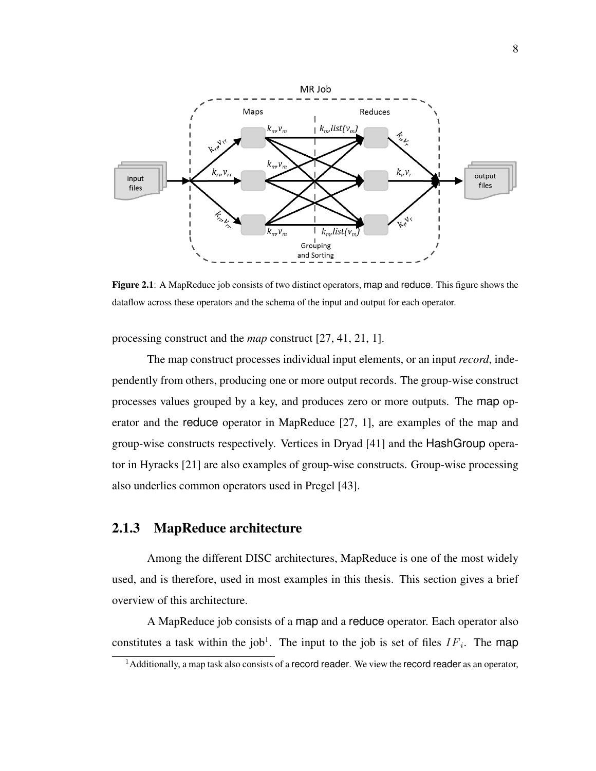Figure 2.1: A MapReduce job consists of two distinct operators, map and reduce. This figure shows the dataflow across these operators and the schema of the input and output for each operator.

processing construct and the *map* construct [27, 41, 21, 1].

The map construct processes individual input elements, or an input *record*, independently from others, producing one or more output records. The group-wise construct processes values grouped by a key, and produces zero or more outputs. The map operator and the reduce operator in MapReduce [27, 1], are examples of the map and group-wise constructs respectively. Vertices in Dryad [41] and the HashGroup operator in Hyracks [21] are also examples of group-wise constructs. Group-wise processing also underlies common operators used in Pregel [43].

### 2.1.3 MapReduce architecture

Among the different DISC architectures, MapReduce is one of the most widely used, and is therefore, used in most examples in this thesis. This section gives a brief overview of this architecture.

A MapReduce job consists of a map and a reduce operator. Each operator also constitutes a task within the job[1]. The input to the job is set of files $IF_i$. The map

[1] Additionally, a map task also consists of a record reader. We view the record reader as an operator,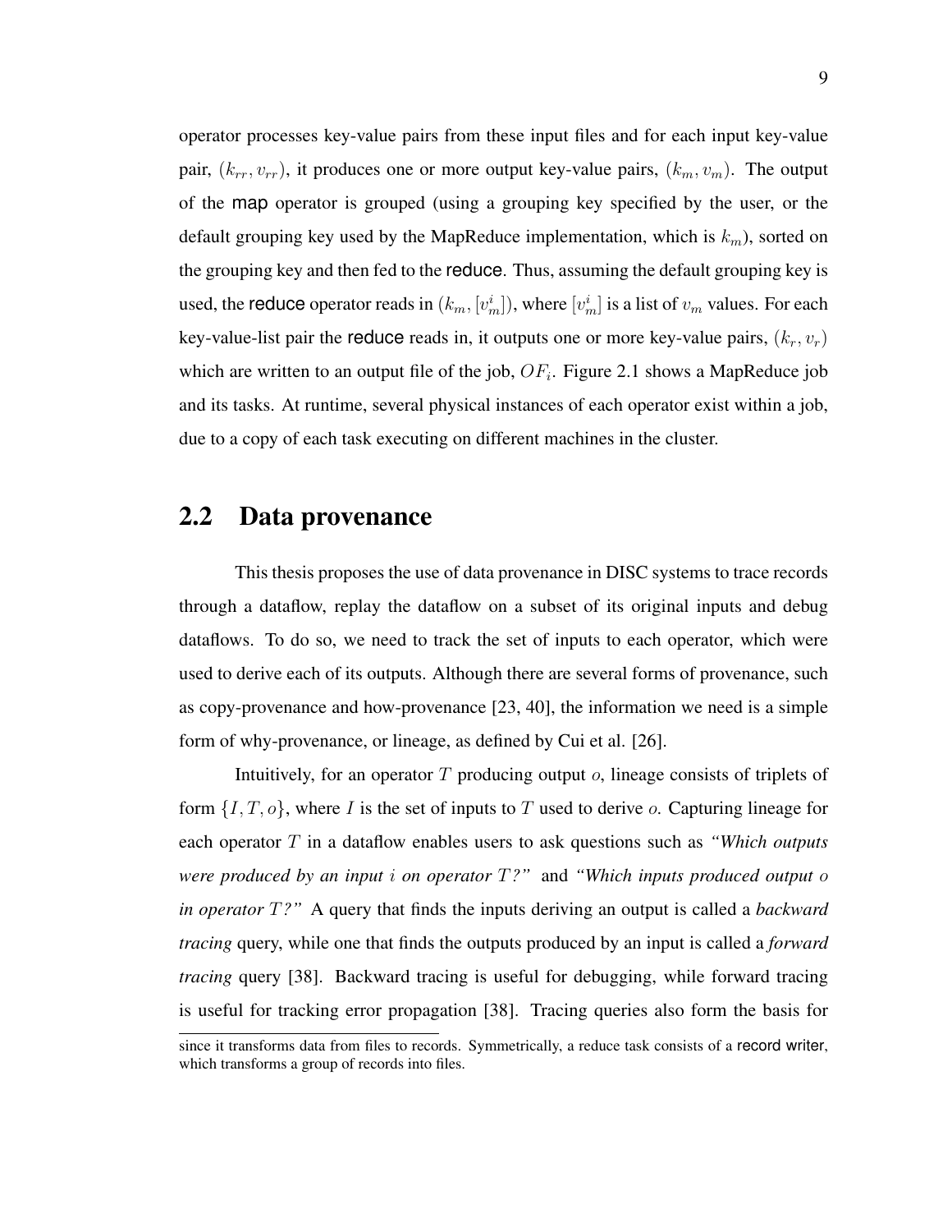operator processes key-value pairs from these input files and for each input key-value pair, $(k_{rr}, v_{rr})$, it produces one or more output key-value pairs, $(k_m, v_m)$. The output of the map operator is grouped (using a grouping key specified by the user, or the default grouping key used by the MapReduce implementation, which is $k_m$), sorted on the grouping key and then fed to the reduce. Thus, assuming the default grouping key is used, the reduce operator reads in $(k_m, [v_m^i])$, where $[v_m^i]$ is a list of $v_m$ values. For each key-value-list pair the reduce reads in, it outputs one or more key-value pairs, $(k_r, v_r)$ which are written to an output file of the job, $OF_i$. Figure 2.1 shows a MapReduce job and its tasks. At runtime, several physical instances of each operator exist within a job, due to a copy of each task executing on different machines in the cluster.

## 2.2 Data provenance

This thesis proposes the use of data provenance in DISC systems to trace records through a dataflow, replay the dataflow on a subset of its original inputs and debug dataflows. To do so, we need to track the set of inputs to each operator, which were used to derive each of its outputs. Although there are several forms of provenance, such as copy-provenance and how-provenance [23, 40], the information we need is a simple form of why-provenance, or lineage, as defined by Cui et al. [26].

Intuitively, for an operator $T$ producing output $o$, lineage consists of triplets of form $\{I, T, o\}$, where $I$ is the set of inputs to $T$ used to derive $o$. Capturing lineage for each operator $T$ in a dataflow enables users to ask questions such as *"Which outputs were produced by an input $i$ on operator $T$?"* and *"Which inputs produced output $o$ in operator $T$?"* A query that finds the inputs deriving an output is called a *backward tracing* query, while one that finds the outputs produced by an input is called a *forward tracing* query [38]. Backward tracing is useful for debugging, while forward tracing is useful for tracking error propagation [38]. Tracing queries also form the basis for

since it transforms data from files to records. Symmetrically, a reduce task consists of a record writer, which transforms a group of records into files.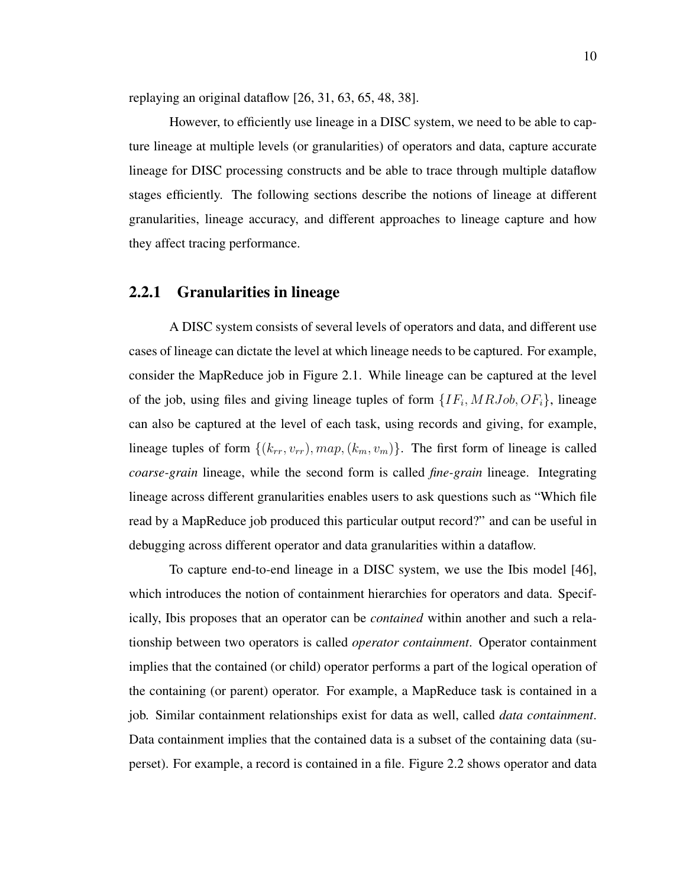replaying an original dataflow [26, 31, 63, 65, 48, 38].

However, to efficiently use lineage in a DISC system, we need to be able to capture lineage at multiple levels (or granularities) of operators and data, capture accurate lineage for DISC processing constructs and be able to trace through multiple dataflow stages efficiently. The following sections describe the notions of lineage at different granularities, lineage accuracy, and different approaches to lineage capture and how they affect tracing performance.

### 2.2.1 Granularities in lineage

A DISC system consists of several levels of operators and data, and different use cases of lineage can dictate the level at which lineage needs to be captured. For example, consider the MapReduce job in Figure 2.1. While lineage can be captured at the level of the job, using files and giving lineage tuples of form $\{IF_i, MRJob, OF_i\}$, lineage can also be captured at the level of each task, using records and giving, for example, lineage tuples of form $\{(k_{rr}, v_{rr}), map, (k_m, v_m)\}$. The first form of lineage is called *coarse-grain* lineage, while the second form is called *fine-grain* lineage. Integrating lineage across different granularities enables users to ask questions such as "Which file read by a MapReduce job produced this particular output record?" and can be useful in debugging across different operator and data granularities within a dataflow.

To capture end-to-end lineage in a DISC system, we use the Ibis model [46], which introduces the notion of containment hierarchies for operators and data. Specifically, Ibis proposes that an operator can be *contained* within another and such a relationship between two operators is called *operator containment*. Operator containment implies that the contained (or child) operator performs a part of the logical operation of the containing (or parent) operator. For example, a MapReduce task is contained in a job. Similar containment relationships exist for data as well, called *data containment*. Data containment implies that the contained data is a subset of the containing data (superset). For example, a record is contained in a file. Figure 2.2 shows operator and data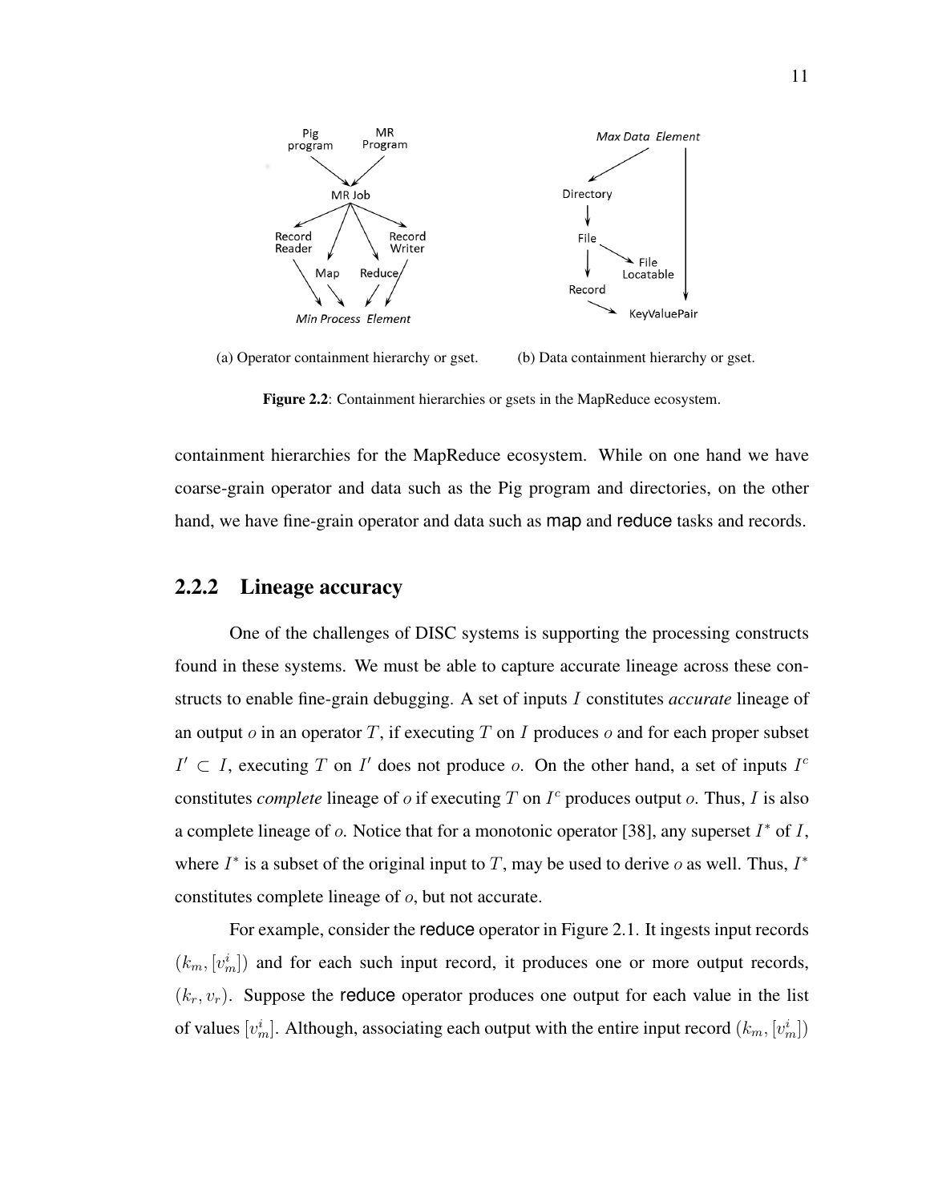(a) Operator containment hierarchy or gset.

(b) Data containment hierarchy or gset.

**Figure 2.2**: Containment hierarchies or gsets in the MapReduce ecosystem.

containment hierarchies for the MapReduce ecosystem. While on one hand we have coarse-grain operator and data such as the Pig program and directories, on the other hand, we have fine-grain operator and data such as map and reduce tasks and records.

### 2.2.2 Lineage accuracy

One of the challenges of DISC systems is supporting the processing constructs found in these systems. We must be able to capture accurate lineage across these constructs to enable fine-grain debugging. A set of inputs $I$ constitutes *accurate* lineage of an output $o$ in an operator $T$, if executing $T$ on $I$ produces $o$ and for each proper subset $I' \subset I$, executing $T$ on $I'$ does not produce $o$. On the other hand, a set of inputs $I^c$ constitutes *complete* lineage of $o$ if executing $T$ on $I^c$ produces output $o$. Thus, $I$ is also a complete lineage of $o$. Notice that for a monotonic operator [38], any superset $I^*$ of $I$, where $I^*$ is a subset of the original input to $T$, may be used to derive $o$ as well. Thus, $I^*$ constitutes complete lineage of $o$, but not accurate.

For example, consider the reduce operator in Figure 2.1. It ingests input records $(k_m, [v_m^i])$ and for each such input record, it produces one or more output records, $(k_r, v_r)$. Suppose the reduce operator produces one output for each value in the list of values $[v_m^i]$. Although, associating each output with the entire input record $(k_m, [v_m^i])$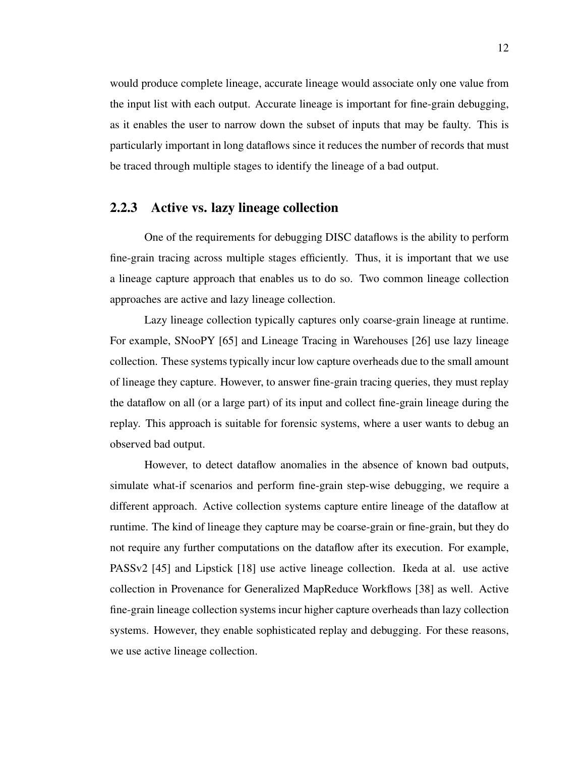would produce complete lineage, accurate lineage would associate only one value from the input list with each output. Accurate lineage is important for fine-grain debugging, as it enables the user to narrow down the subset of inputs that may be faulty. This is particularly important in long dataflows since it reduces the number of records that must be traced through multiple stages to identify the lineage of a bad output.

### 2.2.3 Active vs. lazy lineage collection

One of the requirements for debugging DISC dataflows is the ability to perform fine-grain tracing across multiple stages efficiently. Thus, it is important that we use a lineage capture approach that enables us to do so. Two common lineage collection approaches are active and lazy lineage collection.

Lazy lineage collection typically captures only coarse-grain lineage at runtime. For example, SNooPY [65] and Lineage Tracing in Warehouses [26] use lazy lineage collection. These systems typically incur low capture overheads due to the small amount of lineage they capture. However, to answer fine-grain tracing queries, they must replay the dataflow on all (or a large part) of its input and collect fine-grain lineage during the replay. This approach is suitable for forensic systems, where a user wants to debug an observed bad output.

However, to detect dataflow anomalies in the absence of known bad outputs, simulate what-if scenarios and perform fine-grain step-wise debugging, we require a different approach. Active collection systems capture entire lineage of the dataflow at runtime. The kind of lineage they capture may be coarse-grain or fine-grain, but they do not require any further computations on the dataflow after its execution. For example, PASSv2 [45] and Lipstick [18] use active lineage collection. Ikeda at al. use active collection in Provenance for Generalized MapReduce Workflows [38] as well. Active fine-grain lineage collection systems incur higher capture overheads than lazy collection systems. However, they enable sophisticated replay and debugging. For these reasons, we use active lineage collection.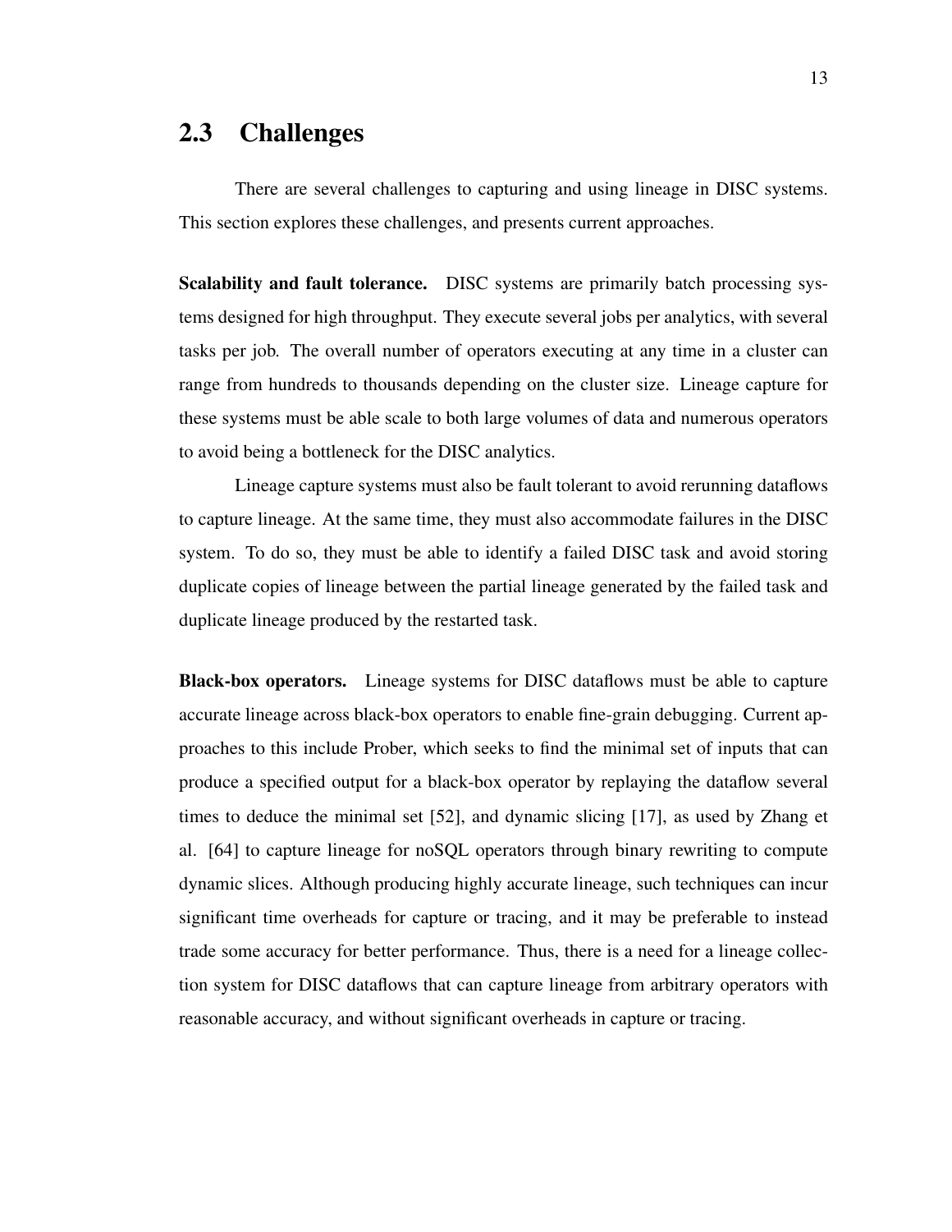## 2.3 Challenges

There are several challenges to capturing and using lineage in DISC systems. This section explores these challenges, and presents current approaches.

**Scalability and fault tolerance.** DISC systems are primarily batch processing systems designed for high throughput. They execute several jobs per analytics, with several tasks per job. The overall number of operators executing at any time in a cluster can range from hundreds to thousands depending on the cluster size. Lineage capture for these systems must be able scale to both large volumes of data and numerous operators to avoid being a bottleneck for the DISC analytics.

Lineage capture systems must also be fault tolerant to avoid rerunning dataflows to capture lineage. At the same time, they must also accommodate failures in the DISC system. To do so, they must be able to identify a failed DISC task and avoid storing duplicate copies of lineage between the partial lineage generated by the failed task and duplicate lineage produced by the restarted task.

**Black-box operators.** Lineage systems for DISC dataflows must be able to capture accurate lineage across black-box operators to enable fine-grain debugging. Current approaches to this include Prober, which seeks to find the minimal set of inputs that can produce a specified output for a black-box operator by replaying the dataflow several times to deduce the minimal set [52], and dynamic slicing [17], as used by Zhang et al. [64] to capture lineage for noSQL operators through binary rewriting to compute dynamic slices. Although producing highly accurate lineage, such techniques can incur significant time overheads for capture or tracing, and it may be preferable to instead trade some accuracy for better performance. Thus, there is a need for a lineage collection system for DISC dataflows that can capture lineage from arbitrary operators with reasonable accuracy, and without significant overheads in capture or tracing.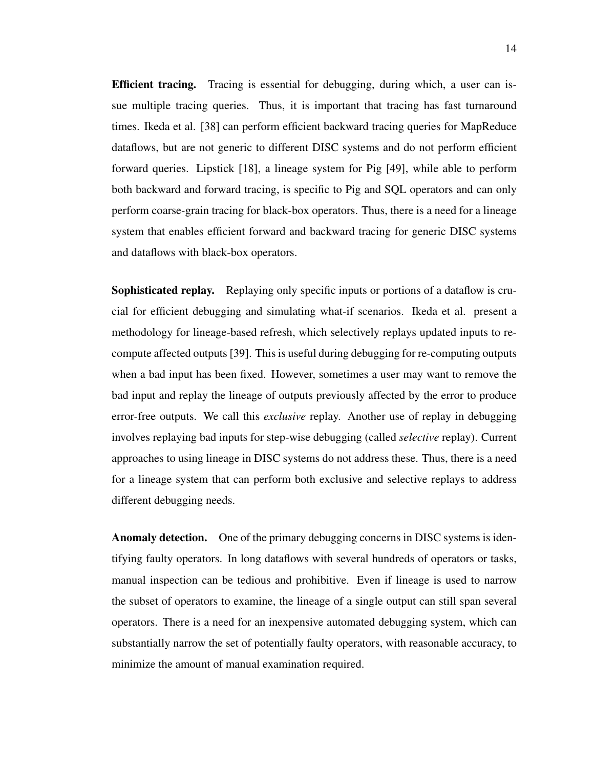**Efficient tracing.** Tracing is essential for debugging, during which, a user can issue multiple tracing queries. Thus, it is important that tracing has fast turnaround times. Ikeda et al. [38] can perform efficient backward tracing queries for MapReduce dataflows, but are not generic to different DISC systems and do not perform efficient forward queries. Lipstick [18], a lineage system for Pig [49], while able to perform both backward and forward tracing, is specific to Pig and SQL operators and can only perform coarse-grain tracing for black-box operators. Thus, there is a need for a lineage system that enables efficient forward and backward tracing for generic DISC systems and dataflows with black-box operators.

**Sophisticated replay.** Replaying only specific inputs or portions of a dataflow is crucial for efficient debugging and simulating what-if scenarios. Ikeda et al. present a methodology for lineage-based refresh, which selectively replays updated inputs to recompute affected outputs [39]. This is useful during debugging for re-computing outputs when a bad input has been fixed. However, sometimes a user may want to remove the bad input and replay the lineage of outputs previously affected by the error to produce error-free outputs. We call this *exclusive* replay. Another use of replay in debugging involves replaying bad inputs for step-wise debugging (called *selective* replay). Current approaches to using lineage in DISC systems do not address these. Thus, there is a need for a lineage system that can perform both exclusive and selective replays to address different debugging needs.

**Anomaly detection.** One of the primary debugging concerns in DISC systems is identifying faulty operators. In long dataflows with several hundreds of operators or tasks, manual inspection can be tedious and prohibitive. Even if lineage is used to narrow the subset of operators to examine, the lineage of a single output can still span several operators. There is a need for an inexpensive automated debugging system, which can substantially narrow the set of potentially faulty operators, with reasonable accuracy, to minimize the amount of manual examination required.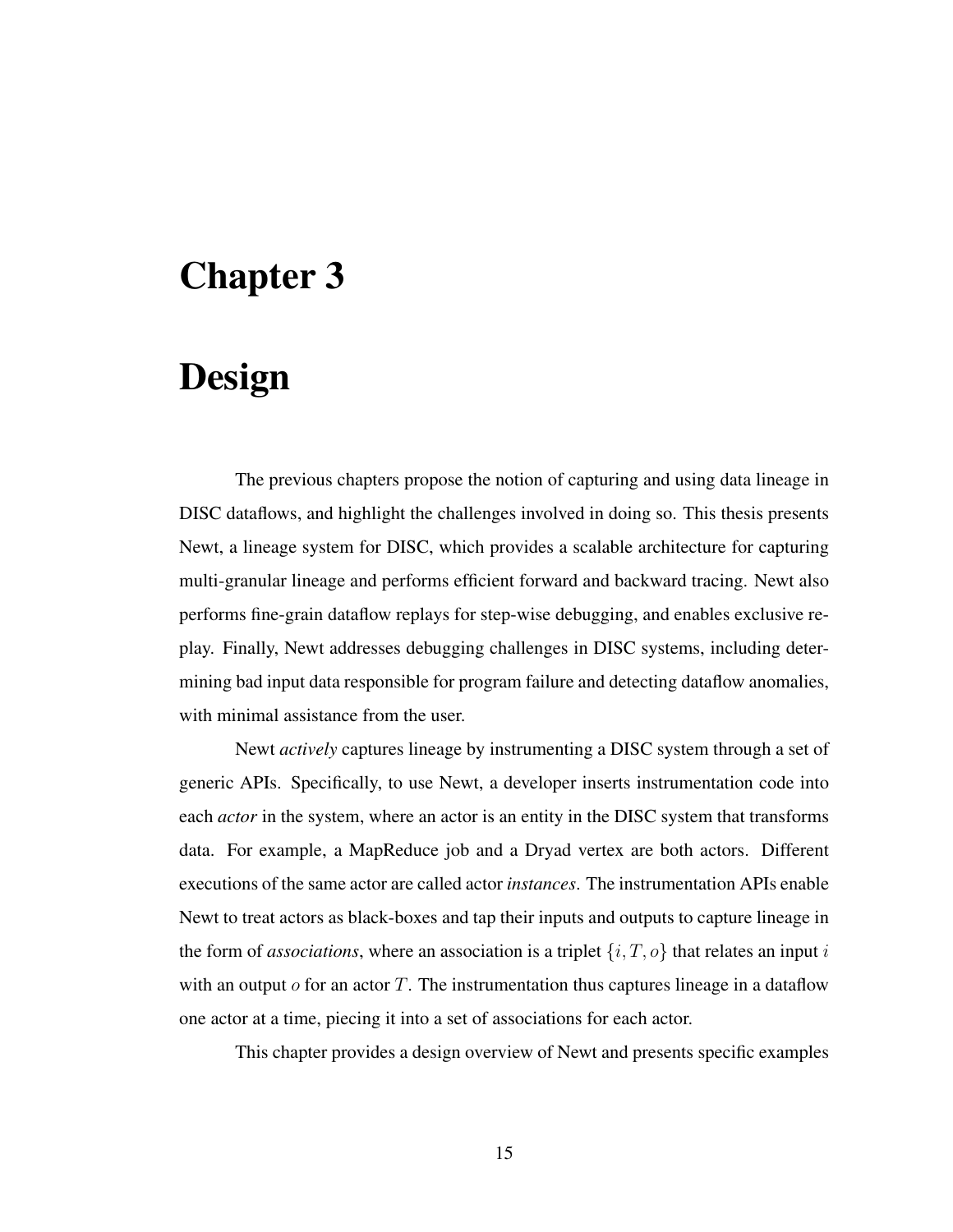# Chapter 3

# Design

The previous chapters propose the notion of capturing and using data lineage in DISC dataflows, and highlight the challenges involved in doing so. This thesis presents Newt, a lineage system for DISC, which provides a scalable architecture for capturing multi-granular lineage and performs efficient forward and backward tracing. Newt also performs fine-grain dataflow replays for step-wise debugging, and enables exclusive replay. Finally, Newt addresses debugging challenges in DISC systems, including determining bad input data responsible for program failure and detecting dataflow anomalies, with minimal assistance from the user.

Newt *actively* captures lineage by instrumenting a DISC system through a set of generic APIs. Specifically, to use Newt, a developer inserts instrumentation code into each *actor* in the system, where an actor is an entity in the DISC system that transforms data. For example, a MapReduce job and a Dryad vertex are both actors. Different executions of the same actor are called actor *instances*. The instrumentation APIs enable Newt to treat actors as black-boxes and tap their inputs and outputs to capture lineage in the form of *associations*, where an association is a triplet $\{i, T, o\}$ that relates an input $i$ with an output $o$ for an actor $T$. The instrumentation thus captures lineage in a dataflow one actor at a time, piecing it into a set of associations for each actor.

This chapter provides a design overview of Newt and presents specific examples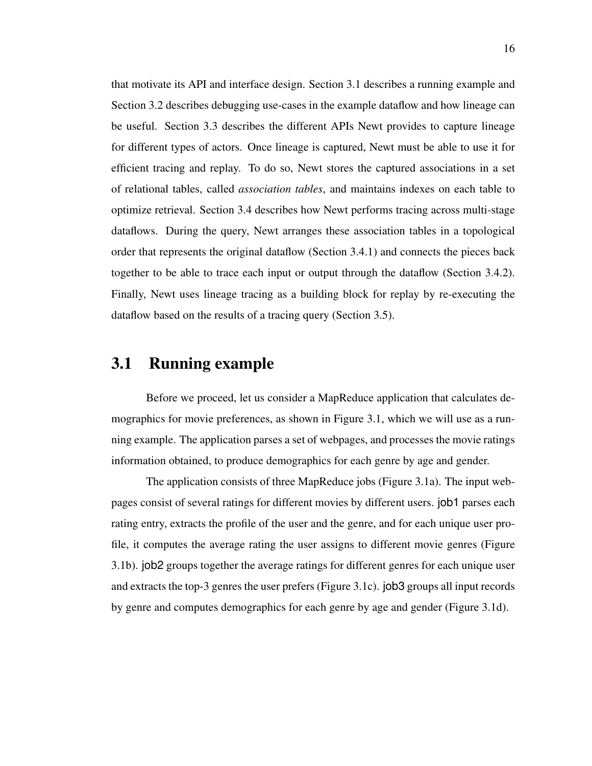that motivate its API and interface design. Section 3.1 describes a running example and Section 3.2 describes debugging use-cases in the example dataflow and how lineage can be useful. Section 3.3 describes the different APIs Newt provides to capture lineage for different types of actors. Once lineage is captured, Newt must be able to use it for efficient tracing and replay. To do so, Newt stores the captured associations in a set of relational tables, called *association tables*, and maintains indexes on each table to optimize retrieval. Section 3.4 describes how Newt performs tracing across multi-stage dataflows. During the query, Newt arranges these association tables in a topological order that represents the original dataflow (Section 3.4.1) and connects the pieces back together to be able to trace each input or output through the dataflow (Section 3.4.2). Finally, Newt uses lineage tracing as a building block for replay by re-executing the dataflow based on the results of a tracing query (Section 3.5).

## 3.1 Running example

Before we proceed, let us consider a MapReduce application that calculates demographics for movie preferences, as shown in Figure 3.1, which we will use as a running example. The application parses a set of webpages, and processes the movie ratings information obtained, to produce demographics for each genre by age and gender.

The application consists of three MapReduce jobs (Figure 3.1a). The input webpages consist of several ratings for different movies by different users. job1 parses each rating entry, extracts the profile of the user and the genre, and for each unique user profile, it computes the average rating the user assigns to different movie genres (Figure 3.1b). job2 groups together the average ratings for different genres for each unique user and extracts the top-3 genres the user prefers (Figure 3.1c). job3 groups all input records by genre and computes demographics for each genre by age and gender (Figure 3.1d).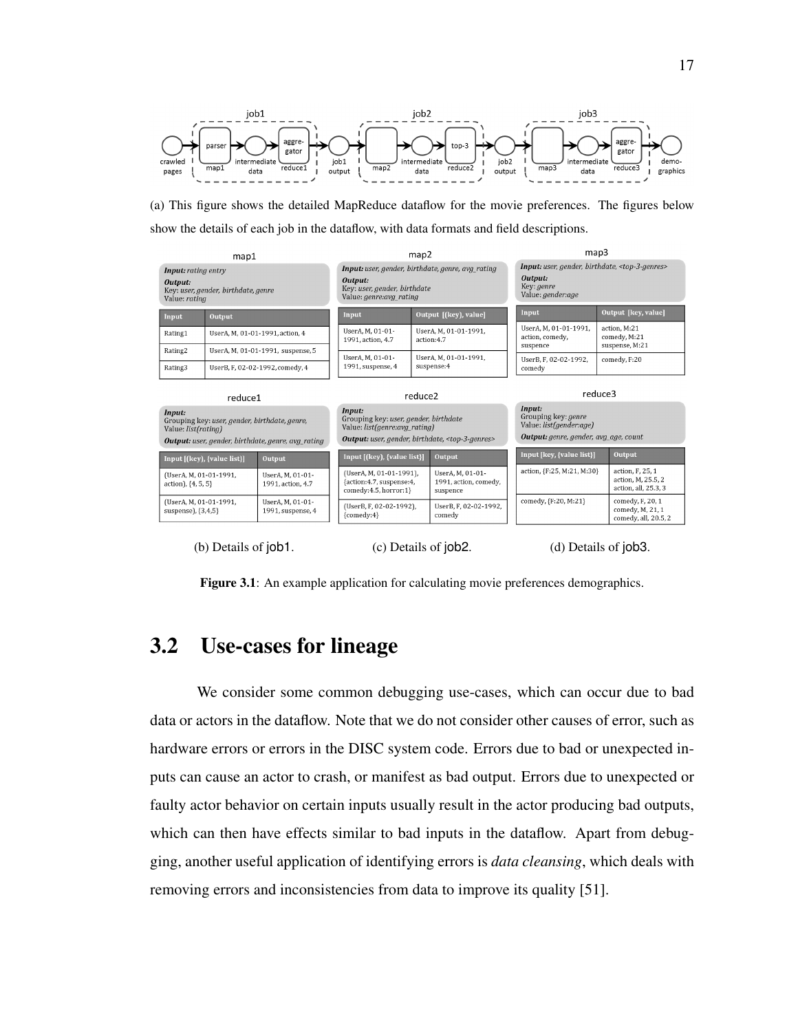| job1 | | | | | job2 | | | | job3 | | | |
|---|---|---|---|---|---|---|---|---|---|---|---|---|
| crawled pages | parser (map1) | intermediate data | aggregator (reduce1) | job1 output | (map2) | intermediate data | top-3 (reduce2) | job2 output | (map3) | intermediate data | aggregator (reduce3) | demographics |

(a) This figure shows the detailed MapReduce dataflow for the movie preferences. The figures below show the details of each job in the dataflow, with data formats and field descriptions.

**map1**

***Input:*** *rating entry*
***Output:***
Key: *user, gender, birthdate, genre*
Value: *rating*

| Input | Output |
|---|---|
| Rating1 | UserA, M, 01-01-1991, action, 4 |
| Rating2 | UserA, M, 01-01-1991, suspense, 5 |
| Rating3 | UserB, F, 02-02-1992, comedy, 4 |

**reduce1**

***Input:***
Grouping key: *user, gender, birthdate, genre,*
Value: *list(rating)*
***Output:*** *user, gender, birthdate, genre, avg_rating*

| Input [(key), {value list}] | Output |
|---|---|
| (UserA, M, 01-01-1991, action), {4, 5, 5} | UserA, M, 01-01-1991, action, 4.7 |
| (UserA, M, 01-01-1991, suspense), {3,4,5} | UserA, M, 01-01-1991, suspense, 4 |

(b) Details of job1.

**map2**

***Input:*** *user, gender, birthdate, genre, avg_rating*
***Output:***
Key: *user, gender, birthdate*
Value: *genre:avg_rating*

| Input | Output [(key), value] |
|---|---|
| UserA, M, 01-01-1991, action, 4.7 | UserA, M, 01-01-1991, action:4.7 |
| UserA, M, 01-01-1991, suspense, 4 | UserA, M, 01-01-1991, suspense:4 |

**reduce2**

***Input:***
Grouping key: *user, gender, birthdate*
Value: *list(genre:avg_rating)*
***Output:*** *user, gender, birthdate, <top-3-genres>*

| Input [(key), {value list}] | Output |
|---|---|
| (UserA, M, 01-01-1991), {action:4.7, suspense:4, comedy:4.5, horror:1} | UserA, M, 01-01-1991, action, comedy, suspense |
| (UserB, F, 02-02-1992), {comedy:4} | UserB, F, 02-02-1992, comedy |

(c) Details of job2.

**map3**

***Input:*** *user, gender, birthdate, <top-3-genres>*
***Output:***
Key: *genre*
Value: *gender:age*

| Input | Output [key, value] |
|---|---|
| UserA, M, 01-01-1991, action, comedy, suspense | action, M:21 comedy, M:21 suspense, M:21 |
| UserB, F, 02-02-1992, comedy | comedy, F:20 |

**reduce3**

***Input:***
Grouping key: *genre*
Value: *list(gender:age)*
***Output:*** *genre, gender, avg_age, count*

| Input [key, {value list}] | Output |
|---|---|
| action, {F:25, M:21, M:30} | action, F, 25, 1 action, M, 25.5, 2 action, all, 25.3, 3 |
| comedy, {F:20, M:21} | comedy, F, 20, 1 comedy, M, 21, 1 comedy, all, 20.5, 2 |

(d) Details of job3.

**Figure 3.1**: An example application for calculating movie preferences demographics.

## 3.2 Use-cases for lineage

We consider some common debugging use-cases, which can occur due to bad data or actors in the dataflow. Note that we do not consider other causes of error, such as hardware errors or errors in the DISC system code. Errors due to bad or unexpected inputs can cause an actor to crash, or manifest as bad output. Errors due to unexpected or faulty actor behavior on certain inputs usually result in the actor producing bad outputs, which can then have effects similar to bad inputs in the dataflow. Apart from debugging, another useful application of identifying errors is *data cleansing*, which deals with removing errors and inconsistencies from data to improve its quality [51].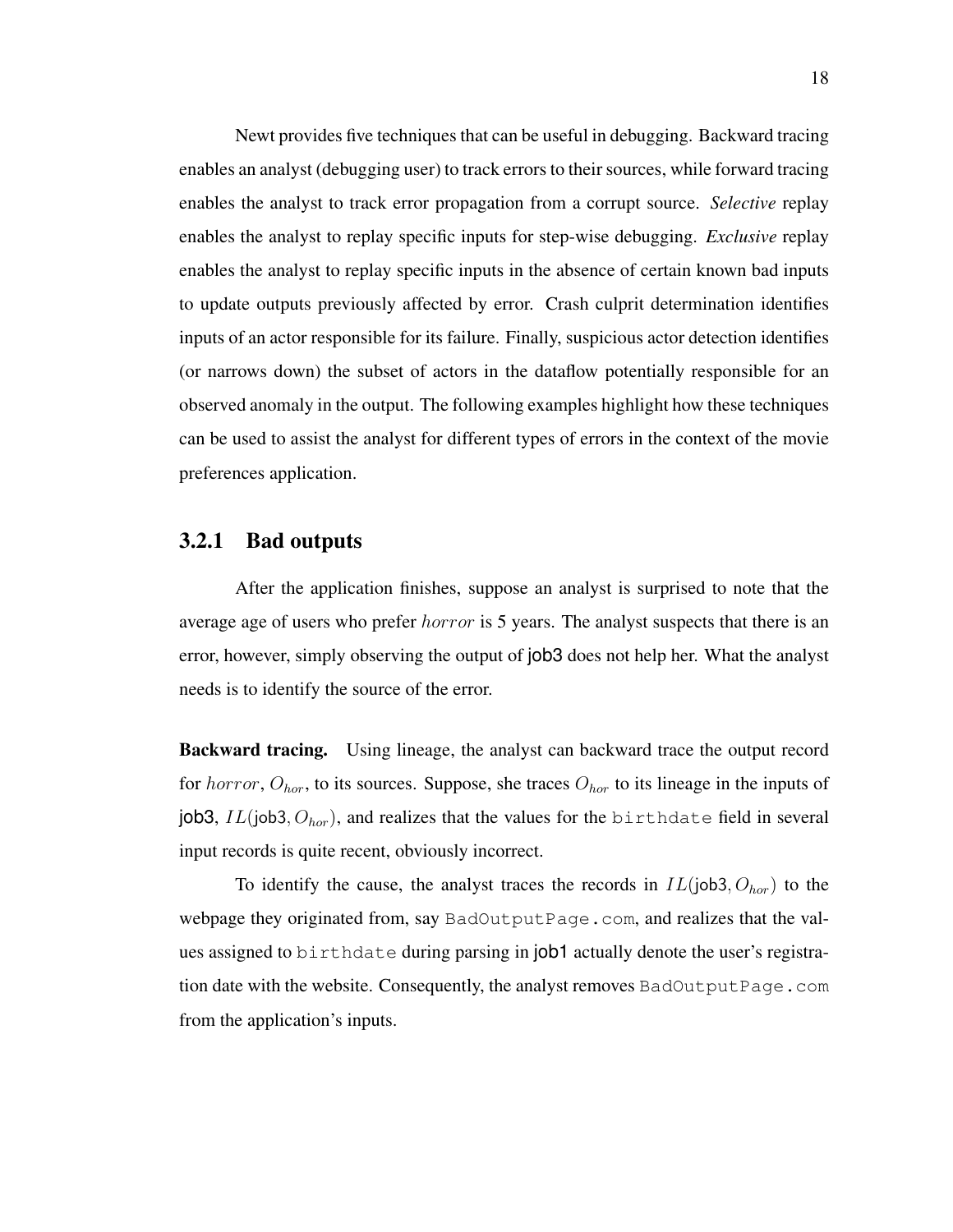Newt provides five techniques that can be useful in debugging. Backward tracing enables an analyst (debugging user) to track errors to their sources, while forward tracing enables the analyst to track error propagation from a corrupt source. *Selective* replay enables the analyst to replay specific inputs for step-wise debugging. *Exclusive* replay enables the analyst to replay specific inputs in the absence of certain known bad inputs to update outputs previously affected by error. Crash culprit determination identifies inputs of an actor responsible for its failure. Finally, suspicious actor detection identifies (or narrows down) the subset of actors in the dataflow potentially responsible for an observed anomaly in the output. The following examples highlight how these techniques can be used to assist the analyst for different types of errors in the context of the movie preferences application.

### 3.2.1 Bad outputs

After the application finishes, suppose an analyst is surprised to note that the average age of users who prefer $horror$ is 5 years. The analyst suspects that there is an error, however, simply observing the output of job3 does not help her. What the analyst needs is to identify the source of the error.

**Backward tracing.** Using lineage, the analyst can backward trace the output record for $horror$, $O_{hor}$, to its sources. Suppose, she traces $O_{hor}$ to its lineage in the inputs of job3, $IL(\text{job3}, O_{hor})$, and realizes that the values for the `birthdate` field in several input records is quite recent, obviously incorrect.

To identify the cause, the analyst traces the records in $IL(\text{job3}, O_{hor})$ to the webpage they originated from, say `BadOutputPage.com`, and realizes that the values assigned to `birthdate` during parsing in job1 actually denote the user's registration date with the website. Consequently, the analyst removes `BadOutputPage.com` from the application's inputs.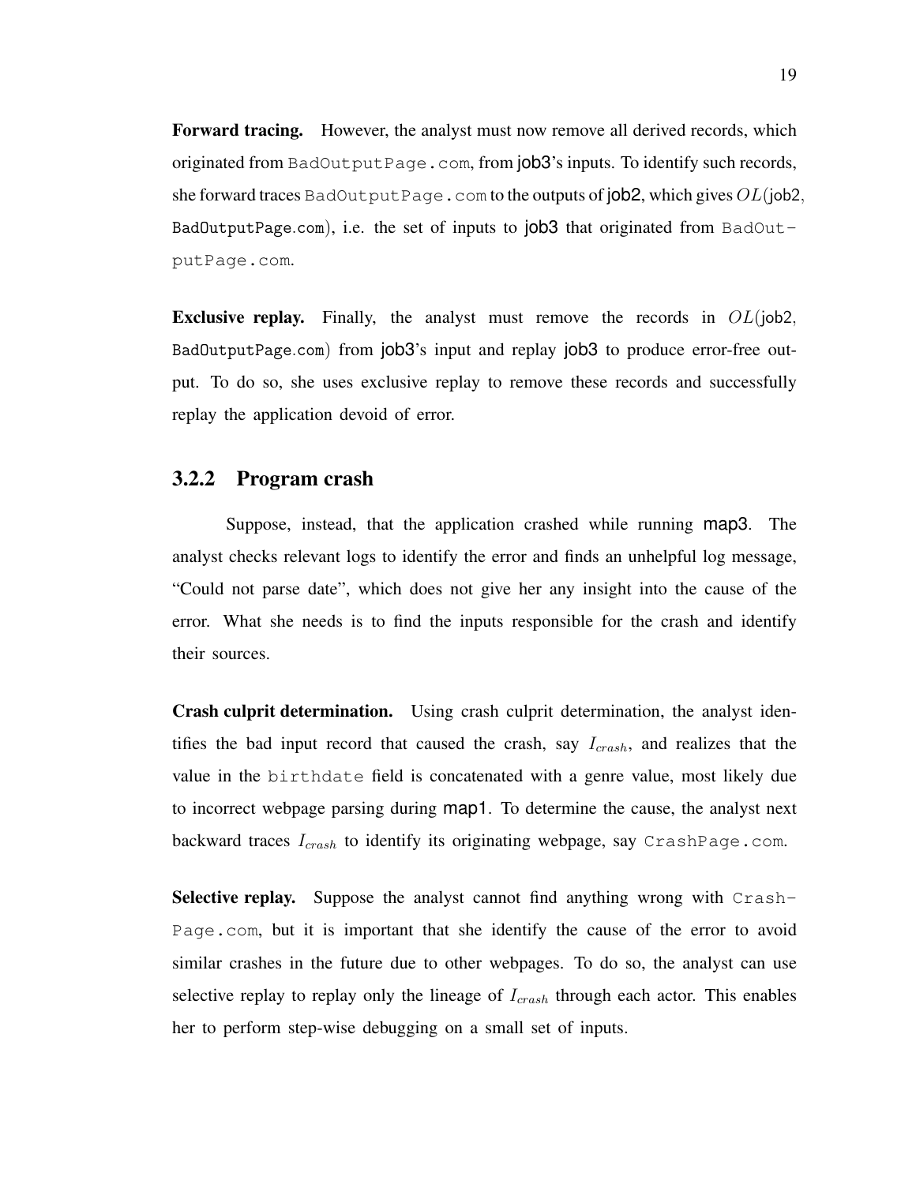**Forward tracing.** However, the analyst must now remove all derived records, which originated from BadOutputPage.com, from job3's inputs. To identify such records, she forward traces BadOutputPage.com to the outputs of job2, which gives $OL$(job2, BadOutputPage.com), i.e. the set of inputs to job3 that originated from BadOutputPage.com.

**Exclusive replay.** Finally, the analyst must remove the records in $OL$(job2, BadOutputPage.com) from job3's input and replay job3 to produce error-free output. To do so, she uses exclusive replay to remove these records and successfully replay the application devoid of error.

### 3.2.2 Program crash

Suppose, instead, that the application crashed while running map3. The analyst checks relevant logs to identify the error and finds an unhelpful log message, "Could not parse date", which does not give her any insight into the cause of the error. What she needs is to find the inputs responsible for the crash and identify their sources.

**Crash culprit determination.** Using crash culprit determination, the analyst identifies the bad input record that caused the crash, say $I_{crash}$, and realizes that the value in the birthdate field is concatenated with a genre value, most likely due to incorrect webpage parsing during map1. To determine the cause, the analyst next backward traces $I_{crash}$ to identify its originating webpage, say CrashPage.com.

**Selective replay.** Suppose the analyst cannot find anything wrong with CrashPage.com, but it is important that she identify the cause of the error to avoid similar crashes in the future due to other webpages. To do so, the analyst can use selective replay to replay only the lineage of $I_{crash}$ through each actor. This enables her to perform step-wise debugging on a small set of inputs.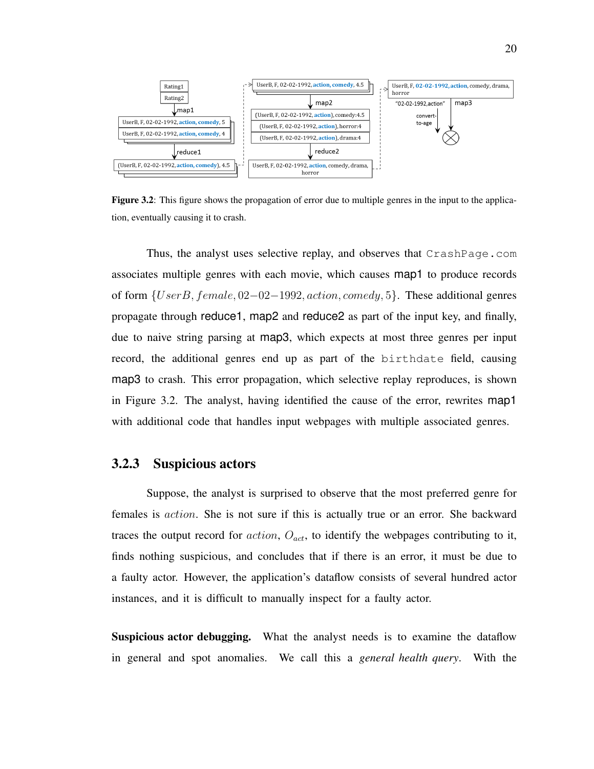**Figure 3.2**: This figure shows the propagation of error due to multiple genres in the input to the application, eventually causing it to crash.

Thus, the analyst uses selective replay, and observes that CrashPage.com associates multiple genres with each movie, which causes map1 to produce records of form $\{UserB, female, 02-02-1992, action, comedy, 5\}$. These additional genres propagate through reduce1, map2 and reduce2 as part of the input key, and finally, due to naive string parsing at map3, which expects at most three genres per input record, the additional genres end up as part of the birthdate field, causing map3 to crash. This error propagation, which selective replay reproduces, is shown in Figure 3.2. The analyst, having identified the cause of the error, rewrites map1 with additional code that handles input webpages with multiple associated genres.

### 3.2.3 Suspicious actors

Suppose, the analyst is surprised to observe that the most preferred genre for females is *action*. She is not sure if this is actually true or an error. She backward traces the output record for *action*, $O_{act}$, to identify the webpages contributing to it, finds nothing suspicious, and concludes that if there is an error, it must be due to a faulty actor. However, the application's dataflow consists of several hundred actor instances, and it is difficult to manually inspect for a faulty actor.

**Suspicious actor debugging.** What the analyst needs is to examine the dataflow in general and spot anomalies. We call this a *general health query*. With the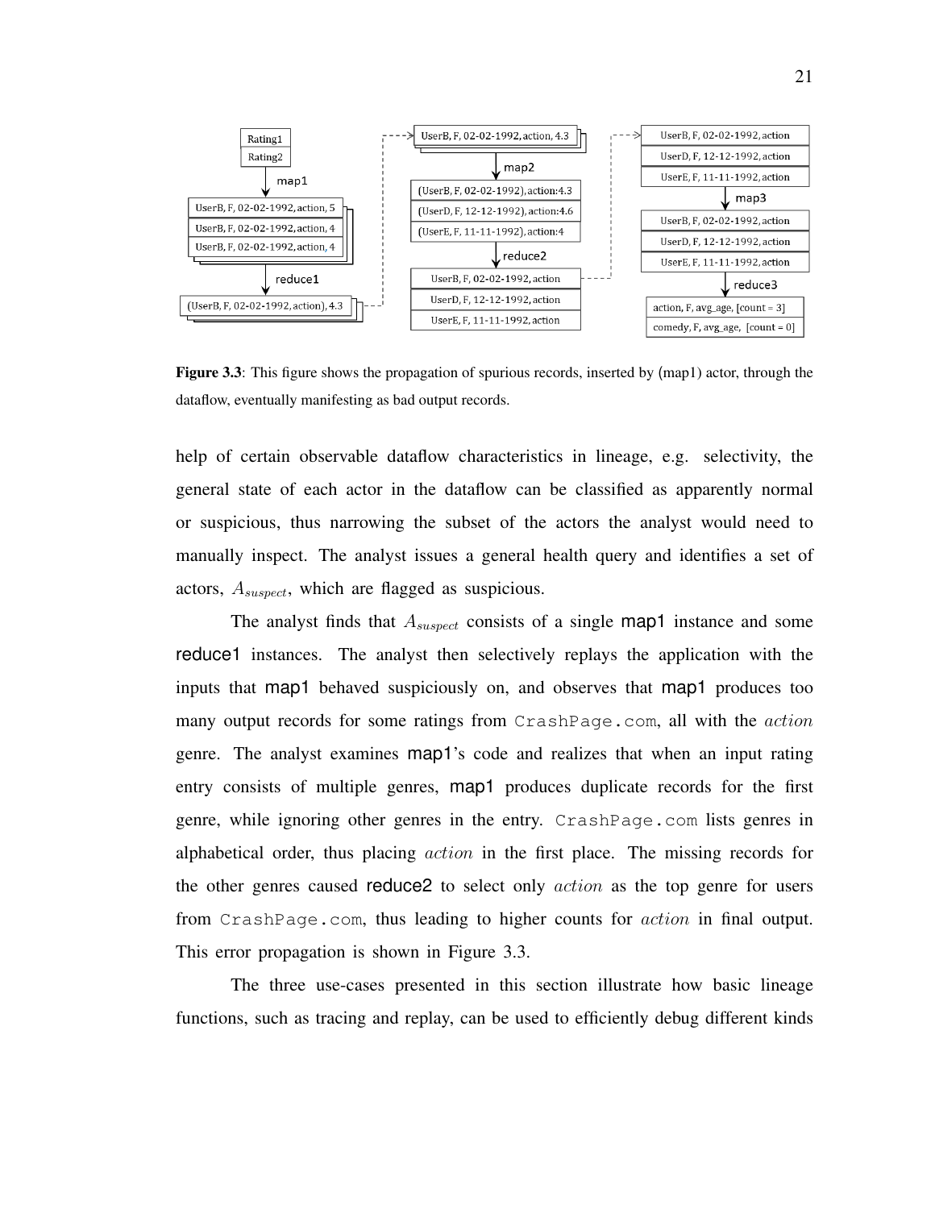**Figure 3.3**: This figure shows the propagation of spurious records, inserted by (map1) actor, through the dataflow, eventually manifesting as bad output records.

help of certain observable dataflow characteristics in lineage, e.g. selectivity, the general state of each actor in the dataflow can be classified as apparently normal or suspicious, thus narrowing the subset of the actors the analyst would need to manually inspect. The analyst issues a general health query and identifies a set of actors, $A_{suspect}$, which are flagged as suspicious.

The analyst finds that $A_{suspect}$ consists of a single map1 instance and some reduce1 instances. The analyst then selectively replays the application with the inputs that map1 behaved suspiciously on, and observes that map1 produces too many output records for some ratings from `CrashPage.com`, all with the *action* genre. The analyst examines map1's code and realizes that when an input rating entry consists of multiple genres, map1 produces duplicate records for the first genre, while ignoring other genres in the entry. `CrashPage.com` lists genres in alphabetical order, thus placing *action* in the first place. The missing records for the other genres caused reduce2 to select only *action* as the top genre for users from `CrashPage.com`, thus leading to higher counts for *action* in final output. This error propagation is shown in Figure 3.3.

The three use-cases presented in this section illustrate how basic lineage functions, such as tracing and replay, can be used to efficiently debug different kinds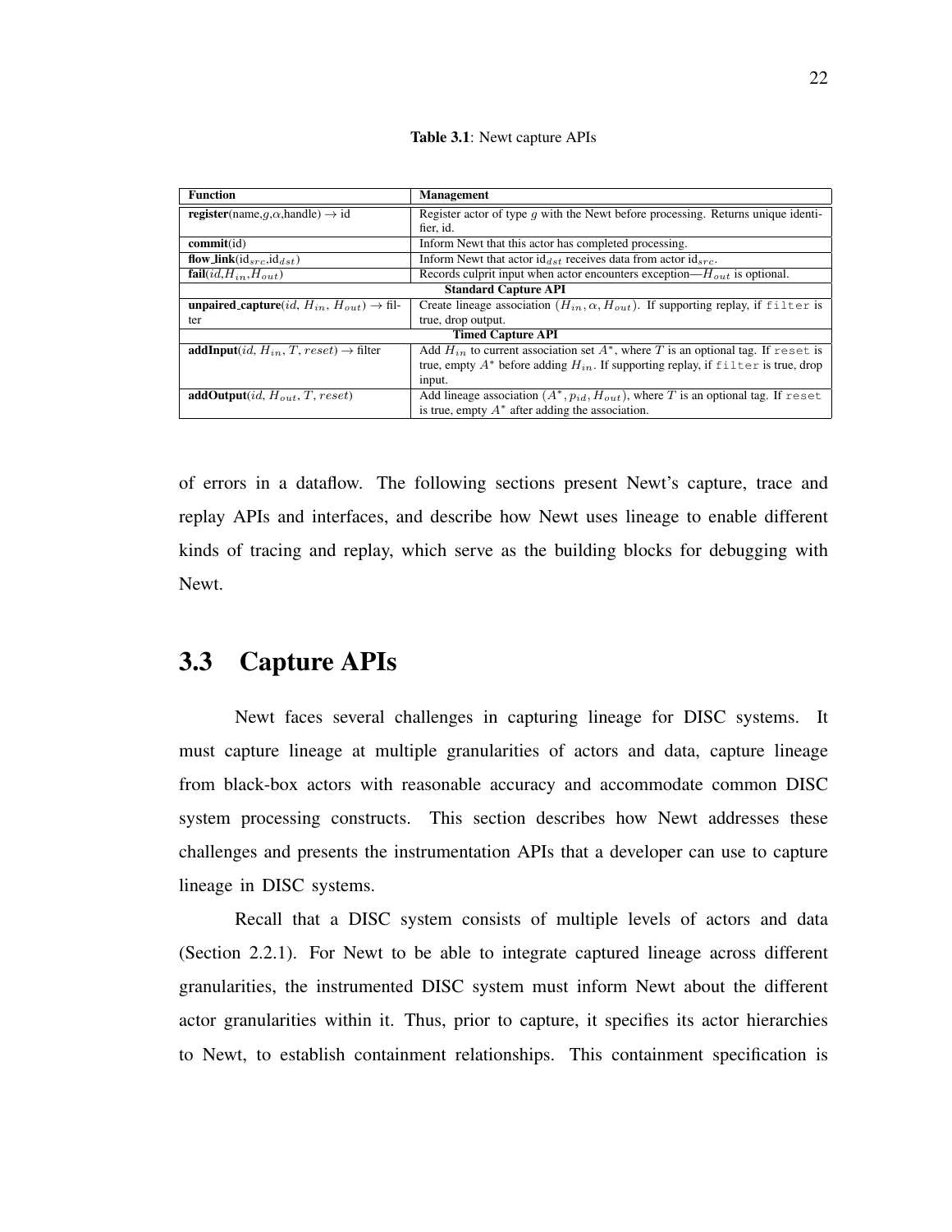**Table 3.1**: Newt capture APIs

| Function | Management |
|---|---|
| **register**(name,$g$,$\alpha$,handle) $\rightarrow$ id | Register actor of type $g$ with the Newt before processing. Returns unique identifier, id. |
| **commit**(id) | Inform Newt that this actor has completed processing. |
| **flow_link**(id$_{src}$,id$_{dst}$) | Inform Newt that actor id$_{dst}$ receives data from actor id$_{src}$. |
| **fail**($id$,$H_{in}$,$H_{out}$) | Records culprit input when actor encounters exception—$H_{out}$ is optional. |
| **Standard Capture API** | |
| **unpaired_capture**($id$, $H_{in}$, $H_{out}$) $\rightarrow$ filter | Create lineage association $(H_{in}, \alpha, H_{out})$. If supporting replay, if `filter` is true, drop output. |
| **Timed Capture API** | |
| **addInput**($id$, $H_{in}$, $T$, $reset$) $\rightarrow$ filter | Add $H_{in}$ to current association set $A^*$, where $T$ is an optional tag. If `reset` is true, empty $A^*$ before adding $H_{in}$. If supporting replay, if `filter` is true, drop input. |
| **addOutput**($id$, $H_{out}$, $T$, $reset$) | Add lineage association $(A^*, p_{id}, H_{out})$, where $T$ is an optional tag. If `reset` is true, empty $A^*$ after adding the association. |

of errors in a dataflow. The following sections present Newt's capture, trace and replay APIs and interfaces, and describe how Newt uses lineage to enable different kinds of tracing and replay, which serve as the building blocks for debugging with Newt.

## 3.3 Capture APIs

Newt faces several challenges in capturing lineage for DISC systems. It must capture lineage at multiple granularities of actors and data, capture lineage from black-box actors with reasonable accuracy and accommodate common DISC system processing constructs. This section describes how Newt addresses these challenges and presents the instrumentation APIs that a developer can use to capture lineage in DISC systems.

Recall that a DISC system consists of multiple levels of actors and data (Section 2.2.1). For Newt to be able to integrate captured lineage across different granularities, the instrumented DISC system must inform Newt about the different actor granularities within it. Thus, prior to capture, it specifies its actor hierarchies to Newt, to establish containment relationships. This containment specification is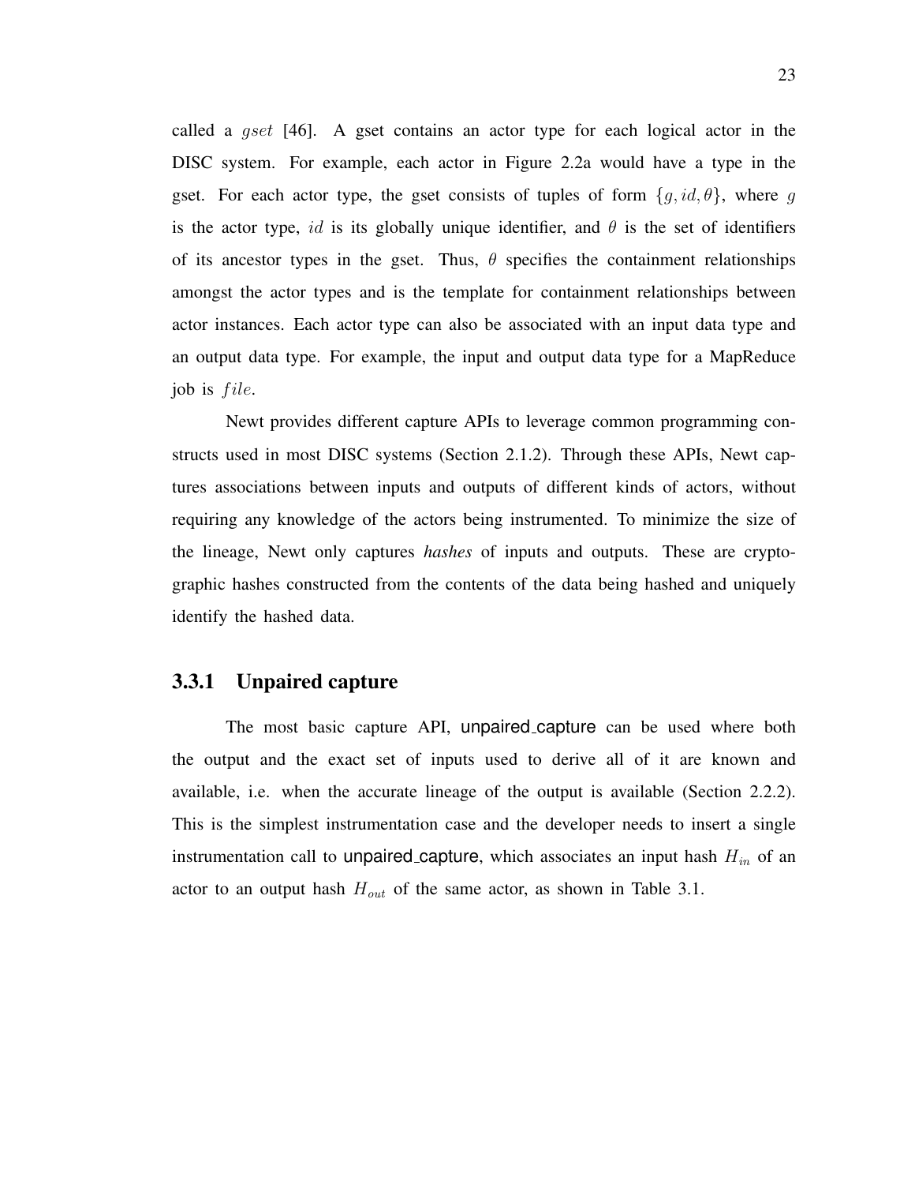called a $gset$ [46]. A gset contains an actor type for each logical actor in the DISC system. For example, each actor in Figure 2.2a would have a type in the gset. For each actor type, the gset consists of tuples of form $\{g, id, \theta\}$, where $g$ is the actor type, $id$ is its globally unique identifier, and $\theta$ is the set of identifiers of its ancestor types in the gset. Thus, $\theta$ specifies the containment relationships amongst the actor types and is the template for containment relationships between actor instances. Each actor type can also be associated with an input data type and an output data type. For example, the input and output data type for a MapReduce job is $file$.

Newt provides different capture APIs to leverage common programming constructs used in most DISC systems (Section 2.1.2). Through these APIs, Newt captures associations between inputs and outputs of different kinds of actors, without requiring any knowledge of the actors being instrumented. To minimize the size of the lineage, Newt only captures *hashes* of inputs and outputs. These are cryptographic hashes constructed from the contents of the data being hashed and uniquely identify the hashed data.

### 3.3.1 Unpaired capture

The most basic capture API, unpaired_capture can be used where both the output and the exact set of inputs used to derive all of it are known and available, i.e. when the accurate lineage of the output is available (Section 2.2.2). This is the simplest instrumentation case and the developer needs to insert a single instrumentation call to unpaired_capture, which associates an input hash $H_{in}$ of an actor to an output hash $H_{out}$ of the same actor, as shown in Table 3.1.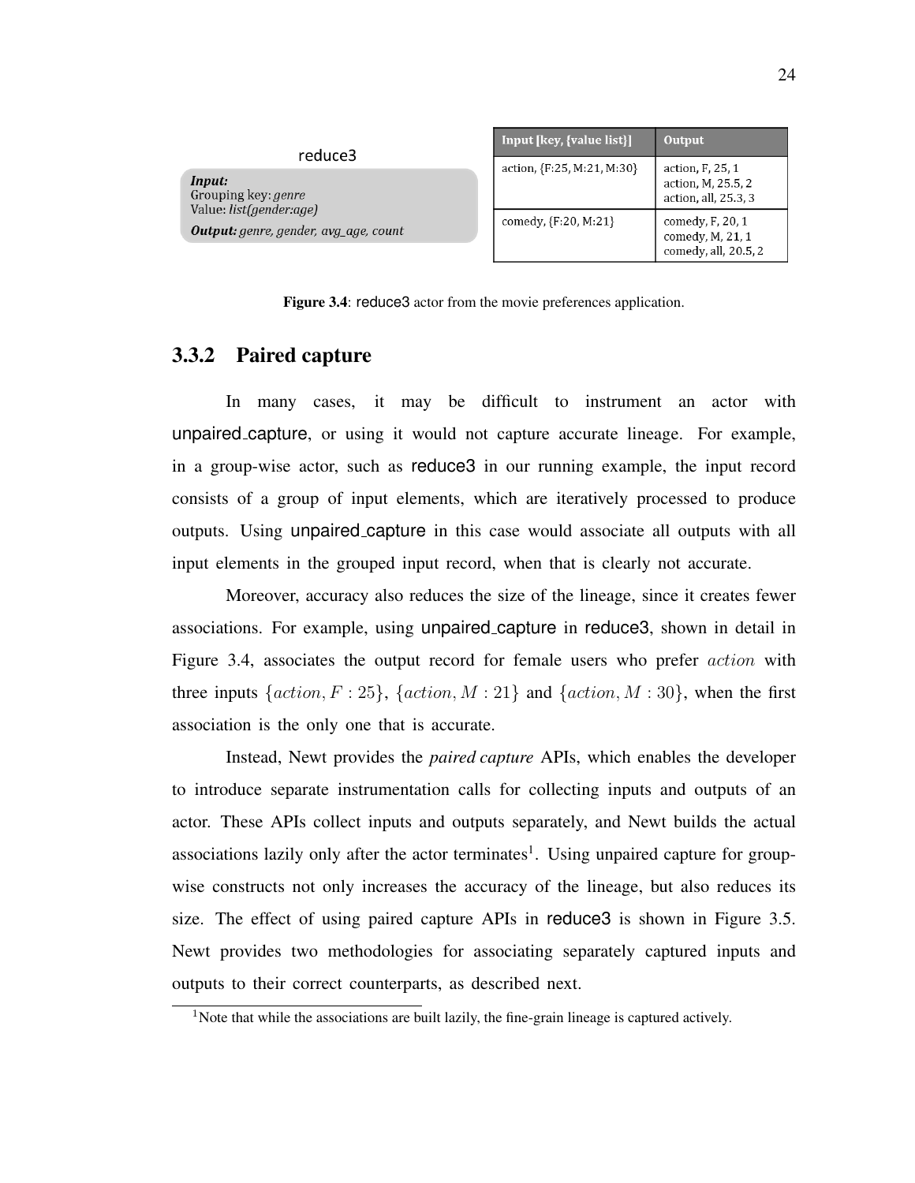reduce3

***Input:***
Grouping key: *genre*
Value: *list(gender:age)*

***Output:*** *genre, gender, avg_age, count*

| Input [key, {value list}] | Output |
| --- | --- |
| action, {F:25, M:21, M:30} | action, F, 25, 1<br>action, M, 25.5, 2<br>action, all, 25.3, 3 |
| comedy, {F:20, M:21} | comedy, F, 20, 1<br>comedy, M, 21, 1<br>comedy, all, 20.5, 2 |

**Figure 3.4**: reduce3 actor from the movie preferences application.

### 3.3.2 Paired capture

In many cases, it may be difficult to instrument an actor with unpaired_capture, or using it would not capture accurate lineage. For example, in a group-wise actor, such as reduce3 in our running example, the input record consists of a group of input elements, which are iteratively processed to produce outputs. Using unpaired_capture in this case would associate all outputs with all input elements in the grouped input record, when that is clearly not accurate.

Moreover, accuracy also reduces the size of the lineage, since it creates fewer associations. For example, using unpaired_capture in reduce3, shown in detail in Figure 3.4, associates the output record for female users who prefer $action$ with three inputs $\{action, F : 25\}$, $\{action, M : 21\}$ and $\{action, M : 30\}$, when the first association is the only one that is accurate.

Instead, Newt provides the *paired capture* APIs, which enables the developer to introduce separate instrumentation calls for collecting inputs and outputs of an actor. These APIs collect inputs and outputs separately, and Newt builds the actual associations lazily only after the actor terminates[1]. Using unpaired capture for group-wise constructs not only increases the accuracy of the lineage, but also reduces its size. The effect of using paired capture APIs in reduce3 is shown in Figure 3.5. Newt provides two methodologies for associating separately captured inputs and outputs to their correct counterparts, as described next.

[1]Note that while the associations are built lazily, the fine-grain lineage is captured actively.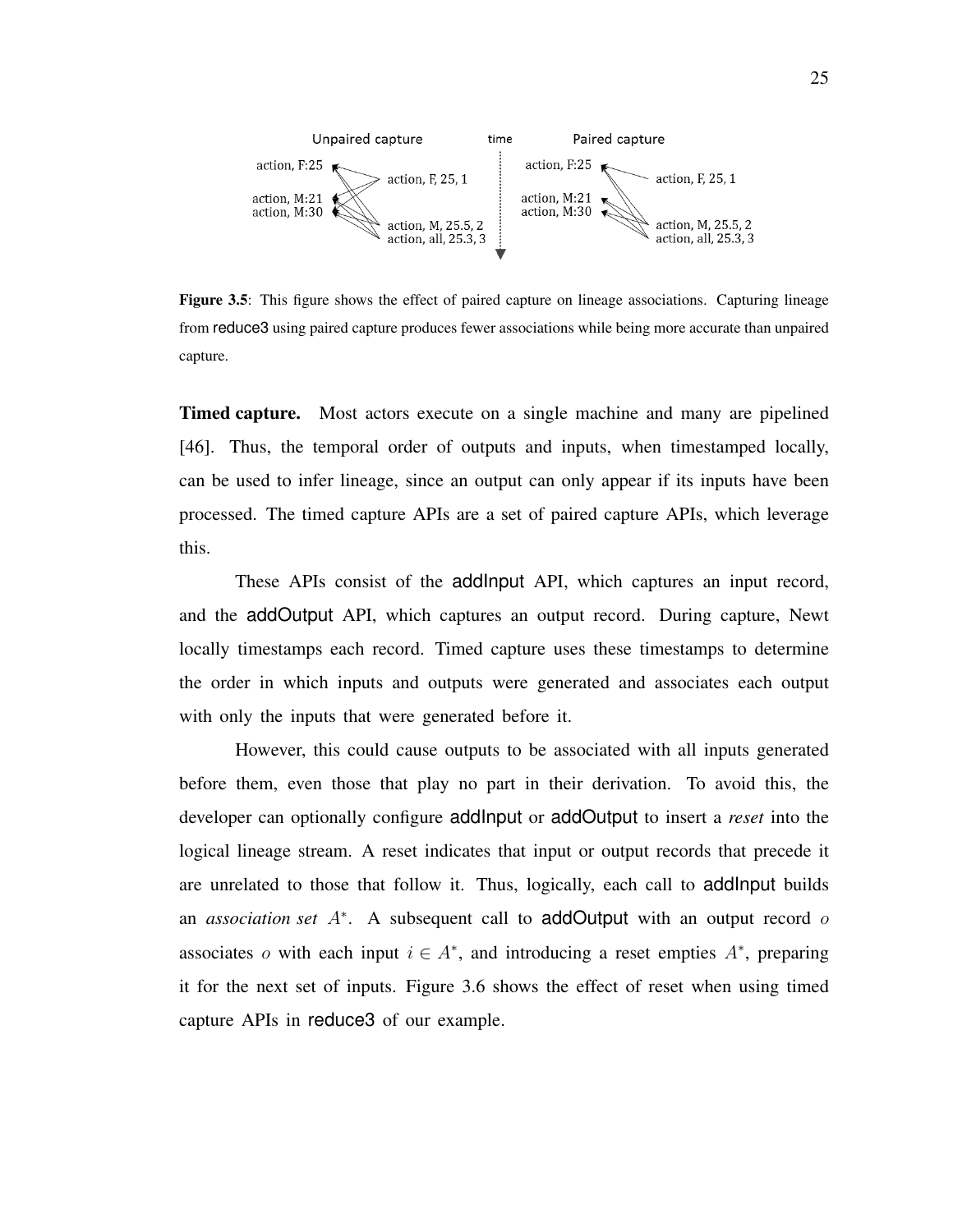Unpaired capture | time | Paired capture

**Figure 3.5**: This figure shows the effect of paired capture on lineage associations. Capturing lineage from reduce3 using paired capture produces fewer associations while being more accurate than unpaired capture.

**Timed capture.** Most actors execute on a single machine and many are pipelined [46]. Thus, the temporal order of outputs and inputs, when timestamped locally, can be used to infer lineage, since an output can only appear if its inputs have been processed. The timed capture APIs are a set of paired capture APIs, which leverage this.

These APIs consist of the addInput API, which captures an input record, and the addOutput API, which captures an output record. During capture, Newt locally timestamps each record. Timed capture uses these timestamps to determine the order in which inputs and outputs were generated and associates each output with only the inputs that were generated before it.

However, this could cause outputs to be associated with all inputs generated before them, even those that play no part in their derivation. To avoid this, the developer can optionally configure addInput or addOutput to insert a *reset* into the logical lineage stream. A reset indicates that input or output records that precede it are unrelated to those that follow it. Thus, logically, each call to addInput builds an *association set* $A^*$. A subsequent call to addOutput with an output record $o$ associates $o$ with each input $i \in A^*$, and introducing a reset empties $A^*$, preparing it for the next set of inputs. Figure 3.6 shows the effect of reset when using timed capture APIs in reduce3 of our example.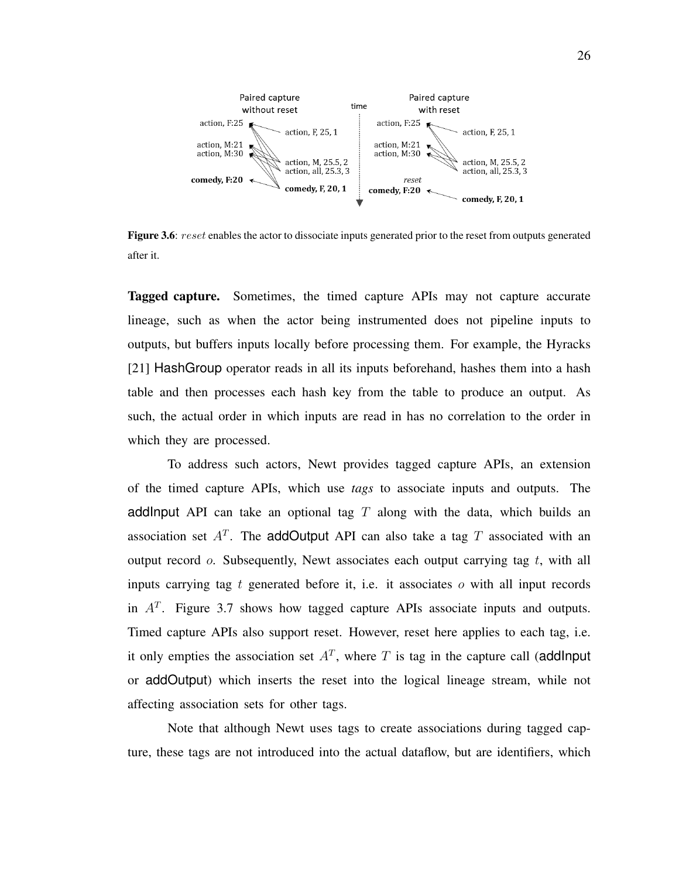**Figure 3.6**: $reset$ enables the actor to dissociate inputs generated prior to the reset from outputs generated after it.

**Tagged capture.** Sometimes, the timed capture APIs may not capture accurate lineage, such as when the actor being instrumented does not pipeline inputs to outputs, but buffers inputs locally before processing them. For example, the Hyracks [21] HashGroup operator reads in all its inputs beforehand, hashes them into a hash table and then processes each hash key from the table to produce an output. As such, the actual order in which inputs are read in has no correlation to the order in which they are processed.

To address such actors, Newt provides tagged capture APIs, an extension of the timed capture APIs, which use *tags* to associate inputs and outputs. The addInput API can take an optional tag $T$ along with the data, which builds an association set $A^T$. The addOutput API can also take a tag $T$ associated with an output record $o$. Subsequently, Newt associates each output carrying tag $t$, with all inputs carrying tag $t$ generated before it, i.e. it associates $o$ with all input records in $A^T$. Figure 3.7 shows how tagged capture APIs associate inputs and outputs. Timed capture APIs also support reset. However, reset here applies to each tag, i.e. it only empties the association set $A^T$, where $T$ is tag in the capture call (addInput or addOutput) which inserts the reset into the logical lineage stream, while not affecting association sets for other tags.

Note that although Newt uses tags to create associations during tagged capture, these tags are not introduced into the actual dataflow, but are identifiers, which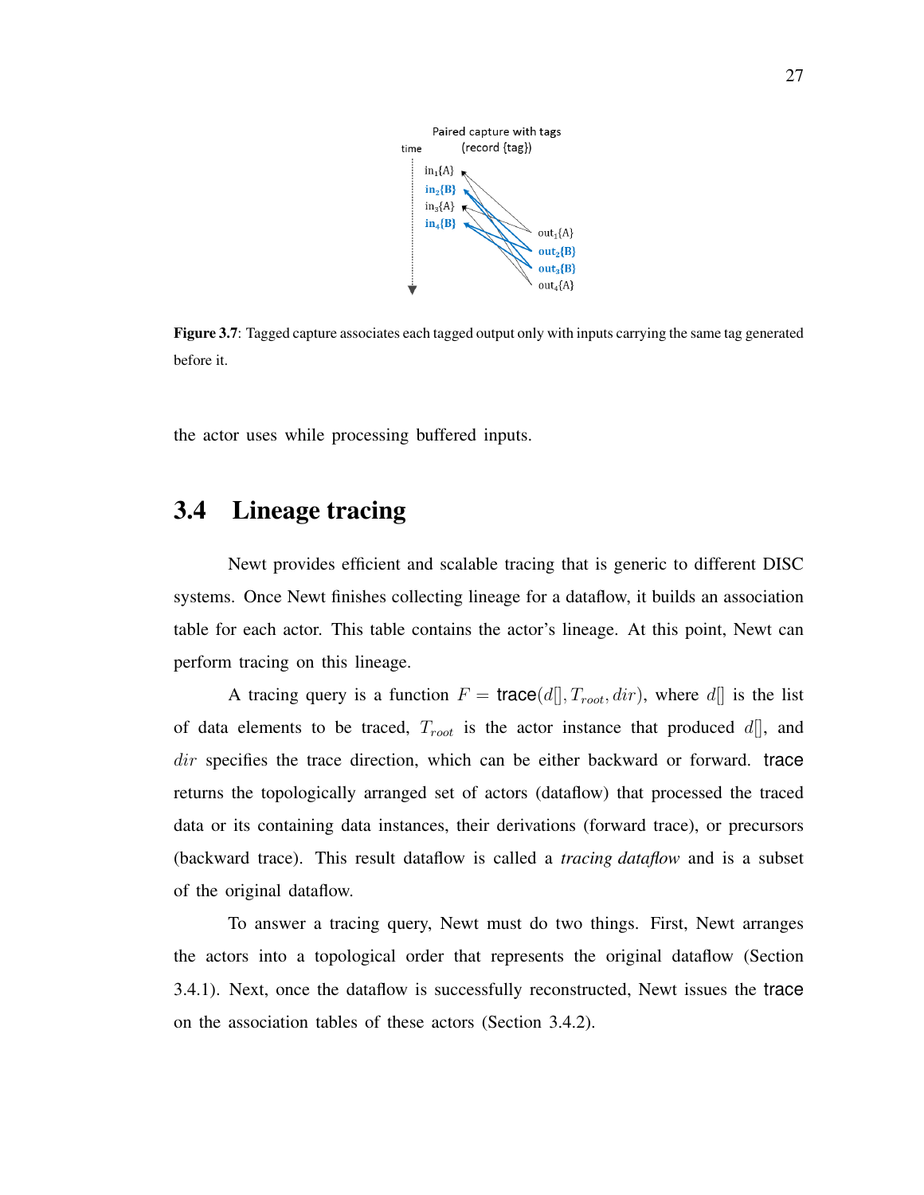Figure 3.7: Tagged capture associates each tagged output only with inputs carrying the same tag generated before it.

the actor uses while processing buffered inputs.

## 3.4 Lineage tracing

Newt provides efficient and scalable tracing that is generic to different DISC systems. Once Newt finishes collecting lineage for a dataflow, it builds an association table for each actor. This table contains the actor's lineage. At this point, Newt can perform tracing on this lineage.

A tracing query is a function $F = \text{trace}(d[], T_{root}, dir)$, where $d[]$ is the list of data elements to be traced, $T_{root}$ is the actor instance that produced $d[]$, and $dir$ specifies the trace direction, which can be either backward or forward. trace returns the topologically arranged set of actors (dataflow) that processed the traced data or its containing data instances, their derivations (forward trace), or precursors (backward trace). This result dataflow is called a *tracing dataflow* and is a subset of the original dataflow.

To answer a tracing query, Newt must do two things. First, Newt arranges the actors into a topological order that represents the original dataflow (Section 3.4.1). Next, once the dataflow is successfully reconstructed, Newt issues the trace on the association tables of these actors (Section 3.4.2).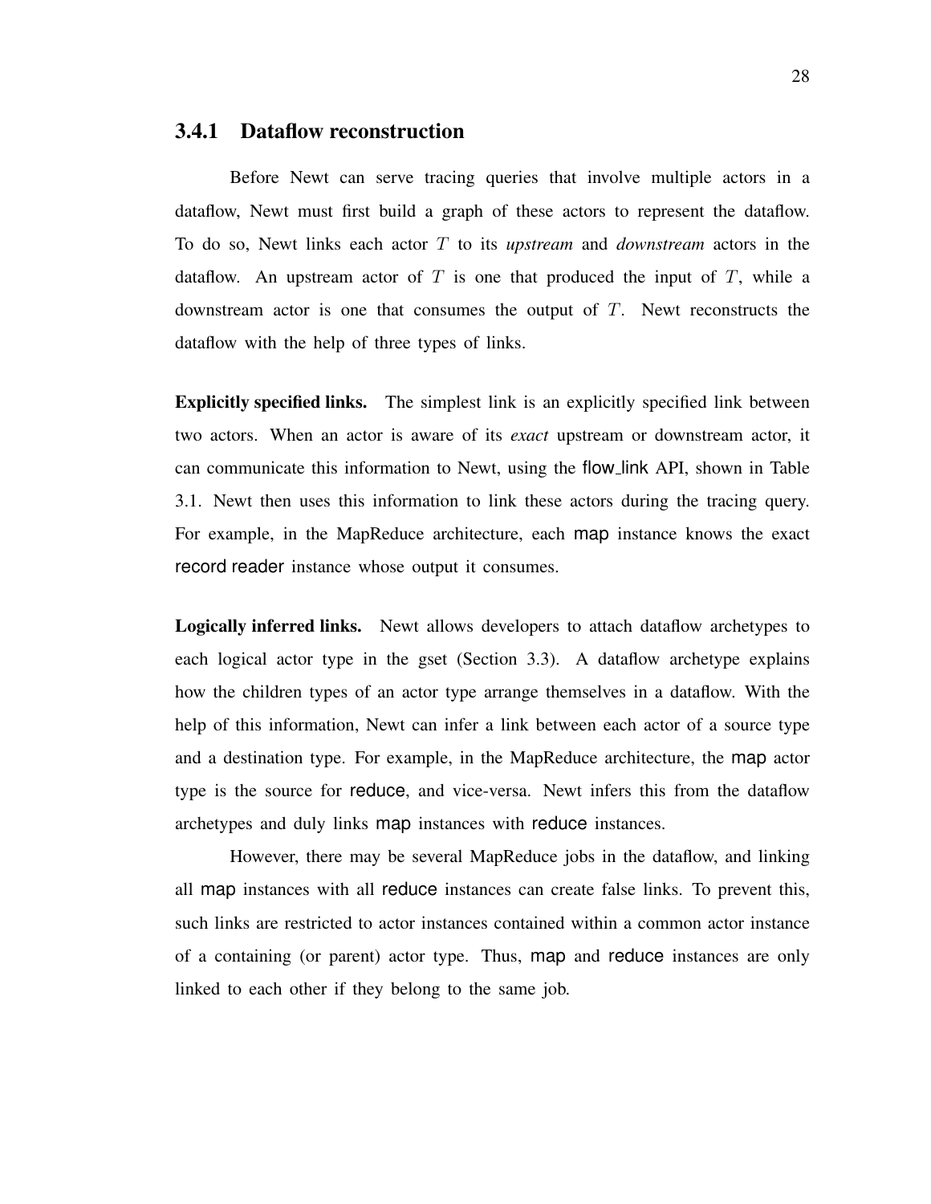### 3.4.1 Dataflow reconstruction

Before Newt can serve tracing queries that involve multiple actors in a dataflow, Newt must first build a graph of these actors to represent the dataflow. To do so, Newt links each actor $T$ to its *upstream* and *downstream* actors in the dataflow. An upstream actor of $T$ is one that produced the input of $T$, while a downstream actor is one that consumes the output of $T$. Newt reconstructs the dataflow with the help of three types of links.

**Explicitly specified links.** The simplest link is an explicitly specified link between two actors. When an actor is aware of its *exact* upstream or downstream actor, it can communicate this information to Newt, using the flow_link API, shown in Table 3.1. Newt then uses this information to link these actors during the tracing query. For example, in the MapReduce architecture, each map instance knows the exact record reader instance whose output it consumes.

**Logically inferred links.** Newt allows developers to attach dataflow archetypes to each logical actor type in the gset (Section 3.3). A dataflow archetype explains how the children types of an actor type arrange themselves in a dataflow. With the help of this information, Newt can infer a link between each actor of a source type and a destination type. For example, in the MapReduce architecture, the map actor type is the source for reduce, and vice-versa. Newt infers this from the dataflow archetypes and duly links map instances with reduce instances.

However, there may be several MapReduce jobs in the dataflow, and linking all map instances with all reduce instances can create false links. To prevent this, such links are restricted to actor instances contained within a common actor instance of a containing (or parent) actor type. Thus, map and reduce instances are only linked to each other if they belong to the same job.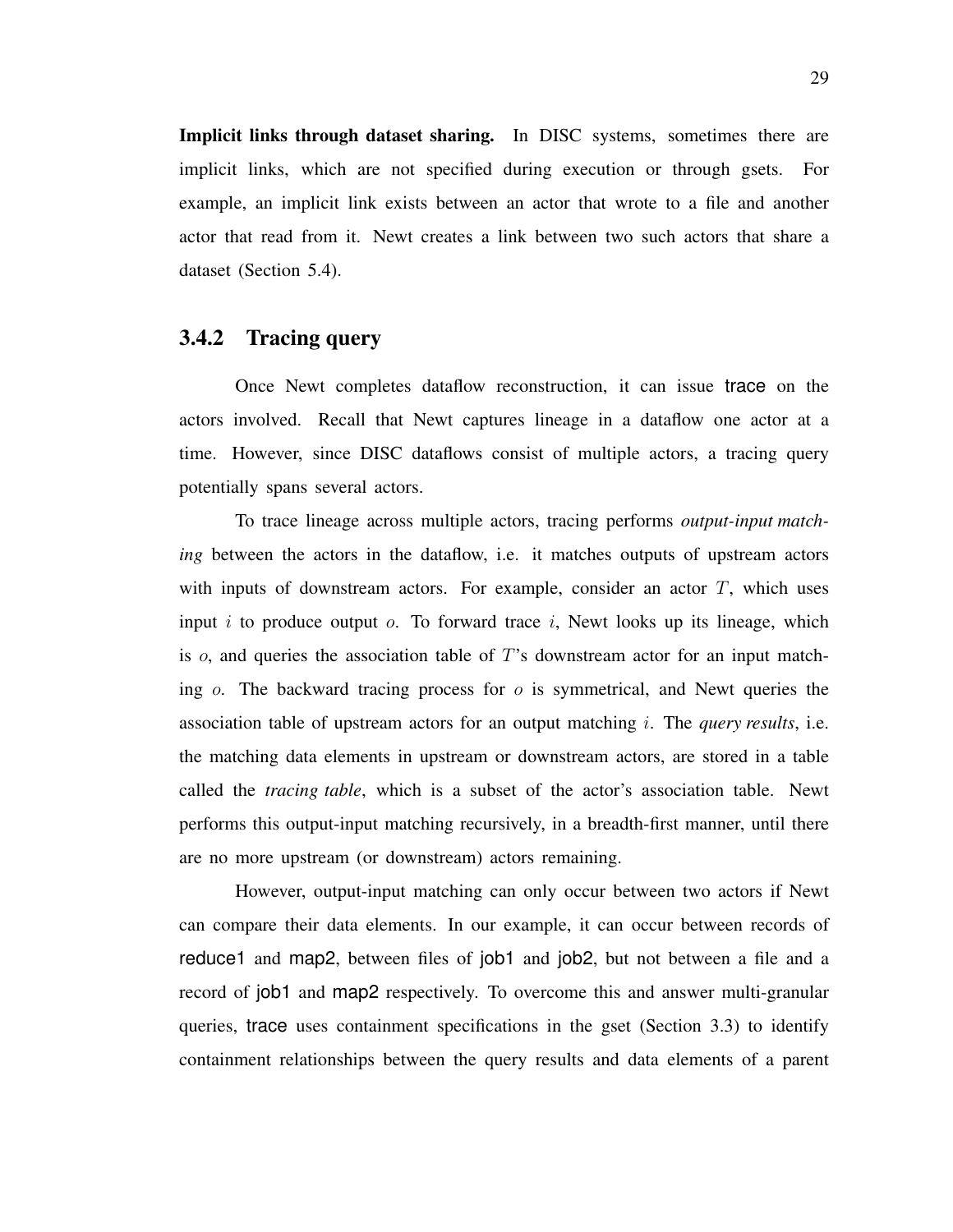**Implicit links through dataset sharing.** In DISC systems, sometimes there are implicit links, which are not specified during execution or through gsets. For example, an implicit link exists between an actor that wrote to a file and another actor that read from it. Newt creates a link between two such actors that share a dataset (Section 5.4).

### 3.4.2 Tracing query

Once Newt completes dataflow reconstruction, it can issue trace on the actors involved. Recall that Newt captures lineage in a dataflow one actor at a time. However, since DISC dataflows consist of multiple actors, a tracing query potentially spans several actors.

To trace lineage across multiple actors, tracing performs *output-input matching* between the actors in the dataflow, i.e. it matches outputs of upstream actors with inputs of downstream actors. For example, consider an actor $T$, which uses input $i$ to produce output $o$. To forward trace $i$, Newt looks up its lineage, which is $o$, and queries the association table of $T$'s downstream actor for an input matching $o$. The backward tracing process for $o$ is symmetrical, and Newt queries the association table of upstream actors for an output matching $i$. The *query results*, i.e. the matching data elements in upstream or downstream actors, are stored in a table called the *tracing table*, which is a subset of the actor's association table. Newt performs this output-input matching recursively, in a breadth-first manner, until there are no more upstream (or downstream) actors remaining.

However, output-input matching can only occur between two actors if Newt can compare their data elements. In our example, it can occur between records of reduce1 and map2, between files of job1 and job2, but not between a file and a record of job1 and map2 respectively. To overcome this and answer multi-granular queries, trace uses containment specifications in the gset (Section 3.3) to identify containment relationships between the query results and data elements of a parent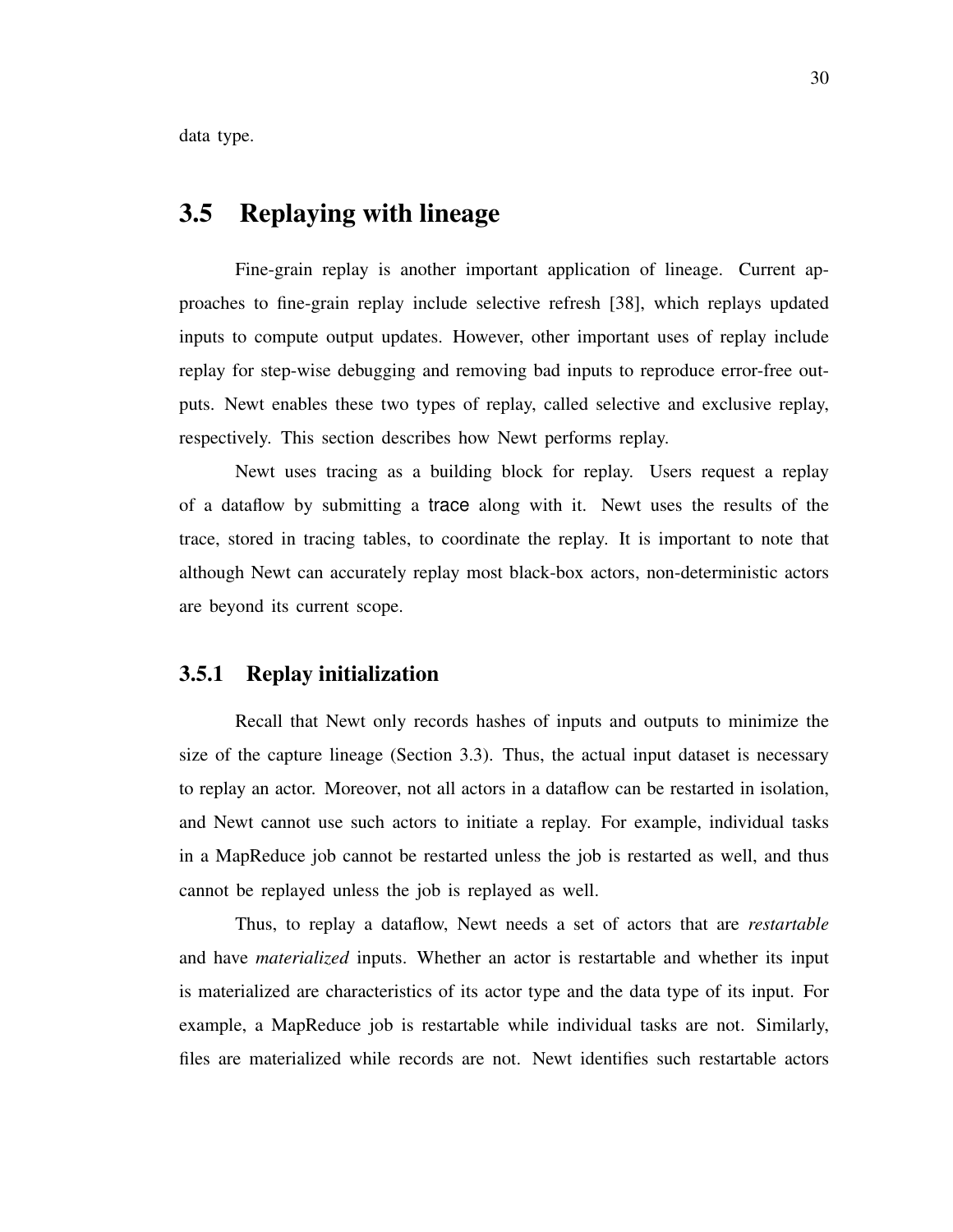data type.

## 3.5 Replaying with lineage

Fine-grain replay is another important application of lineage. Current approaches to fine-grain replay include selective refresh [38], which replays updated inputs to compute output updates. However, other important uses of replay include replay for step-wise debugging and removing bad inputs to reproduce error-free outputs. Newt enables these two types of replay, called selective and exclusive replay, respectively. This section describes how Newt performs replay.

Newt uses tracing as a building block for replay. Users request a replay of a dataflow by submitting a `trace` along with it. Newt uses the results of the trace, stored in tracing tables, to coordinate the replay. It is important to note that although Newt can accurately replay most black-box actors, non-deterministic actors are beyond its current scope.

### 3.5.1 Replay initialization

Recall that Newt only records hashes of inputs and outputs to minimize the size of the capture lineage (Section 3.3). Thus, the actual input dataset is necessary to replay an actor. Moreover, not all actors in a dataflow can be restarted in isolation, and Newt cannot use such actors to initiate a replay. For example, individual tasks in a MapReduce job cannot be restarted unless the job is restarted as well, and thus cannot be replayed unless the job is replayed as well.

Thus, to replay a dataflow, Newt needs a set of actors that are *restartable* and have *materialized* inputs. Whether an actor is restartable and whether its input is materialized are characteristics of its actor type and the data type of its input. For example, a MapReduce job is restartable while individual tasks are not. Similarly, files are materialized while records are not. Newt identifies such restartable actors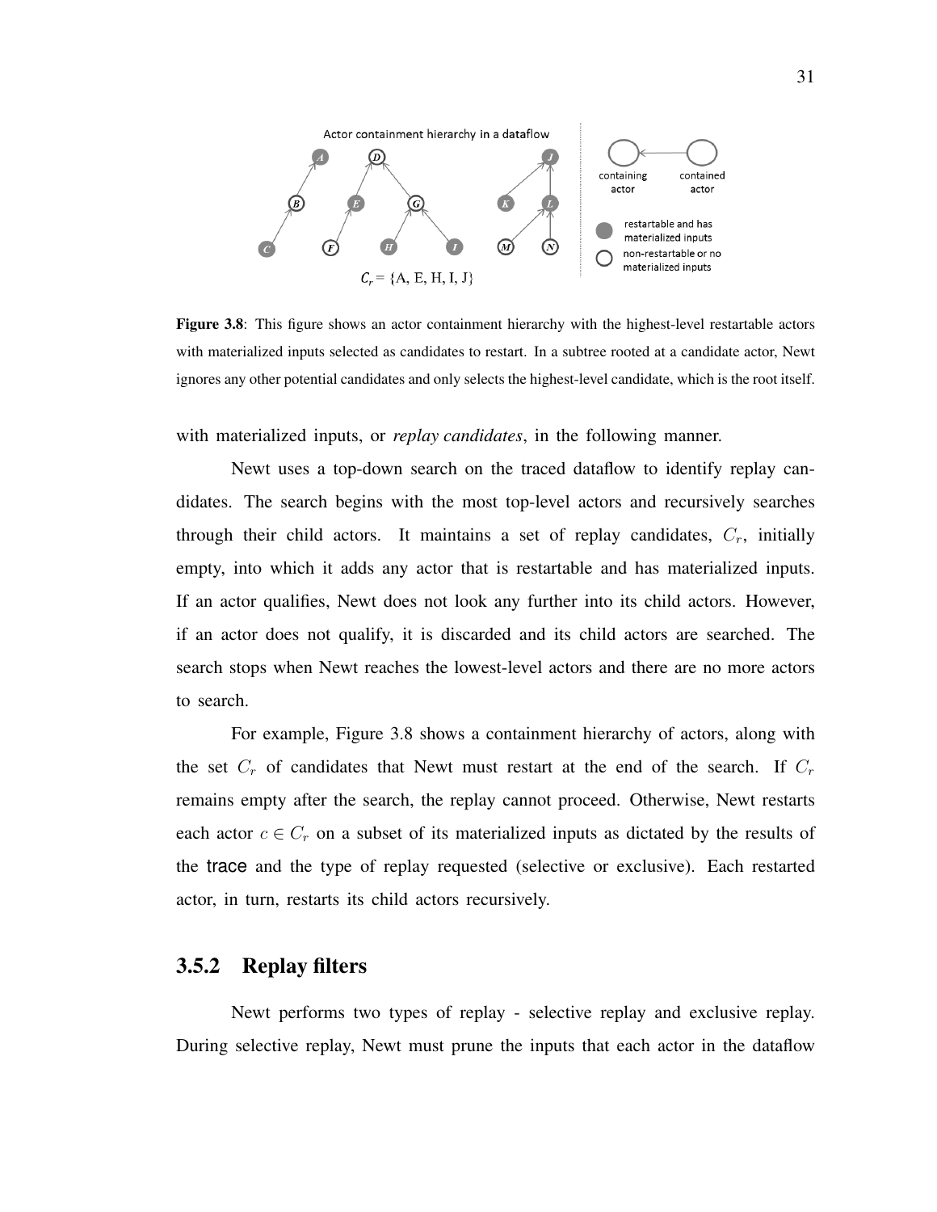Figure 3.8: This figure shows an actor containment hierarchy with the highest-level restartable actors with materialized inputs selected as candidates to restart. In a subtree rooted at a candidate actor, Newt ignores any other potential candidates and only selects the highest-level candidate, which is the root itself.

with materialized inputs, or *replay candidates*, in the following manner.

Newt uses a top-down search on the traced dataflow to identify replay candidates. The search begins with the most top-level actors and recursively searches through their child actors. It maintains a set of replay candidates, $C_r$, initially empty, into which it adds any actor that is restartable and has materialized inputs. If an actor qualifies, Newt does not look any further into its child actors. However, if an actor does not qualify, it is discarded and its child actors are searched. The search stops when Newt reaches the lowest-level actors and there are no more actors to search.

For example, Figure 3.8 shows a containment hierarchy of actors, along with the set $C_r$ of candidates that Newt must restart at the end of the search. If $C_r$ remains empty after the search, the replay cannot proceed. Otherwise, Newt restarts each actor $c \in C_r$ on a subset of its materialized inputs as dictated by the results of the trace and the type of replay requested (selective or exclusive). Each restarted actor, in turn, restarts its child actors recursively.

### 3.5.2 Replay filters

Newt performs two types of replay - selective replay and exclusive replay. During selective replay, Newt must prune the inputs that each actor in the dataflow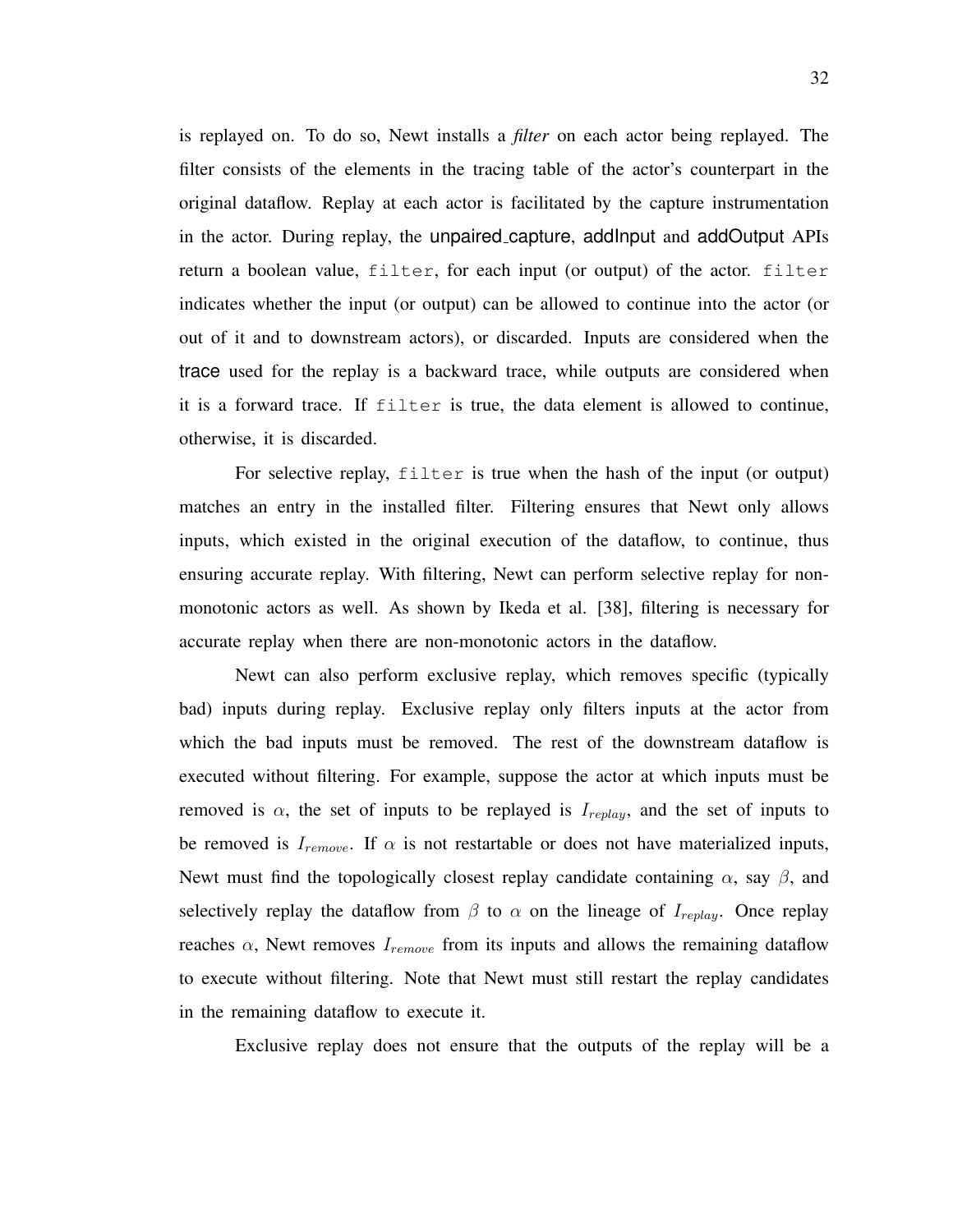is replayed on. To do so, Newt installs a *filter* on each actor being replayed. The filter consists of the elements in the tracing table of the actor's counterpart in the original dataflow. Replay at each actor is facilitated by the capture instrumentation in the actor. During replay, the unpaired_capture, addInput and addOutput APIs return a boolean value, `filter`, for each input (or output) of the actor. `filter` indicates whether the input (or output) can be allowed to continue into the actor (or out of it and to downstream actors), or discarded. Inputs are considered when the trace used for the replay is a backward trace, while outputs are considered when it is a forward trace. If `filter` is true, the data element is allowed to continue, otherwise, it is discarded.

For selective replay, `filter` is true when the hash of the input (or output) matches an entry in the installed filter. Filtering ensures that Newt only allows inputs, which existed in the original execution of the dataflow, to continue, thus ensuring accurate replay. With filtering, Newt can perform selective replay for non-monotonic actors as well. As shown by Ikeda et al. [38], filtering is necessary for accurate replay when there are non-monotonic actors in the dataflow.

Newt can also perform exclusive replay, which removes specific (typically bad) inputs during replay. Exclusive replay only filters inputs at the actor from which the bad inputs must be removed. The rest of the downstream dataflow is executed without filtering. For example, suppose the actor at which inputs must be removed is $\alpha$, the set of inputs to be replayed is $I_{replay}$, and the set of inputs to be removed is $I_{remove}$. If $\alpha$ is not restartable or does not have materialized inputs, Newt must find the topologically closest replay candidate containing $\alpha$, say $\beta$, and selectively replay the dataflow from $\beta$ to $\alpha$ on the lineage of $I_{replay}$. Once replay reaches $\alpha$, Newt removes $I_{remove}$ from its inputs and allows the remaining dataflow to execute without filtering. Note that Newt must still restart the replay candidates in the remaining dataflow to execute it.

Exclusive replay does not ensure that the outputs of the replay will be a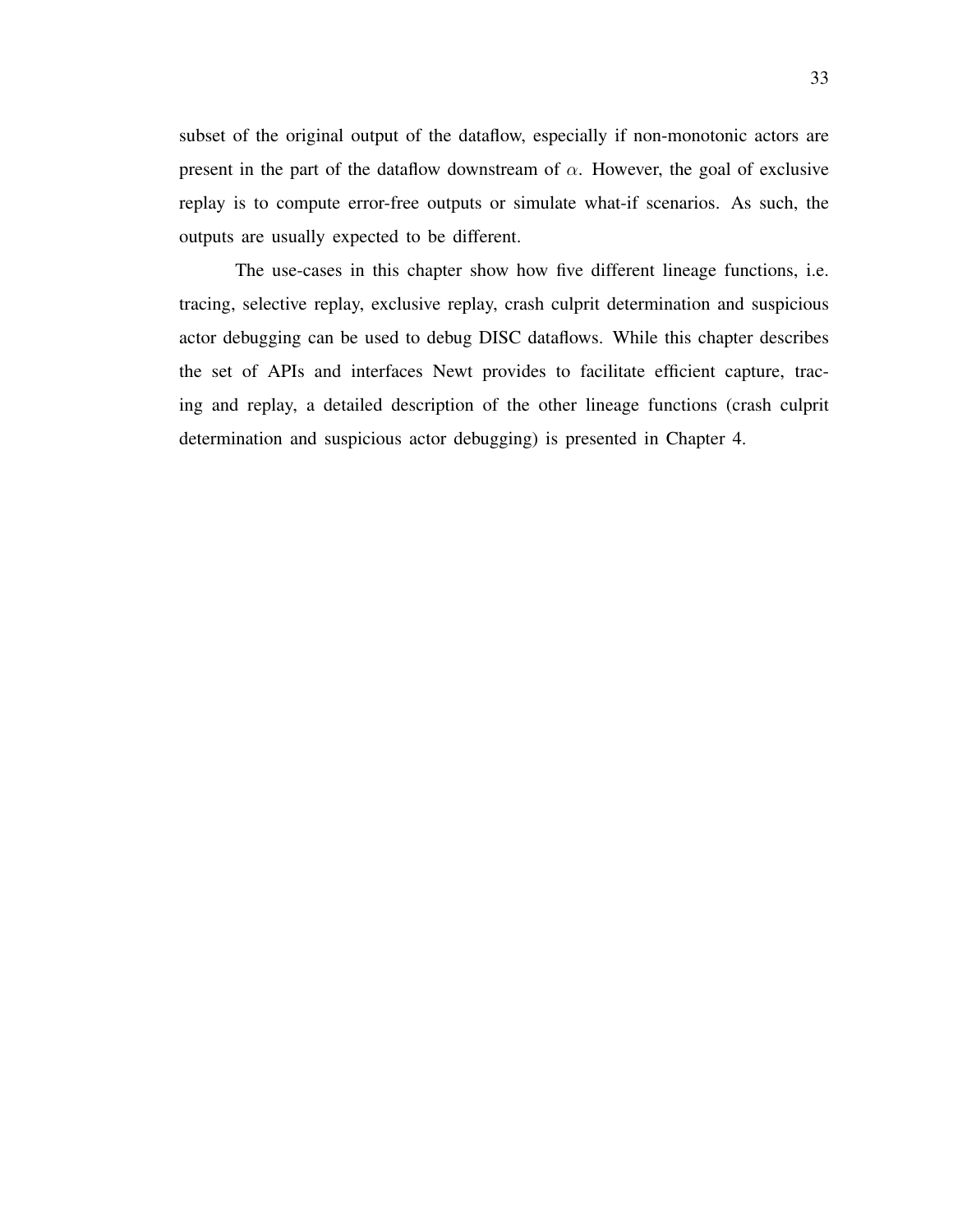subset of the original output of the dataflow, especially if non-monotonic actors are present in the part of the dataflow downstream of $\alpha$. However, the goal of exclusive replay is to compute error-free outputs or simulate what-if scenarios. As such, the outputs are usually expected to be different.

The use-cases in this chapter show how five different lineage functions, i.e. tracing, selective replay, exclusive replay, crash culprit determination and suspicious actor debugging can be used to debug DISC dataflows. While this chapter describes the set of APIs and interfaces Newt provides to facilitate efficient capture, tracing and replay, a detailed description of the other lineage functions (crash culprit determination and suspicious actor debugging) is presented in Chapter 4.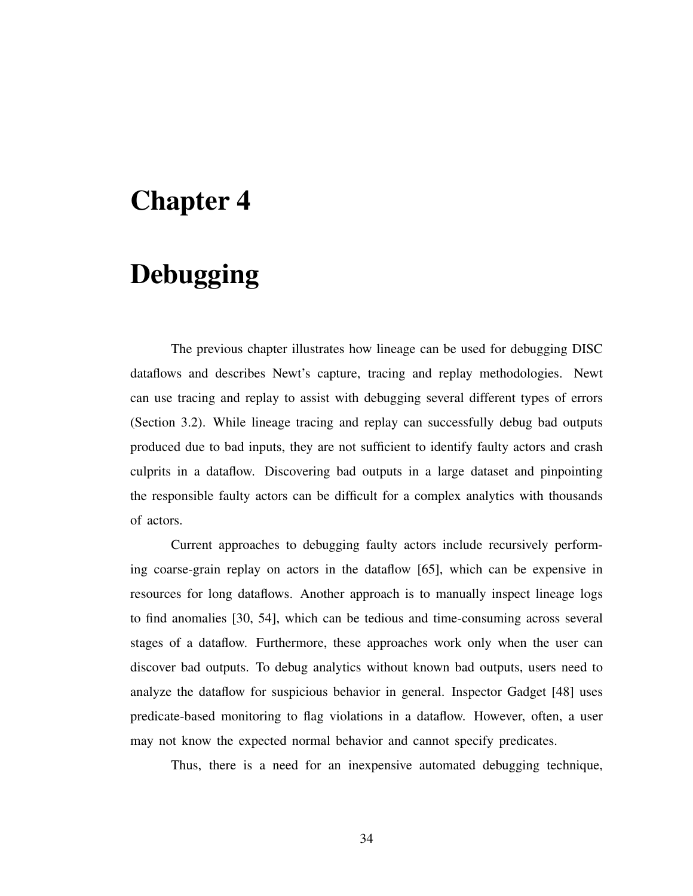# Chapter 4

# Debugging

The previous chapter illustrates how lineage can be used for debugging DISC dataflows and describes Newt's capture, tracing and replay methodologies. Newt can use tracing and replay to assist with debugging several different types of errors (Section 3.2). While lineage tracing and replay can successfully debug bad outputs produced due to bad inputs, they are not sufficient to identify faulty actors and crash culprits in a dataflow. Discovering bad outputs in a large dataset and pinpointing the responsible faulty actors can be difficult for a complex analytics with thousands of actors.

Current approaches to debugging faulty actors include recursively performing coarse-grain replay on actors in the dataflow [65], which can be expensive in resources for long dataflows. Another approach is to manually inspect lineage logs to find anomalies [30, 54], which can be tedious and time-consuming across several stages of a dataflow. Furthermore, these approaches work only when the user can discover bad outputs. To debug analytics without known bad outputs, users need to analyze the dataflow for suspicious behavior in general. Inspector Gadget [48] uses predicate-based monitoring to flag violations in a dataflow. However, often, a user may not know the expected normal behavior and cannot specify predicates.

Thus, there is a need for an inexpensive automated debugging technique,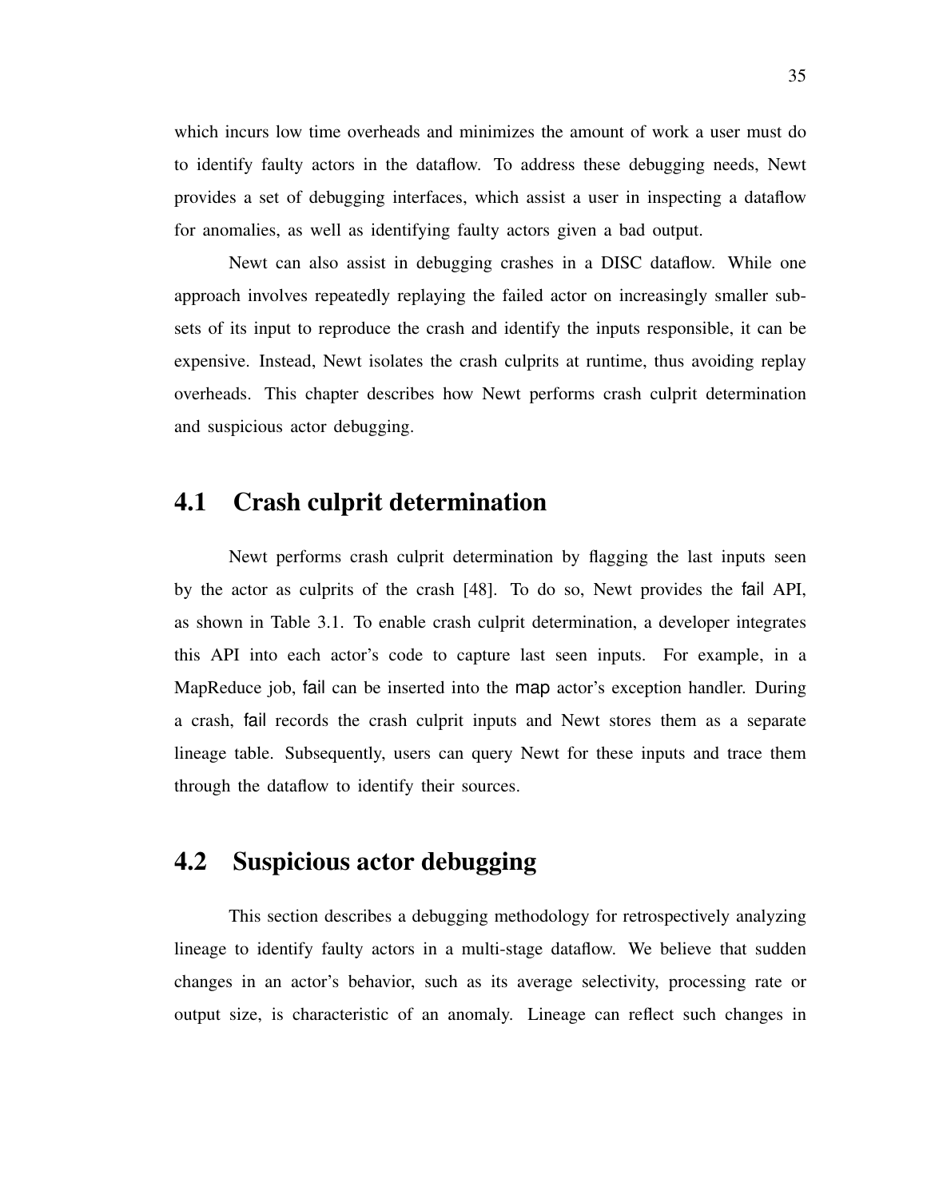which incurs low time overheads and minimizes the amount of work a user must do to identify faulty actors in the dataflow. To address these debugging needs, Newt provides a set of debugging interfaces, which assist a user in inspecting a dataflow for anomalies, as well as identifying faulty actors given a bad output.

Newt can also assist in debugging crashes in a DISC dataflow. While one approach involves repeatedly replaying the failed actor on increasingly smaller subsets of its input to reproduce the crash and identify the inputs responsible, it can be expensive. Instead, Newt isolates the crash culprits at runtime, thus avoiding replay overheads. This chapter describes how Newt performs crash culprit determination and suspicious actor debugging.

## 4.1 Crash culprit determination

Newt performs crash culprit determination by flagging the last inputs seen by the actor as culprits of the crash [48]. To do so, Newt provides the fail API, as shown in Table 3.1. To enable crash culprit determination, a developer integrates this API into each actor's code to capture last seen inputs. For example, in a MapReduce job, fail can be inserted into the map actor's exception handler. During a crash, fail records the crash culprit inputs and Newt stores them as a separate lineage table. Subsequently, users can query Newt for these inputs and trace them through the dataflow to identify their sources.

## 4.2 Suspicious actor debugging

This section describes a debugging methodology for retrospectively analyzing lineage to identify faulty actors in a multi-stage dataflow. We believe that sudden changes in an actor's behavior, such as its average selectivity, processing rate or output size, is characteristic of an anomaly. Lineage can reflect such changes in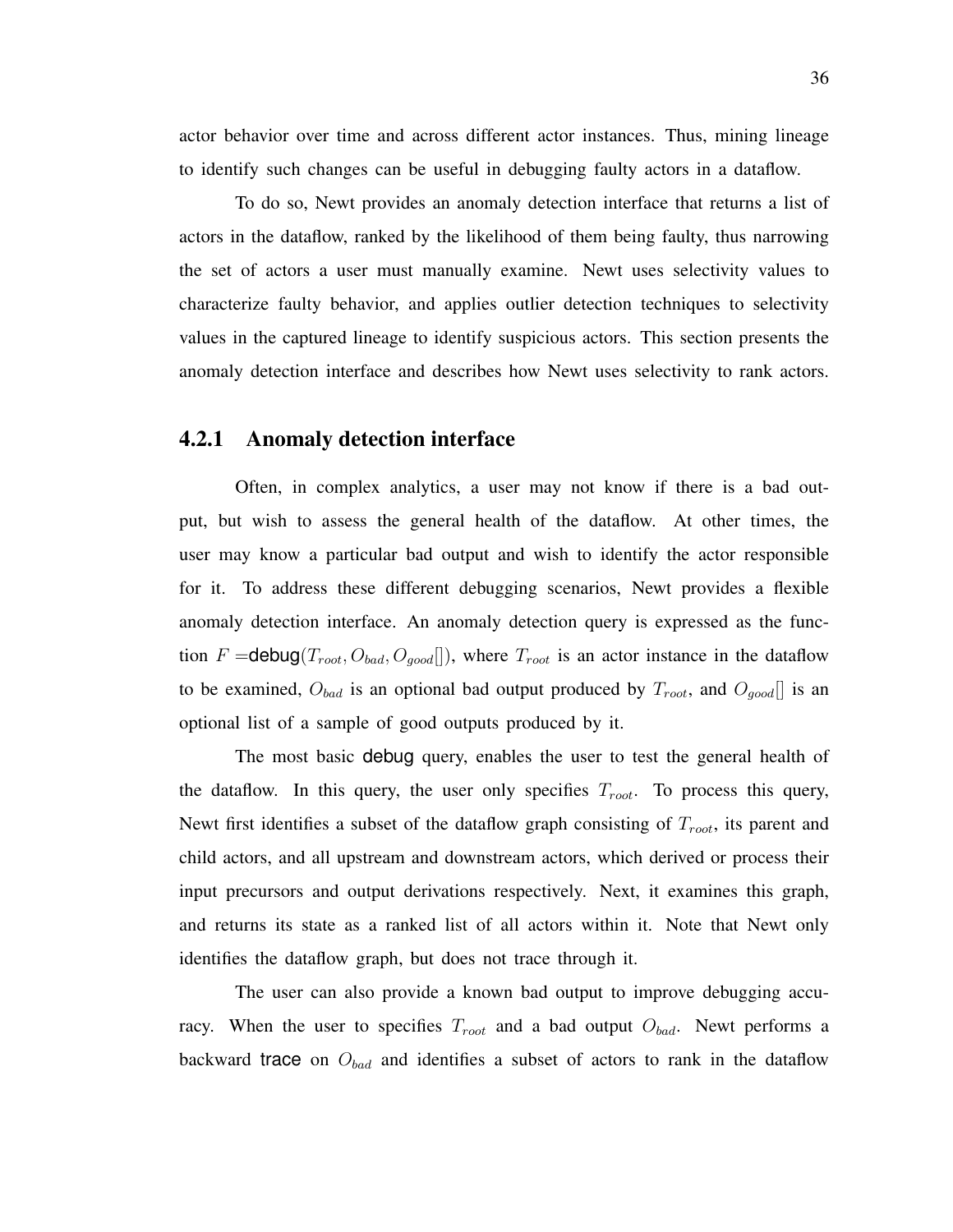actor behavior over time and across different actor instances. Thus, mining lineage to identify such changes can be useful in debugging faulty actors in a dataflow.

To do so, Newt provides an anomaly detection interface that returns a list of actors in the dataflow, ranked by the likelihood of them being faulty, thus narrowing the set of actors a user must manually examine. Newt uses selectivity values to characterize faulty behavior, and applies outlier detection techniques to selectivity values in the captured lineage to identify suspicious actors. This section presents the anomaly detection interface and describes how Newt uses selectivity to rank actors.

### 4.2.1 Anomaly detection interface

Often, in complex analytics, a user may not know if there is a bad output, but wish to assess the general health of the dataflow. At other times, the user may know a particular bad output and wish to identify the actor responsible for it. To address these different debugging scenarios, Newt provides a flexible anomaly detection interface. An anomaly detection query is expressed as the function $F = \textsf{debug}(T_{root}, O_{bad}, O_{good}[])$, where $T_{root}$ is an actor instance in the dataflow to be examined, $O_{bad}$ is an optional bad output produced by $T_{root}$, and $O_{good}[]$ is an optional list of a sample of good outputs produced by it.

The most basic debug query, enables the user to test the general health of the dataflow. In this query, the user only specifies $T_{root}$. To process this query, Newt first identifies a subset of the dataflow graph consisting of $T_{root}$, its parent and child actors, and all upstream and downstream actors, which derived or process their input precursors and output derivations respectively. Next, it examines this graph, and returns its state as a ranked list of all actors within it. Note that Newt only identifies the dataflow graph, but does not trace through it.

The user can also provide a known bad output to improve debugging accuracy. When the user to specifies $T_{root}$ and a bad output $O_{bad}$. Newt performs a backward trace on $O_{bad}$ and identifies a subset of actors to rank in the dataflow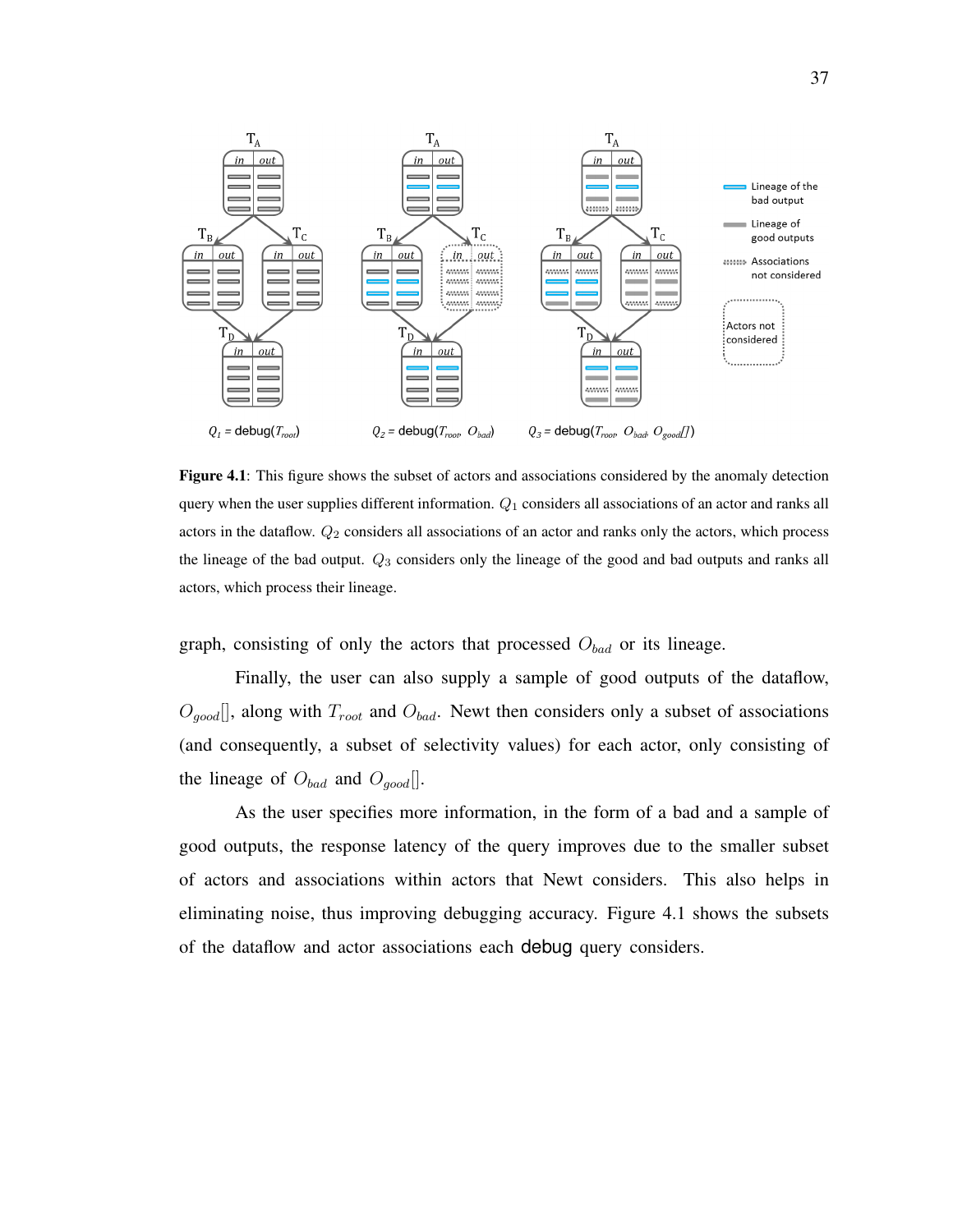**Figure 4.1**: This figure shows the subset of actors and associations considered by the anomaly detection query when the user supplies different information. $Q_1$ considers all associations of an actor and ranks all actors in the dataflow. $Q_2$ considers all associations of an actor and ranks only the actors, which process the lineage of the bad output. $Q_3$ considers only the lineage of the good and bad outputs and ranks all actors, which process their lineage.

graph, consisting of only the actors that processed $O_{bad}$ or its lineage.

Finally, the user can also supply a sample of good outputs of the dataflow, $O_{good}[]$, along with $T_{root}$ and $O_{bad}$. Newt then considers only a subset of associations (and consequently, a subset of selectivity values) for each actor, only consisting of the lineage of $O_{bad}$ and $O_{good}[]$.

As the user specifies more information, in the form of a bad and a sample of good outputs, the response latency of the query improves due to the smaller subset of actors and associations within actors that Newt considers. This also helps in eliminating noise, thus improving debugging accuracy. Figure 4.1 shows the subsets of the dataflow and actor associations each debug query considers.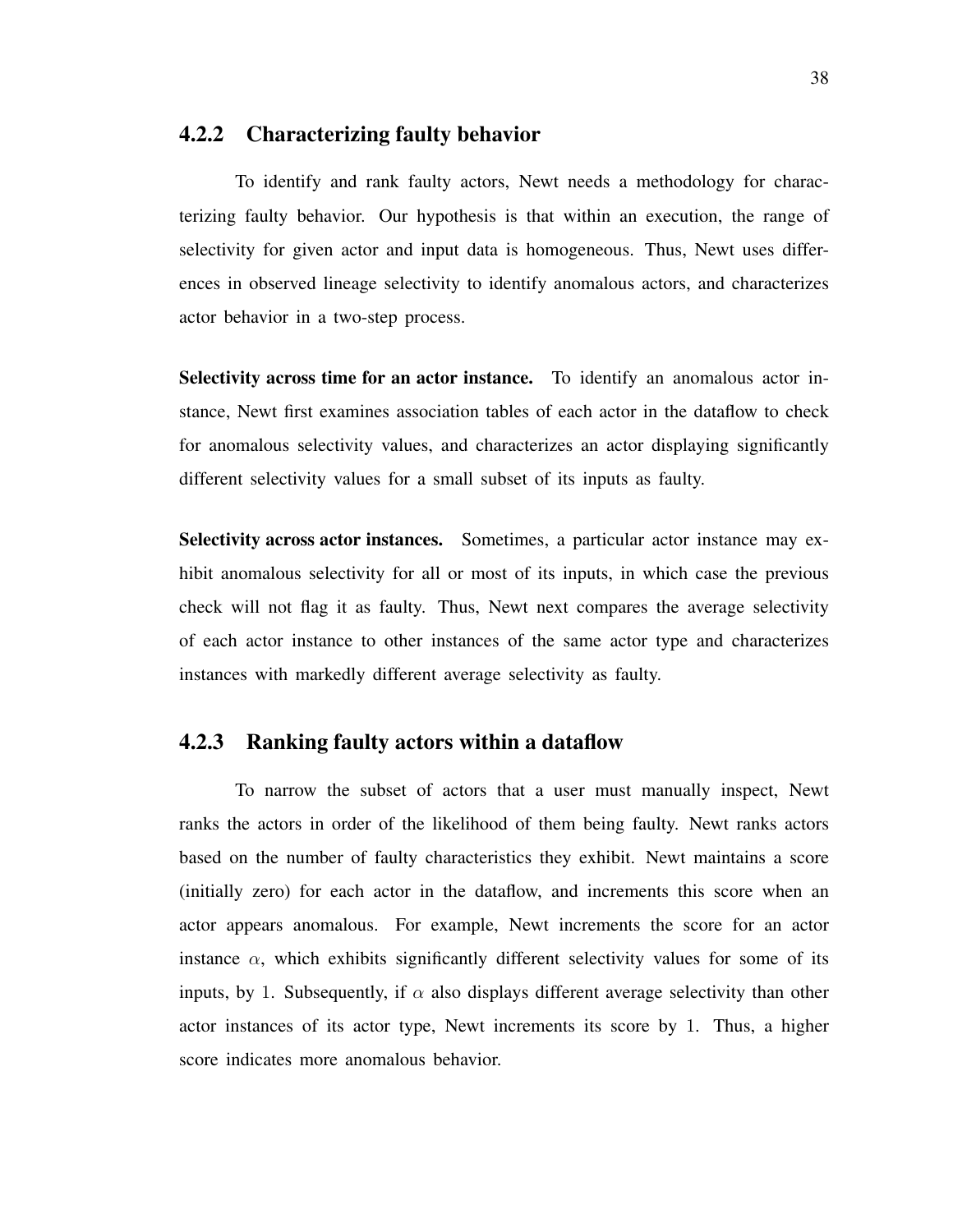### 4.2.2 Characterizing faulty behavior

To identify and rank faulty actors, Newt needs a methodology for characterizing faulty behavior. Our hypothesis is that within an execution, the range of selectivity for given actor and input data is homogeneous. Thus, Newt uses differences in observed lineage selectivity to identify anomalous actors, and characterizes actor behavior in a two-step process.

**Selectivity across time for an actor instance.** To identify an anomalous actor instance, Newt first examines association tables of each actor in the dataflow to check for anomalous selectivity values, and characterizes an actor displaying significantly different selectivity values for a small subset of its inputs as faulty.

**Selectivity across actor instances.** Sometimes, a particular actor instance may exhibit anomalous selectivity for all or most of its inputs, in which case the previous check will not flag it as faulty. Thus, Newt next compares the average selectivity of each actor instance to other instances of the same actor type and characterizes instances with markedly different average selectivity as faulty.

### 4.2.3 Ranking faulty actors within a dataflow

To narrow the subset of actors that a user must manually inspect, Newt ranks the actors in order of the likelihood of them being faulty. Newt ranks actors based on the number of faulty characteristics they exhibit. Newt maintains a score (initially zero) for each actor in the dataflow, and increments this score when an actor appears anomalous. For example, Newt increments the score for an actor instance $\alpha$, which exhibits significantly different selectivity values for some of its inputs, by 1. Subsequently, if $\alpha$ also displays different average selectivity than other actor instances of its actor type, Newt increments its score by 1. Thus, a higher score indicates more anomalous behavior.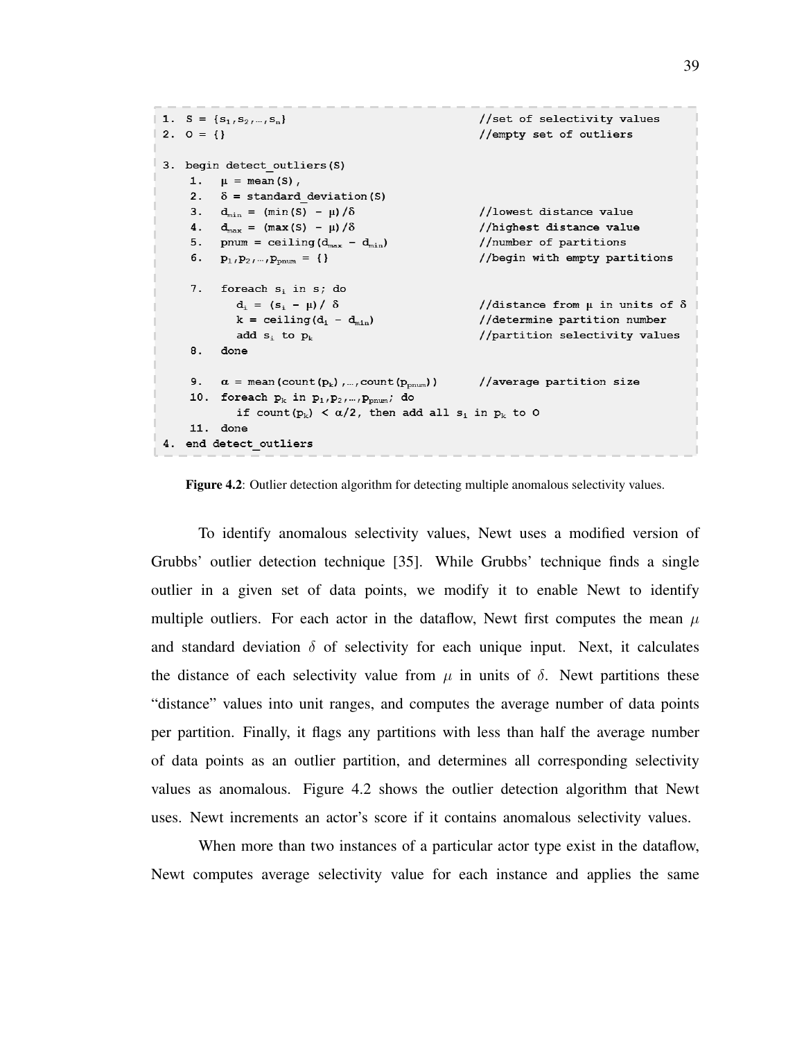```
1. S = {s1,s2,…,sn}                                 //set of selectivity values
2. O = {}                                           //empty set of outliers

3. begin detect_outliers(S)
   1.  μ = mean(S),
   2.  δ = standard_deviation(S)
   3.  dmin = (min(S) - μ)/δ                        //lowest distance value
   4.  dmax = (max(S) - μ)/δ                        //highest distance value
   5.  pnum = ceiling(dmax - dmin)                  //number of partitions
   6.  p1,p2,…,ppnum = {}                           //begin with empty partitions

   7.  foreach si in s; do
          di = (si - μ)/ δ                          //distance from μ in units of δ
          k = ceiling(di - dmin)                    //determine partition number
          add si to pk                              //partition selectivity values
   8.  done

   9.  α = mean(count(pk),…,count(ppnum))           //average partition size
   10. foreach pk in p1,p2,…,ppnum; do
          if count(pk) < α/2, then add all si in pk to O
   11. done
4. end detect_outliers
```

**Figure 4.2**: Outlier detection algorithm for detecting multiple anomalous selectivity values.

To identify anomalous selectivity values, Newt uses a modified version of Grubbs' outlier detection technique [35]. While Grubbs' technique finds a single outlier in a given set of data points, we modify it to enable Newt to identify multiple outliers. For each actor in the dataflow, Newt first computes the mean $\mu$ and standard deviation $\delta$ of selectivity for each unique input. Next, it calculates the distance of each selectivity value from $\mu$ in units of $\delta$. Newt partitions these "distance" values into unit ranges, and computes the average number of data points per partition. Finally, it flags any partitions with less than half the average number of data points as an outlier partition, and determines all corresponding selectivity values as anomalous. Figure 4.2 shows the outlier detection algorithm that Newt uses. Newt increments an actor's score if it contains anomalous selectivity values.

When more than two instances of a particular actor type exist in the dataflow, Newt computes average selectivity value for each instance and applies the same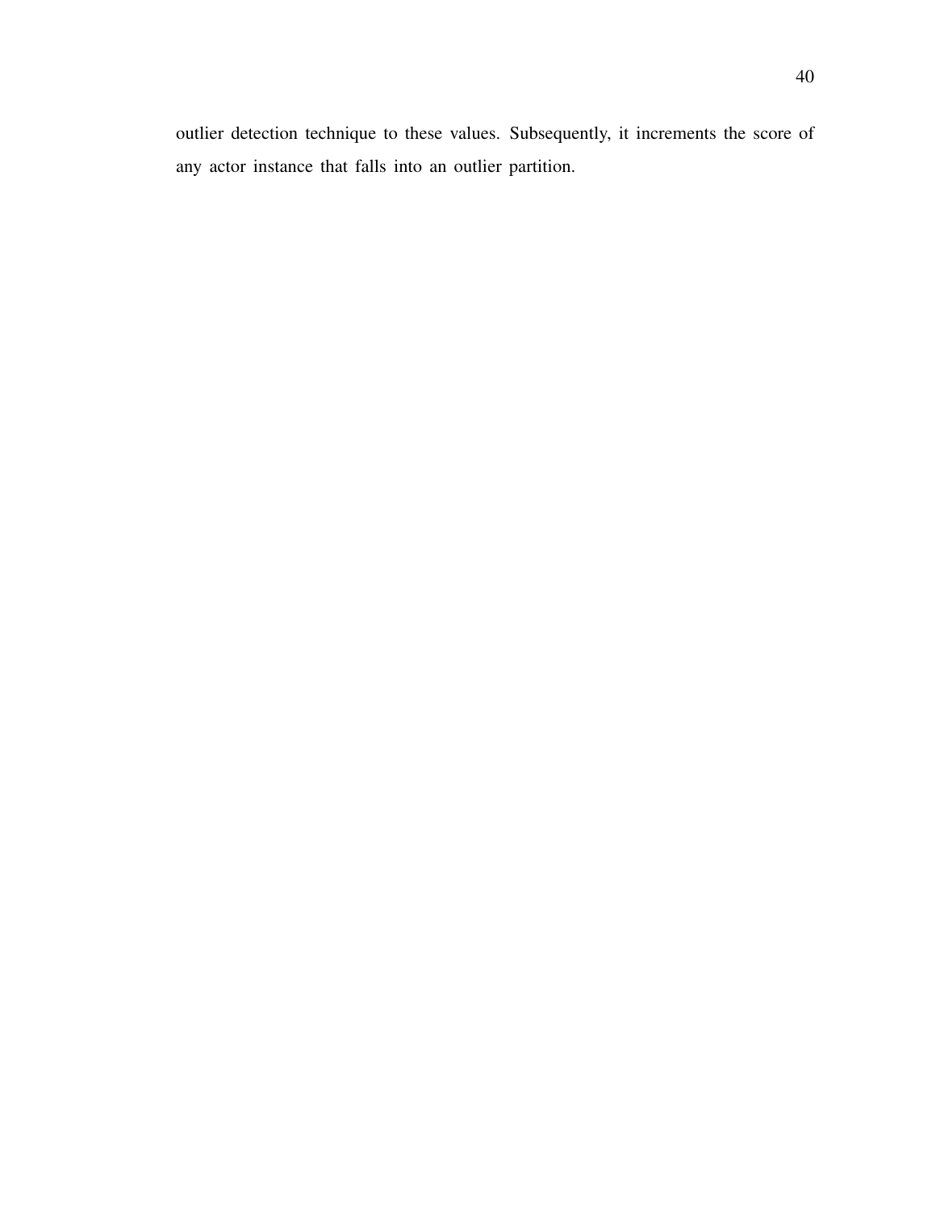outlier detection technique to these values. Subsequently, it increments the score of any actor instance that falls into an outlier partition.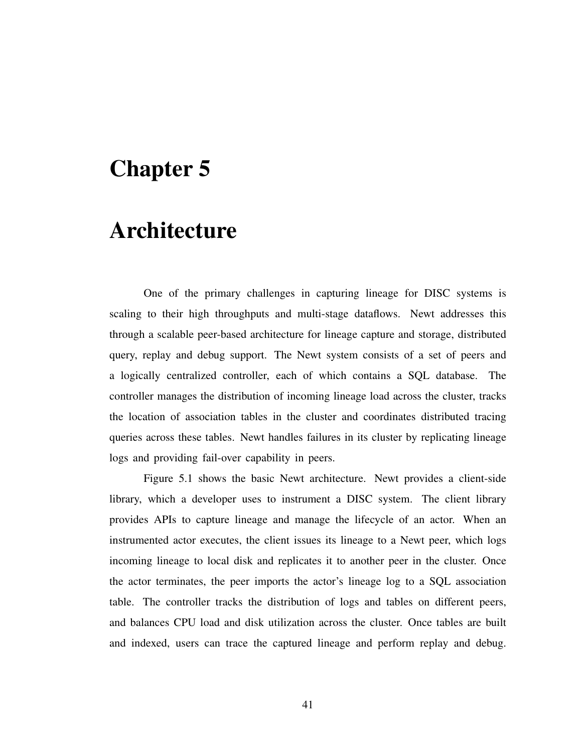# Chapter 5

# Architecture

One of the primary challenges in capturing lineage for DISC systems is scaling to their high throughputs and multi-stage dataflows. Newt addresses this through a scalable peer-based architecture for lineage capture and storage, distributed query, replay and debug support. The Newt system consists of a set of peers and a logically centralized controller, each of which contains a SQL database. The controller manages the distribution of incoming lineage load across the cluster, tracks the location of association tables in the cluster and coordinates distributed tracing queries across these tables. Newt handles failures in its cluster by replicating lineage logs and providing fail-over capability in peers.

Figure 5.1 shows the basic Newt architecture. Newt provides a client-side library, which a developer uses to instrument a DISC system. The client library provides APIs to capture lineage and manage the lifecycle of an actor. When an instrumented actor executes, the client issues its lineage to a Newt peer, which logs incoming lineage to local disk and replicates it to another peer in the cluster. Once the actor terminates, the peer imports the actor's lineage log to a SQL association table. The controller tracks the distribution of logs and tables on different peers, and balances CPU load and disk utilization across the cluster. Once tables are built and indexed, users can trace the captured lineage and perform replay and debug.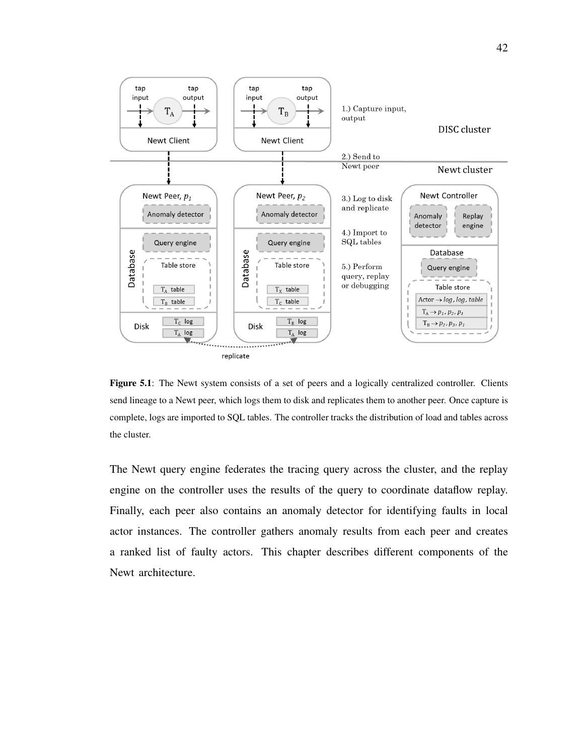**Figure 5.1**: The Newt system consists of a set of peers and a logically centralized controller. Clients send lineage to a Newt peer, which logs them to disk and replicates them to another peer. Once capture is complete, logs are imported to SQL tables. The controller tracks the distribution of load and tables across the cluster.

The Newt query engine federates the tracing query across the cluster, and the replay engine on the controller uses the results of the query to coordinate dataflow replay. Finally, each peer also contains an anomaly detector for identifying faults in local actor instances. The controller gathers anomaly results from each peer and creates a ranked list of faulty actors. This chapter describes different components of the Newt architecture.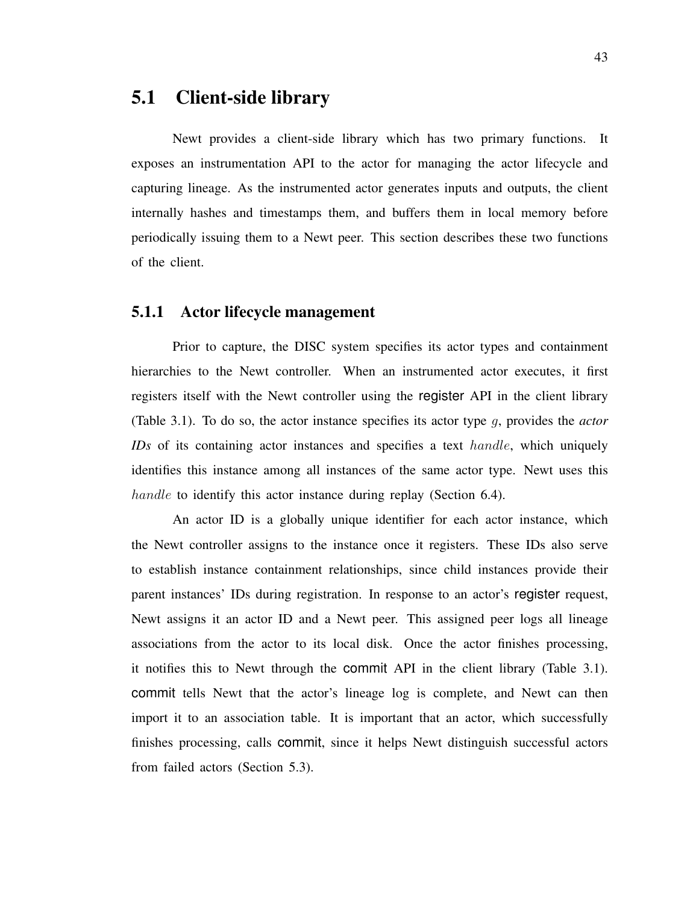## 5.1 Client-side library

Newt provides a client-side library which has two primary functions. It exposes an instrumentation API to the actor for managing the actor lifecycle and capturing lineage. As the instrumented actor generates inputs and outputs, the client internally hashes and timestamps them, and buffers them in local memory before periodically issuing them to a Newt peer. This section describes these two functions of the client.

### 5.1.1 Actor lifecycle management

Prior to capture, the DISC system specifies its actor types and containment hierarchies to the Newt controller. When an instrumented actor executes, it first registers itself with the Newt controller using the register API in the client library (Table 3.1). To do so, the actor instance specifies its actor type $g$, provides the *actor IDs* of its containing actor instances and specifies a text $handle$, which uniquely identifies this instance among all instances of the same actor type. Newt uses this $handle$ to identify this actor instance during replay (Section 6.4).

An actor ID is a globally unique identifier for each actor instance, which the Newt controller assigns to the instance once it registers. These IDs also serve to establish instance containment relationships, since child instances provide their parent instances' IDs during registration. In response to an actor's register request, Newt assigns it an actor ID and a Newt peer. This assigned peer logs all lineage associations from the actor to its local disk. Once the actor finishes processing, it notifies this to Newt through the commit API in the client library (Table 3.1). commit tells Newt that the actor's lineage log is complete, and Newt can then import it to an association table. It is important that an actor, which successfully finishes processing, calls commit, since it helps Newt distinguish successful actors from failed actors (Section 5.3).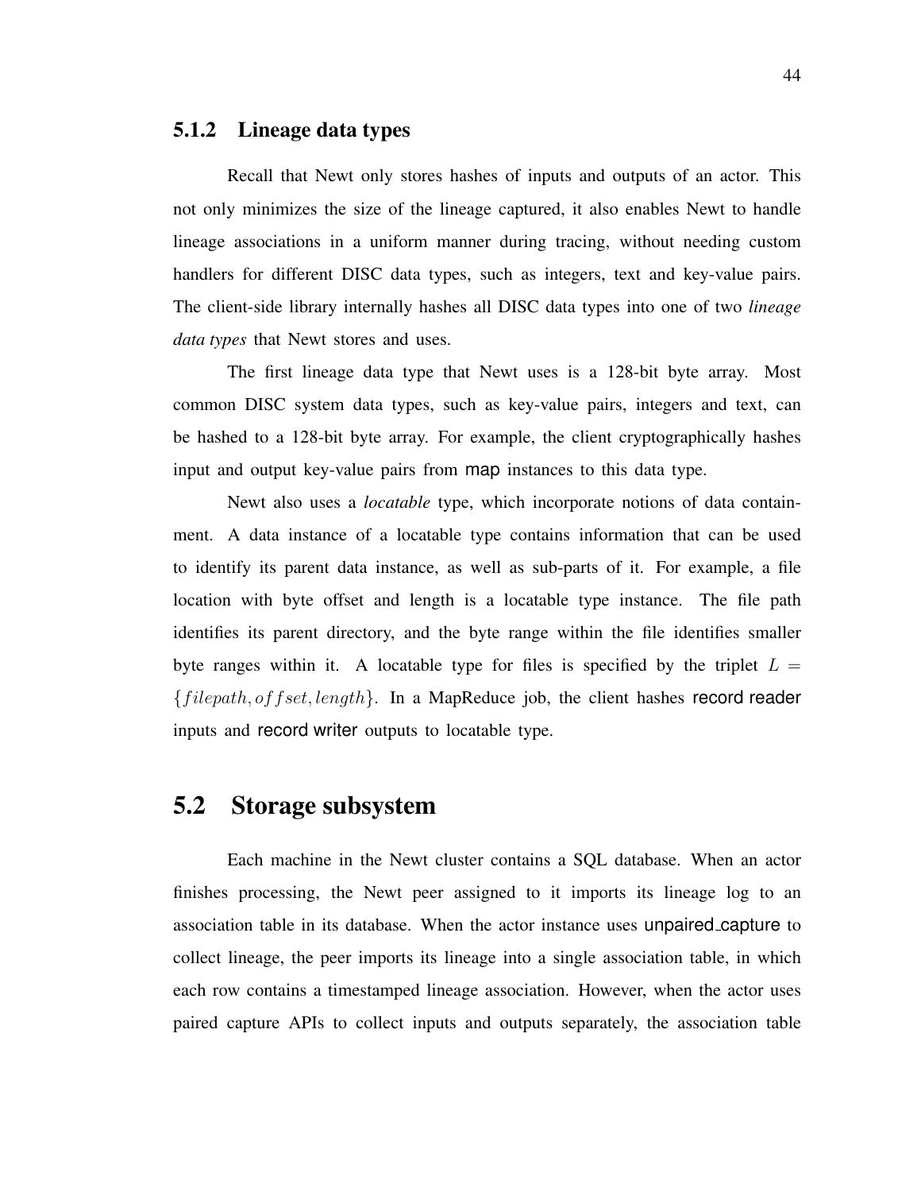### 5.1.2 Lineage data types

Recall that Newt only stores hashes of inputs and outputs of an actor. This not only minimizes the size of the lineage captured, it also enables Newt to handle lineage associations in a uniform manner during tracing, without needing custom handlers for different DISC data types, such as integers, text and key-value pairs. The client-side library internally hashes all DISC data types into one of two *lineage data types* that Newt stores and uses.

The first lineage data type that Newt uses is a 128-bit byte array. Most common DISC system data types, such as key-value pairs, integers and text, can be hashed to a 128-bit byte array. For example, the client cryptographically hashes input and output key-value pairs from map instances to this data type.

Newt also uses a *locatable* type, which incorporate notions of data containment. A data instance of a locatable type contains information that can be used to identify its parent data instance, as well as sub-parts of it. For example, a file location with byte offset and length is a locatable type instance. The file path identifies its parent directory, and the byte range within the file identifies smaller byte ranges within it. A locatable type for files is specified by the triplet $L = \{filepath, offset, length\}$. In a MapReduce job, the client hashes record reader inputs and record writer outputs to locatable type.

## 5.2 Storage subsystem

Each machine in the Newt cluster contains a SQL database. When an actor finishes processing, the Newt peer assigned to it imports its lineage log to an association table in its database. When the actor instance uses unpaired_capture to collect lineage, the peer imports its lineage into a single association table, in which each row contains a timestamped lineage association. However, when the actor uses paired capture APIs to collect inputs and outputs separately, the association table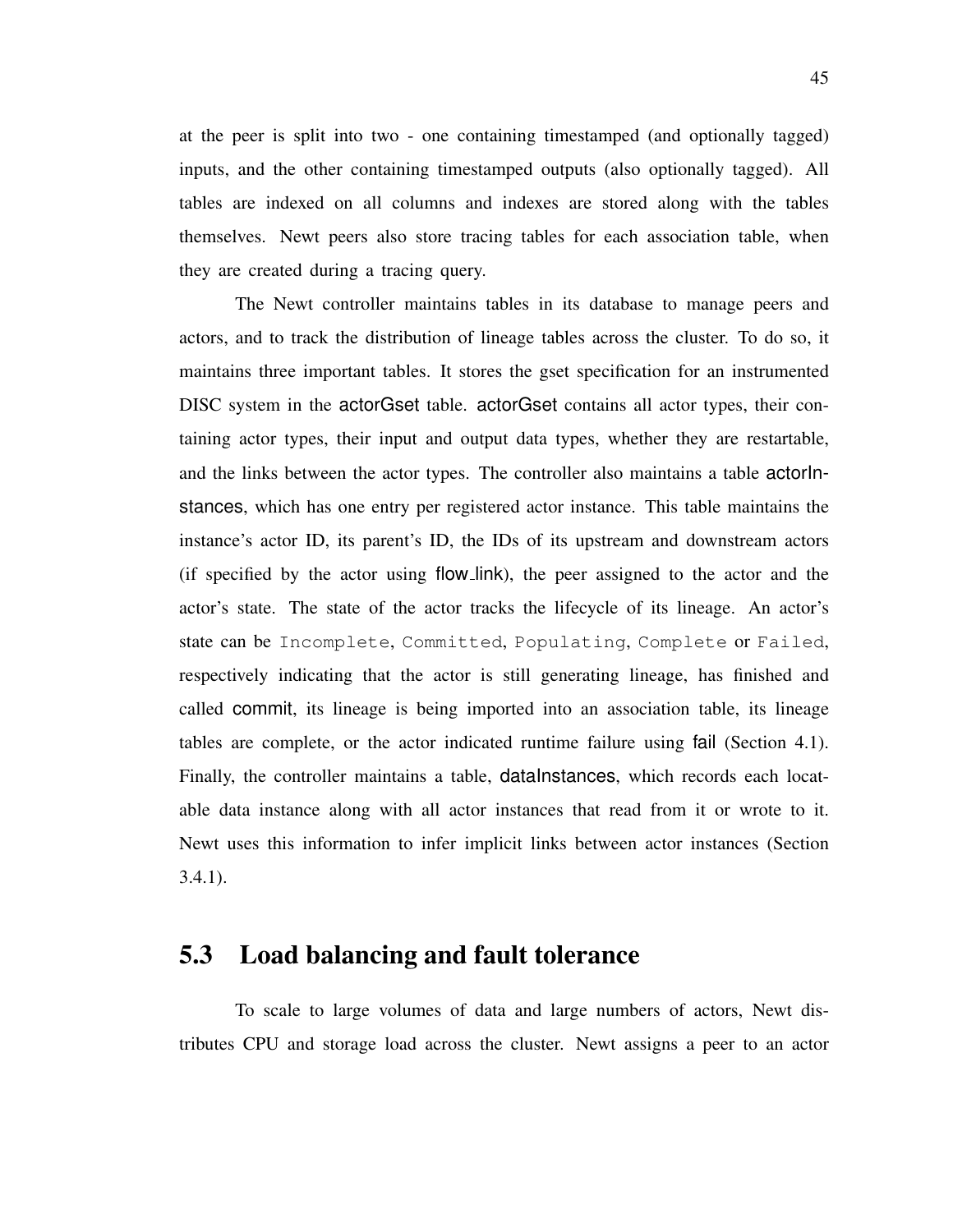at the peer is split into two - one containing timestamped (and optionally tagged) inputs, and the other containing timestamped outputs (also optionally tagged). All tables are indexed on all columns and indexes are stored along with the tables themselves. Newt peers also store tracing tables for each association table, when they are created during a tracing query.

The Newt controller maintains tables in its database to manage peers and actors, and to track the distribution of lineage tables across the cluster. To do so, it maintains three important tables. It stores the gset specification for an instrumented DISC system in the actorGset table. actorGset contains all actor types, their containing actor types, their input and output data types, whether they are restartable, and the links between the actor types. The controller also maintains a table actorInstances, which has one entry per registered actor instance. This table maintains the instance's actor ID, its parent's ID, the IDs of its upstream and downstream actors (if specified by the actor using flow_link), the peer assigned to the actor and the actor's state. The state of the actor tracks the lifecycle of its lineage. An actor's state can be `Incomplete`, `Committed`, `Populating`, `Complete` or `Failed`, respectively indicating that the actor is still generating lineage, has finished and called commit, its lineage is being imported into an association table, its lineage tables are complete, or the actor indicated runtime failure using fail (Section 4.1). Finally, the controller maintains a table, dataInstances, which records each locatable data instance along with all actor instances that read from it or wrote to it. Newt uses this information to infer implicit links between actor instances (Section 3.4.1).

## 5.3 Load balancing and fault tolerance

To scale to large volumes of data and large numbers of actors, Newt distributes CPU and storage load across the cluster. Newt assigns a peer to an actor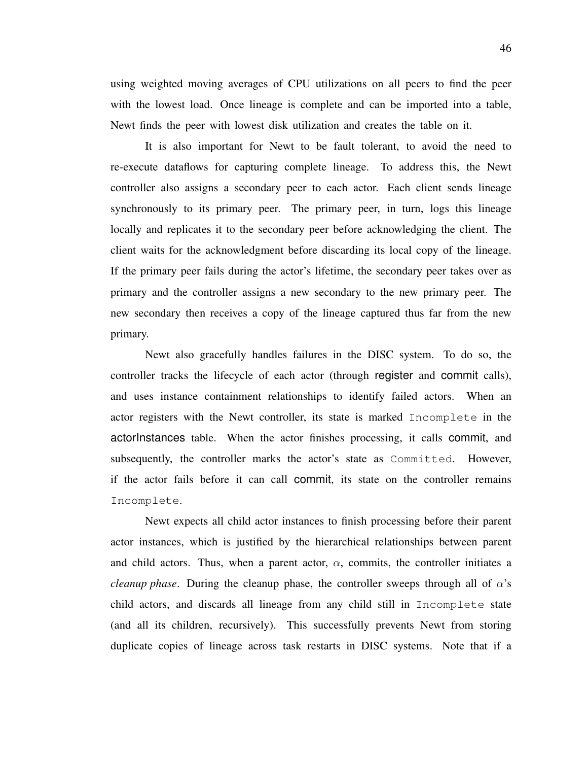using weighted moving averages of CPU utilizations on all peers to find the peer with the lowest load. Once lineage is complete and can be imported into a table, Newt finds the peer with lowest disk utilization and creates the table on it.

It is also important for Newt to be fault tolerant, to avoid the need to re-execute dataflows for capturing complete lineage. To address this, the Newt controller also assigns a secondary peer to each actor. Each client sends lineage synchronously to its primary peer. The primary peer, in turn, logs this lineage locally and replicates it to the secondary peer before acknowledging the client. The client waits for the acknowledgment before discarding its local copy of the lineage. If the primary peer fails during the actor's lifetime, the secondary peer takes over as primary and the controller assigns a new secondary to the new primary peer. The new secondary then receives a copy of the lineage captured thus far from the new primary.

Newt also gracefully handles failures in the DISC system. To do so, the controller tracks the lifecycle of each actor (through register and commit calls), and uses instance containment relationships to identify failed actors. When an actor registers with the Newt controller, its state is marked `Incomplete` in the actorInstances table. When the actor finishes processing, it calls commit, and subsequently, the controller marks the actor's state as `Committed`. However, if the actor fails before it can call commit, its state on the controller remains `Incomplete`.

Newt expects all child actor instances to finish processing before their parent actor instances, which is justified by the hierarchical relationships between parent and child actors. Thus, when a parent actor, $\alpha$, commits, the controller initiates a *cleanup phase*. During the cleanup phase, the controller sweeps through all of $\alpha$'s child actors, and discards all lineage from any child still in `Incomplete` state (and all its children, recursively). This successfully prevents Newt from storing duplicate copies of lineage across task restarts in DISC systems. Note that if a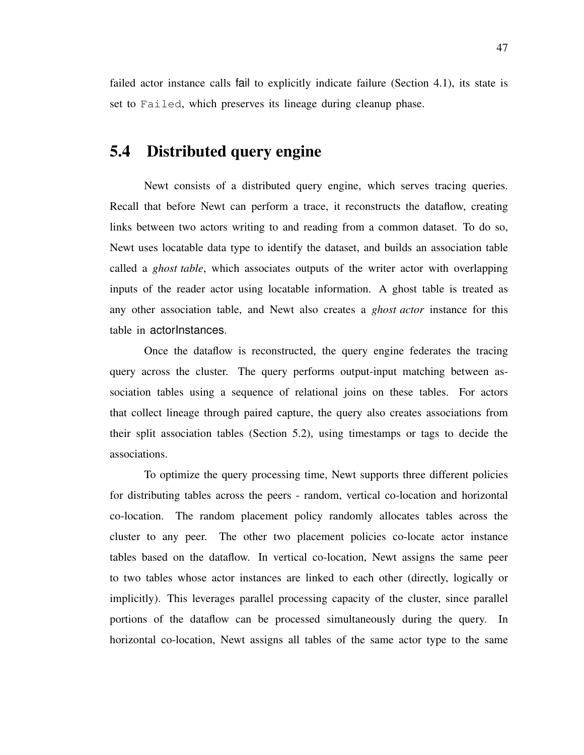failed actor instance calls fail to explicitly indicate failure (Section 4.1), its state is set to `Failed`, which preserves its lineage during cleanup phase.

## 5.4 Distributed query engine

Newt consists of a distributed query engine, which serves tracing queries. Recall that before Newt can perform a trace, it reconstructs the dataflow, creating links between two actors writing to and reading from a common dataset. To do so, Newt uses locatable data type to identify the dataset, and builds an association table called a *ghost table*, which associates outputs of the writer actor with overlapping inputs of the reader actor using locatable information. A ghost table is treated as any other association table, and Newt also creates a *ghost actor* instance for this table in actorInstances.

Once the dataflow is reconstructed, the query engine federates the tracing query across the cluster. The query performs output-input matching between association tables using a sequence of relational joins on these tables. For actors that collect lineage through paired capture, the query also creates associations from their split association tables (Section 5.2), using timestamps or tags to decide the associations.

To optimize the query processing time, Newt supports three different policies for distributing tables across the peers - random, vertical co-location and horizontal co-location. The random placement policy randomly allocates tables across the cluster to any peer. The other two placement policies co-locate actor instance tables based on the dataflow. In vertical co-location, Newt assigns the same peer to two tables whose actor instances are linked to each other (directly, logically or implicitly). This leverages parallel processing capacity of the cluster, since parallel portions of the dataflow can be processed simultaneously during the query. In horizontal co-location, Newt assigns all tables of the same actor type to the same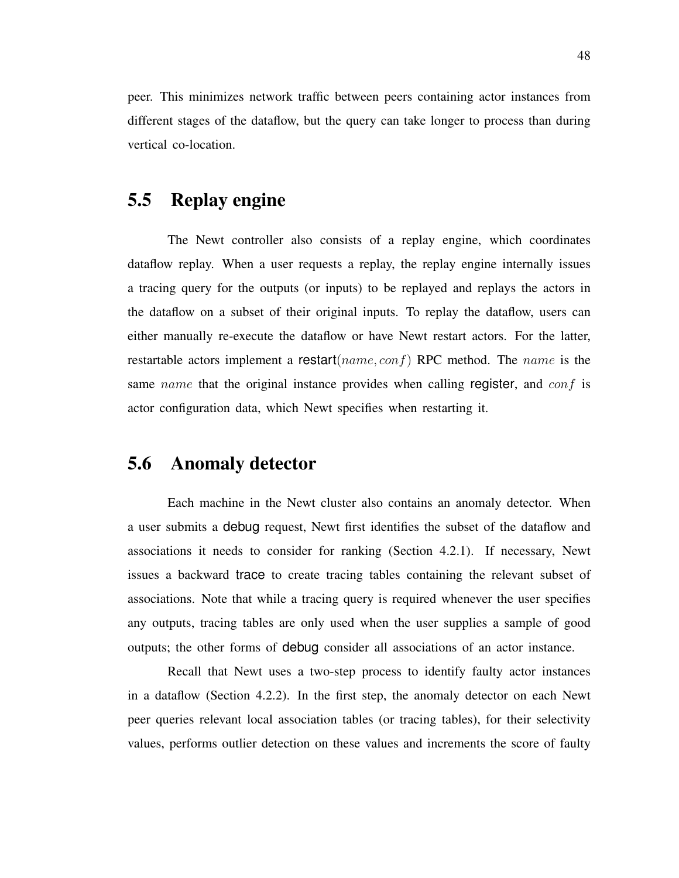peer. This minimizes network traffic between peers containing actor instances from different stages of the dataflow, but the query can take longer to process than during vertical co-location.

## 5.5 Replay engine

The Newt controller also consists of a replay engine, which coordinates dataflow replay. When a user requests a replay, the replay engine internally issues a tracing query for the outputs (or inputs) to be replayed and replays the actors in the dataflow on a subset of their original inputs. To replay the dataflow, users can either manually re-execute the dataflow or have Newt restart actors. For the latter, restartable actors implement a restart$(name, conf)$ RPC method. The $name$ is the same $name$ that the original instance provides when calling register, and $conf$ is actor configuration data, which Newt specifies when restarting it.

## 5.6 Anomaly detector

Each machine in the Newt cluster also contains an anomaly detector. When a user submits a debug request, Newt first identifies the subset of the dataflow and associations it needs to consider for ranking (Section 4.2.1). If necessary, Newt issues a backward trace to create tracing tables containing the relevant subset of associations. Note that while a tracing query is required whenever the user specifies any outputs, tracing tables are only used when the user supplies a sample of good outputs; the other forms of debug consider all associations of an actor instance.

Recall that Newt uses a two-step process to identify faulty actor instances in a dataflow (Section 4.2.2). In the first step, the anomaly detector on each Newt peer queries relevant local association tables (or tracing tables), for their selectivity values, performs outlier detection on these values and increments the score of faulty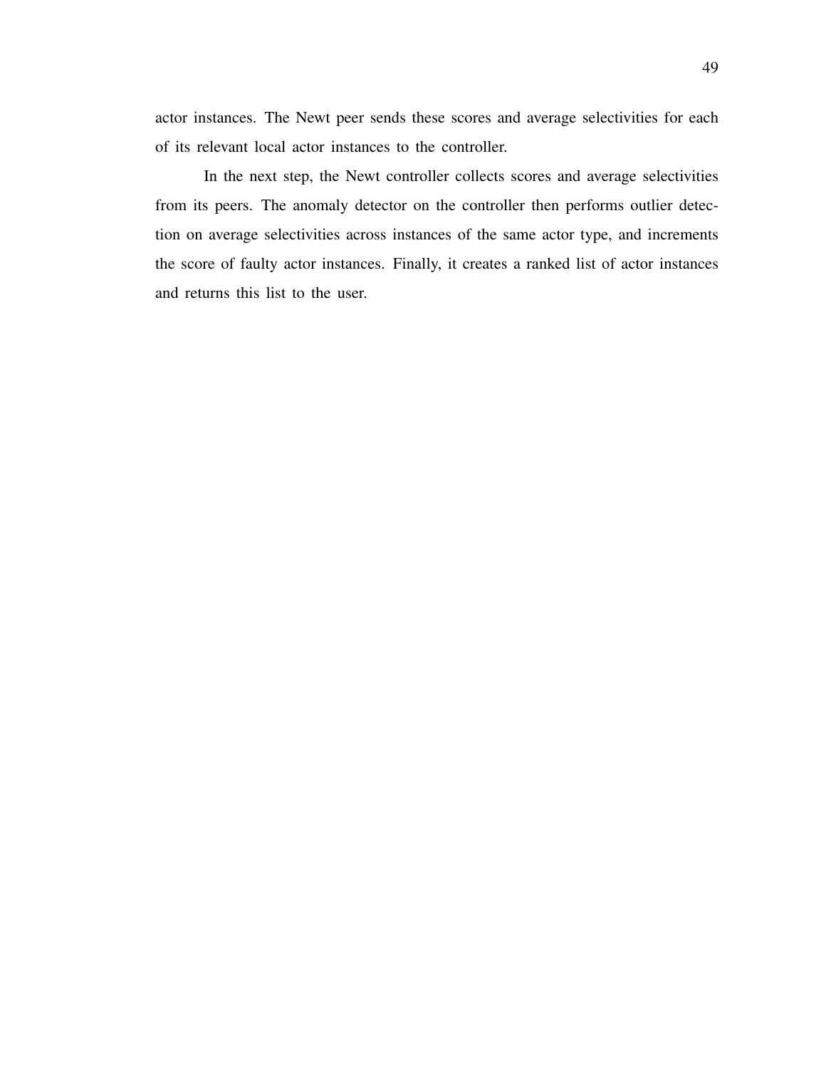actor instances. The Newt peer sends these scores and average selectivities for each of its relevant local actor instances to the controller.

In the next step, the Newt controller collects scores and average selectivities from its peers. The anomaly detector on the controller then performs outlier detection on average selectivities across instances of the same actor type, and increments the score of faulty actor instances. Finally, it creates a ranked list of actor instances and returns this list to the user.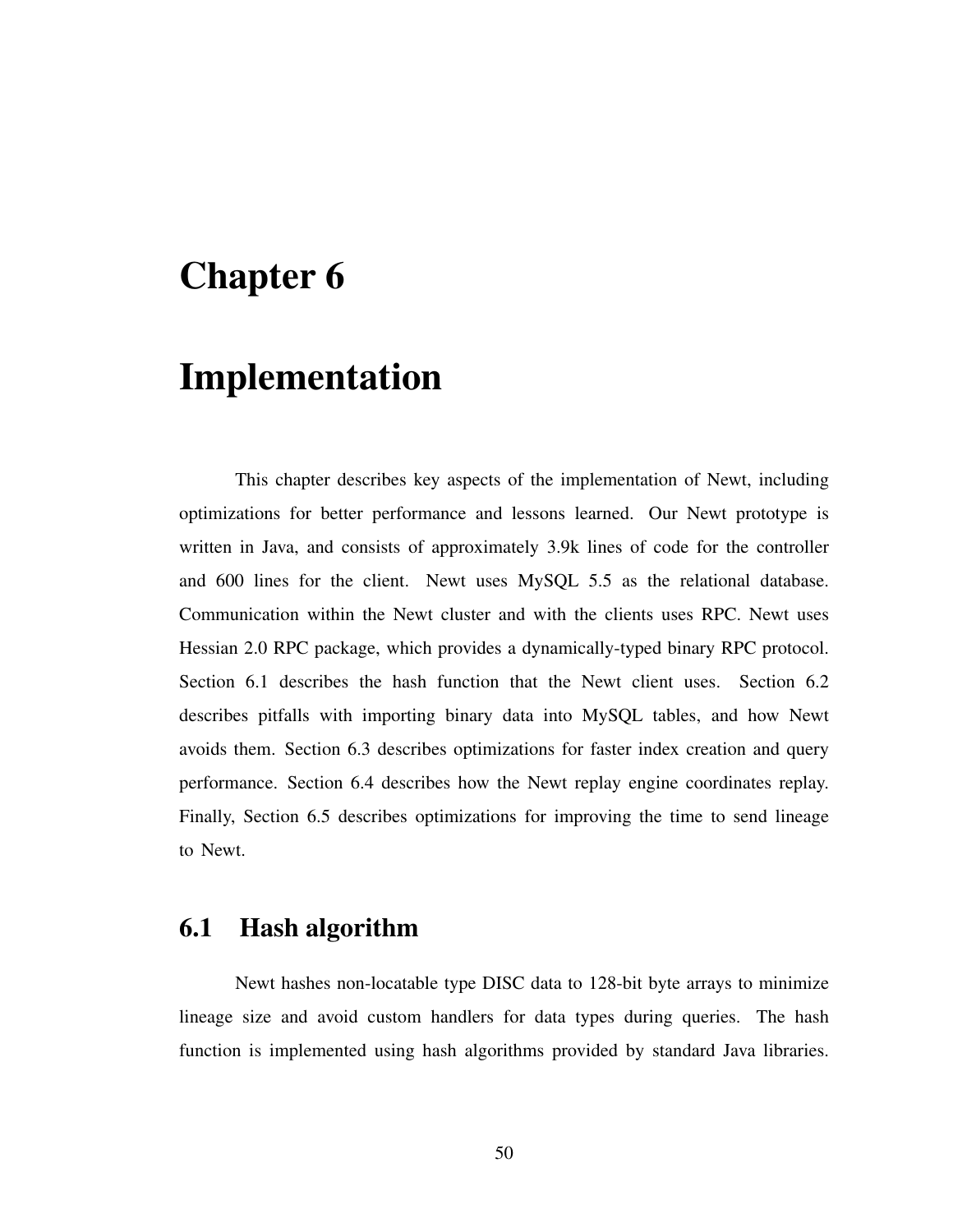# Chapter 6

# Implementation

This chapter describes key aspects of the implementation of Newt, including optimizations for better performance and lessons learned. Our Newt prototype is written in Java, and consists of approximately 3.9k lines of code for the controller and 600 lines for the client. Newt uses MySQL 5.5 as the relational database. Communication within the Newt cluster and with the clients uses RPC. Newt uses Hessian 2.0 RPC package, which provides a dynamically-typed binary RPC protocol. Section 6.1 describes the hash function that the Newt client uses. Section 6.2 describes pitfalls with importing binary data into MySQL tables, and how Newt avoids them. Section 6.3 describes optimizations for faster index creation and query performance. Section 6.4 describes how the Newt replay engine coordinates replay. Finally, Section 6.5 describes optimizations for improving the time to send lineage to Newt.

## 6.1 Hash algorithm

Newt hashes non-locatable type DISC data to 128-bit byte arrays to minimize lineage size and avoid custom handlers for data types during queries. The hash function is implemented using hash algorithms provided by standard Java libraries.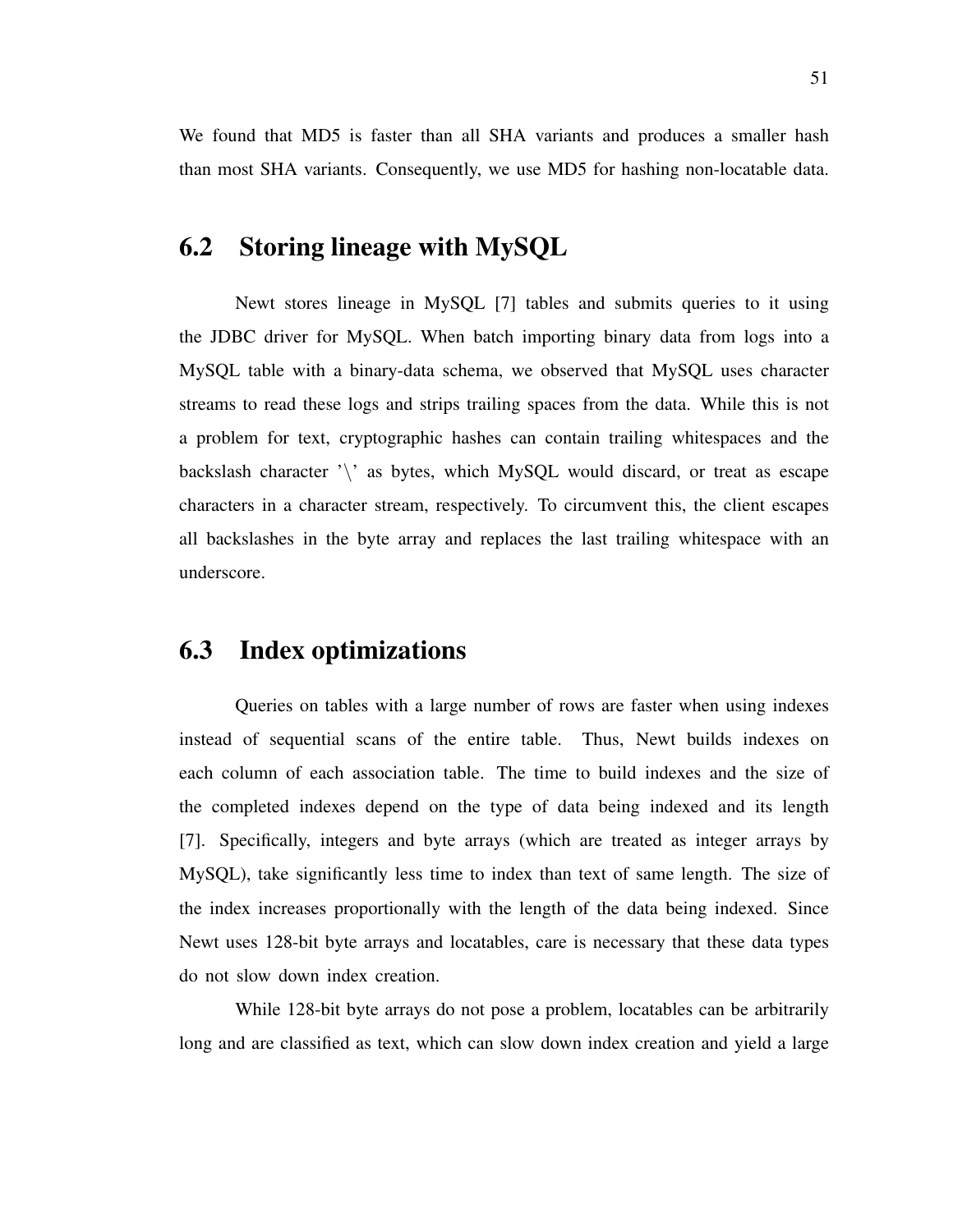We found that MD5 is faster than all SHA variants and produces a smaller hash than most SHA variants. Consequently, we use MD5 for hashing non-locatable data.

## 6.2 Storing lineage with MySQL

Newt stores lineage in MySQL [7] tables and submits queries to it using the JDBC driver for MySQL. When batch importing binary data from logs into a MySQL table with a binary-data schema, we observed that MySQL uses character streams to read these logs and strips trailing spaces from the data. While this is not a problem for text, cryptographic hashes can contain trailing whitespaces and the backslash character '\' as bytes, which MySQL would discard, or treat as escape characters in a character stream, respectively. To circumvent this, the client escapes all backslashes in the byte array and replaces the last trailing whitespace with an underscore.

## 6.3 Index optimizations

Queries on tables with a large number of rows are faster when using indexes instead of sequential scans of the entire table. Thus, Newt builds indexes on each column of each association table. The time to build indexes and the size of the completed indexes depend on the type of data being indexed and its length [7]. Specifically, integers and byte arrays (which are treated as integer arrays by MySQL), take significantly less time to index than text of same length. The size of the index increases proportionally with the length of the data being indexed. Since Newt uses 128-bit byte arrays and locatables, care is necessary that these data types do not slow down index creation.

While 128-bit byte arrays do not pose a problem, locatables can be arbitrarily long and are classified as text, which can slow down index creation and yield a large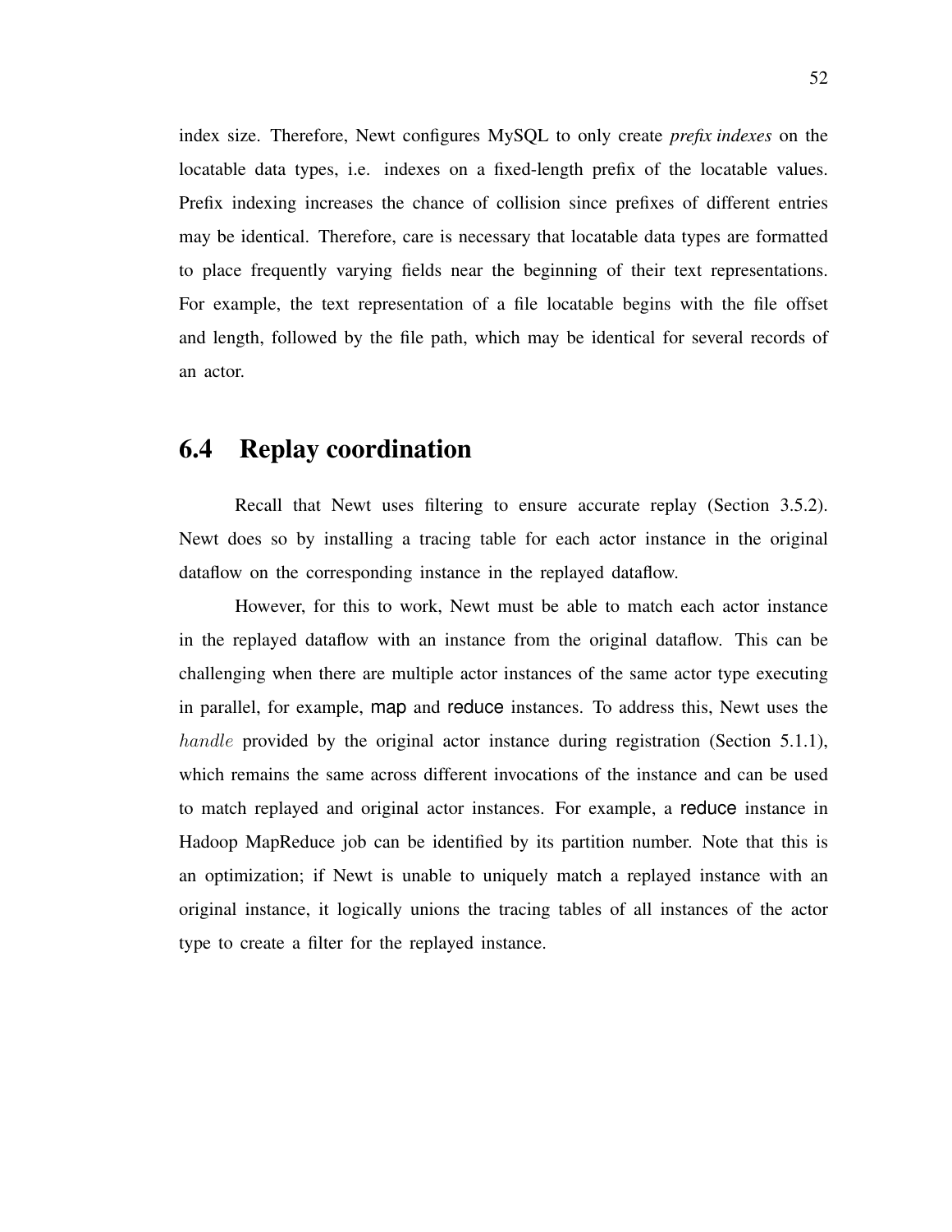index size. Therefore, Newt configures MySQL to only create *prefix indexes* on the locatable data types, i.e. indexes on a fixed-length prefix of the locatable values. Prefix indexing increases the chance of collision since prefixes of different entries may be identical. Therefore, care is necessary that locatable data types are formatted to place frequently varying fields near the beginning of their text representations. For example, the text representation of a file locatable begins with the file offset and length, followed by the file path, which may be identical for several records of an actor.

## 6.4 Replay coordination

Recall that Newt uses filtering to ensure accurate replay (Section 3.5.2). Newt does so by installing a tracing table for each actor instance in the original dataflow on the corresponding instance in the replayed dataflow.

However, for this to work, Newt must be able to match each actor instance in the replayed dataflow with an instance from the original dataflow. This can be challenging when there are multiple actor instances of the same actor type executing in parallel, for example, map and reduce instances. To address this, Newt uses the $handle$ provided by the original actor instance during registration (Section 5.1.1), which remains the same across different invocations of the instance and can be used to match replayed and original actor instances. For example, a reduce instance in Hadoop MapReduce job can be identified by its partition number. Note that this is an optimization; if Newt is unable to uniquely match a replayed instance with an original instance, it logically unions the tracing tables of all instances of the actor type to create a filter for the replayed instance.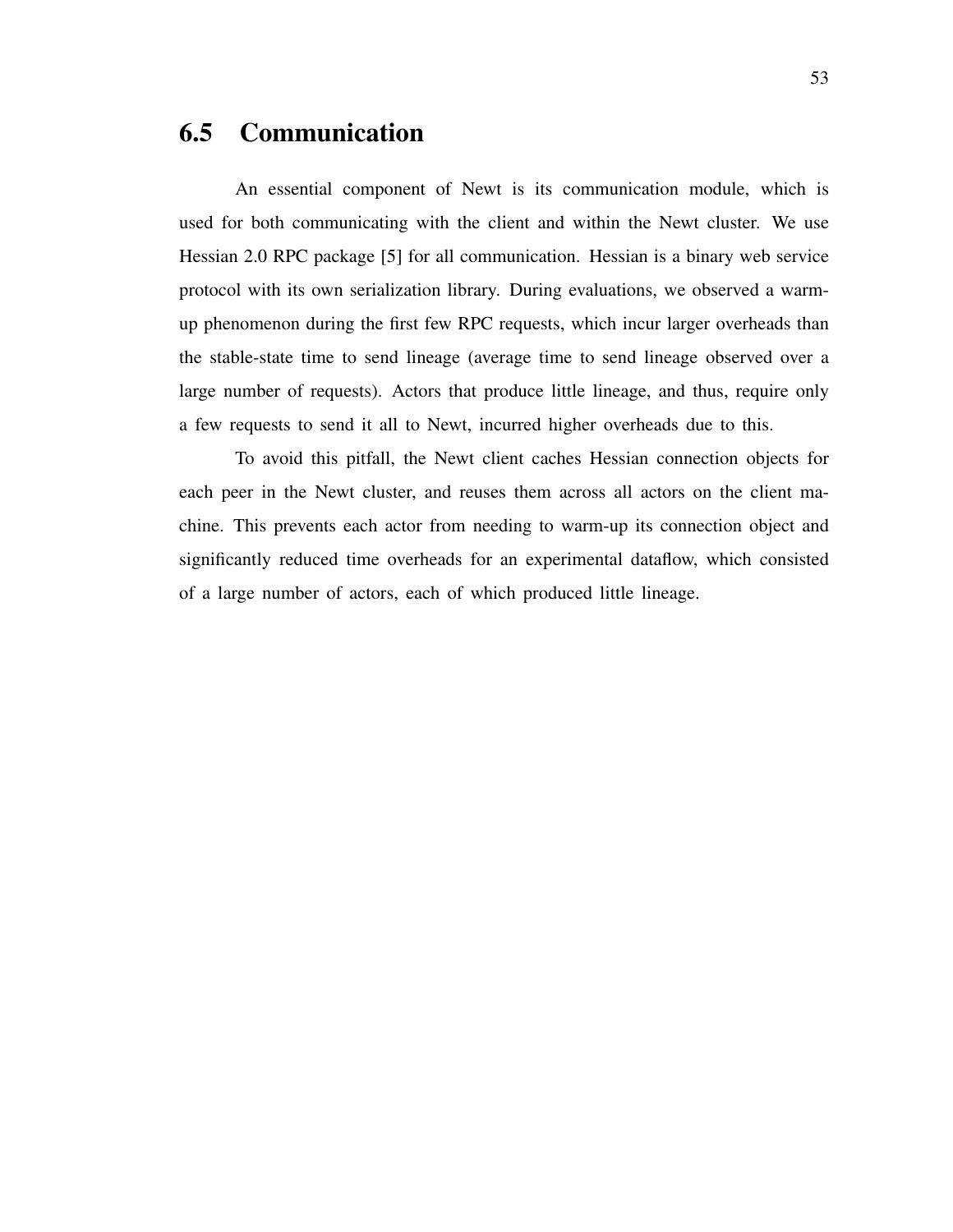## 6.5 Communication

An essential component of Newt is its communication module, which is used for both communicating with the client and within the Newt cluster. We use Hessian 2.0 RPC package [5] for all communication. Hessian is a binary web service protocol with its own serialization library. During evaluations, we observed a warm-up phenomenon during the first few RPC requests, which incur larger overheads than the stable-state time to send lineage (average time to send lineage observed over a large number of requests). Actors that produce little lineage, and thus, require only a few requests to send it all to Newt, incurred higher overheads due to this.

To avoid this pitfall, the Newt client caches Hessian connection objects for each peer in the Newt cluster, and reuses them across all actors on the client machine. This prevents each actor from needing to warm-up its connection object and significantly reduced time overheads for an experimental dataflow, which consisted of a large number of actors, each of which produced little lineage.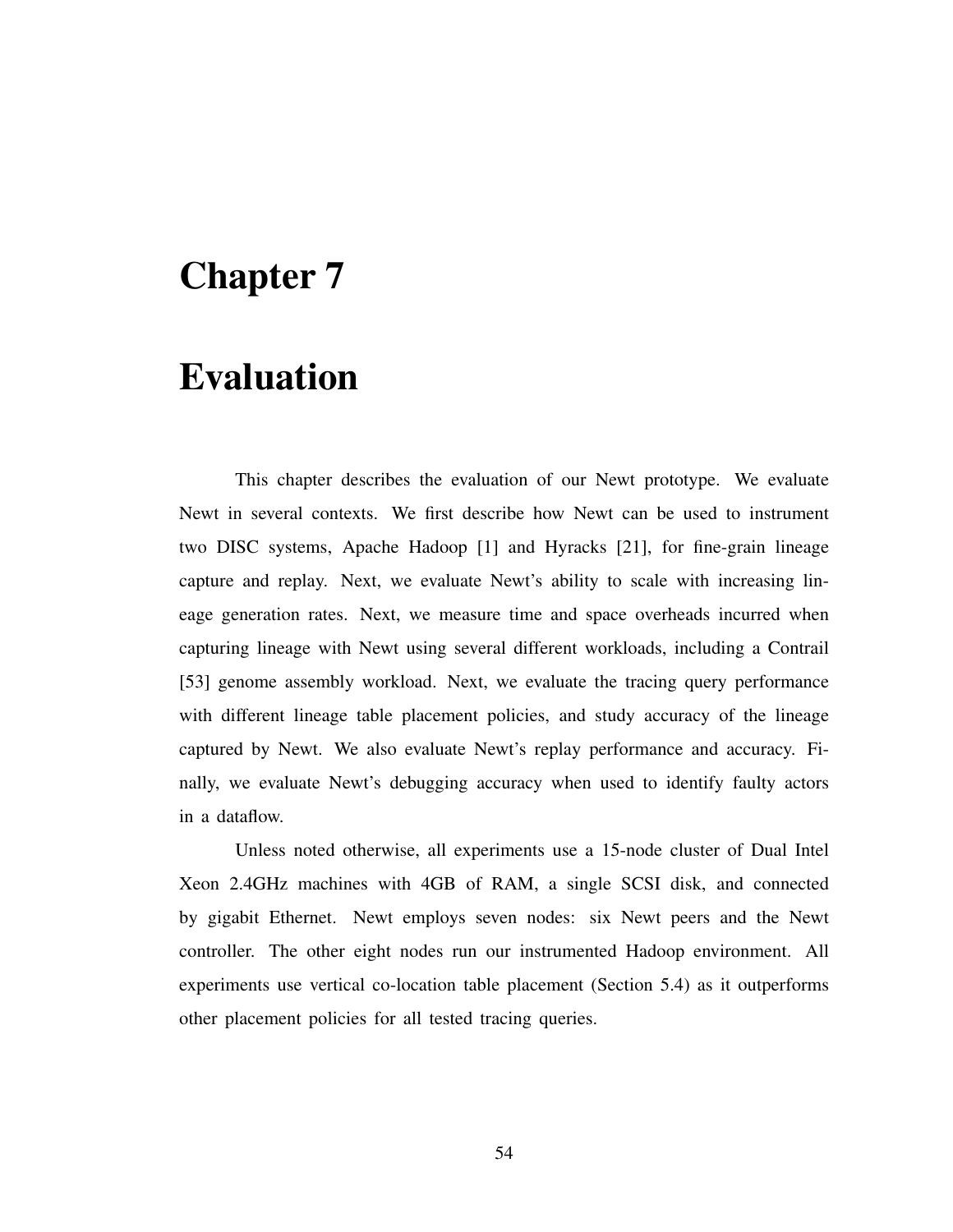# Chapter 7

# Evaluation

This chapter describes the evaluation of our Newt prototype. We evaluate Newt in several contexts. We first describe how Newt can be used to instrument two DISC systems, Apache Hadoop [1] and Hyracks [21], for fine-grain lineage capture and replay. Next, we evaluate Newt's ability to scale with increasing lineage generation rates. Next, we measure time and space overheads incurred when capturing lineage with Newt using several different workloads, including a Contrail [53] genome assembly workload. Next, we evaluate the tracing query performance with different lineage table placement policies, and study accuracy of the lineage captured by Newt. We also evaluate Newt's replay performance and accuracy. Finally, we evaluate Newt's debugging accuracy when used to identify faulty actors in a dataflow.

Unless noted otherwise, all experiments use a 15-node cluster of Dual Intel Xeon 2.4GHz machines with 4GB of RAM, a single SCSI disk, and connected by gigabit Ethernet. Newt employs seven nodes: six Newt peers and the Newt controller. The other eight nodes run our instrumented Hadoop environment. All experiments use vertical co-location table placement (Section 5.4) as it outperforms other placement policies for all tested tracing queries.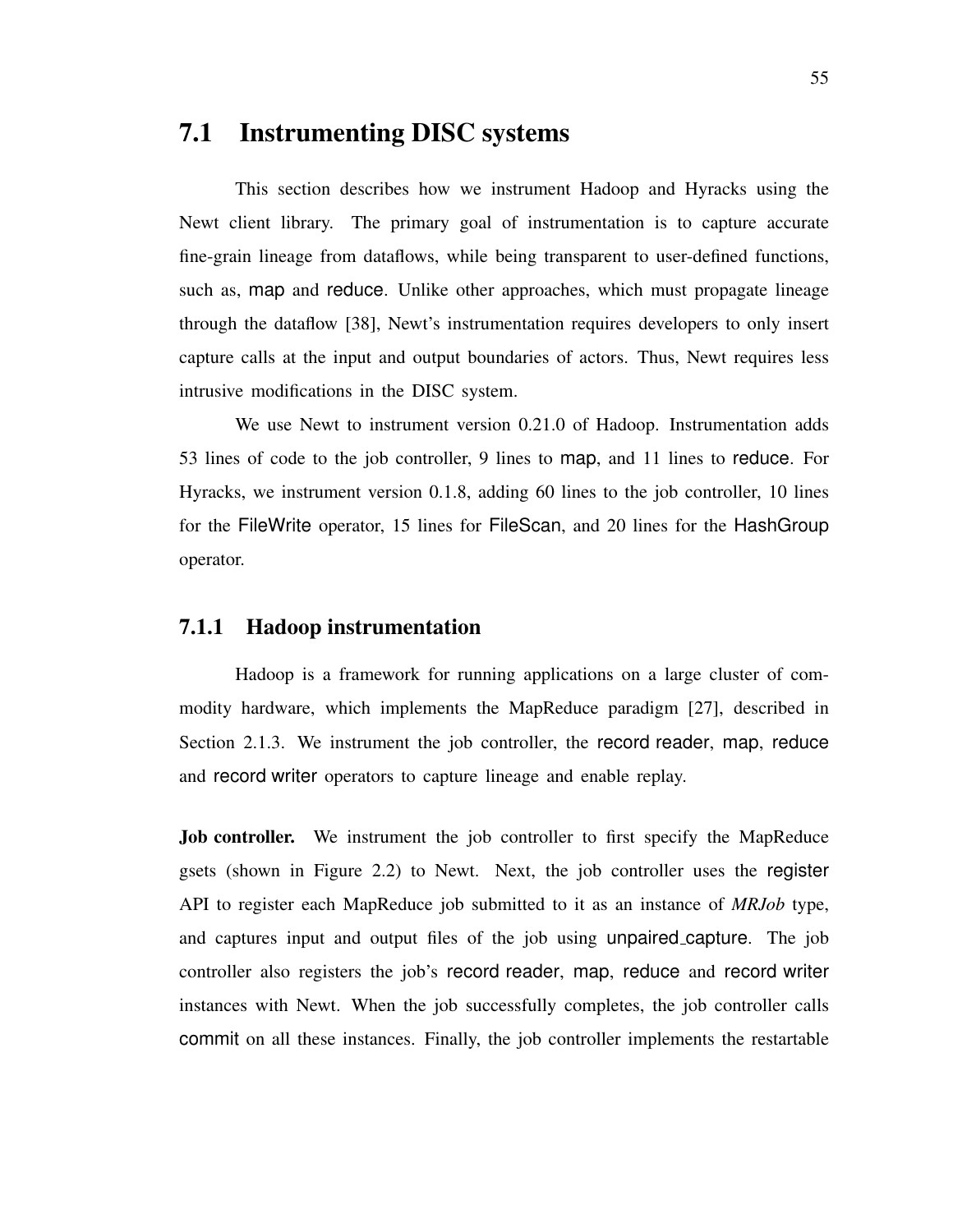## 7.1 Instrumenting DISC systems

This section describes how we instrument Hadoop and Hyracks using the Newt client library. The primary goal of instrumentation is to capture accurate fine-grain lineage from dataflows, while being transparent to user-defined functions, such as, map and reduce. Unlike other approaches, which must propagate lineage through the dataflow [38], Newt's instrumentation requires developers to only insert capture calls at the input and output boundaries of actors. Thus, Newt requires less intrusive modifications in the DISC system.

We use Newt to instrument version 0.21.0 of Hadoop. Instrumentation adds 53 lines of code to the job controller, 9 lines to map, and 11 lines to reduce. For Hyracks, we instrument version 0.1.8, adding 60 lines to the job controller, 10 lines for the FileWrite operator, 15 lines for FileScan, and 20 lines for the HashGroup operator.

### 7.1.1 Hadoop instrumentation

Hadoop is a framework for running applications on a large cluster of commodity hardware, which implements the MapReduce paradigm [27], described in Section 2.1.3. We instrument the job controller, the record reader, map, reduce and record writer operators to capture lineage and enable replay.

**Job controller.** We instrument the job controller to first specify the MapReduce gsets (shown in Figure 2.2) to Newt. Next, the job controller uses the register API to register each MapReduce job submitted to it as an instance of *MRJob* type, and captures input and output files of the job using unpaired_capture. The job controller also registers the job's record reader, map, reduce and record writer instances with Newt. When the job successfully completes, the job controller calls commit on all these instances. Finally, the job controller implements the restartable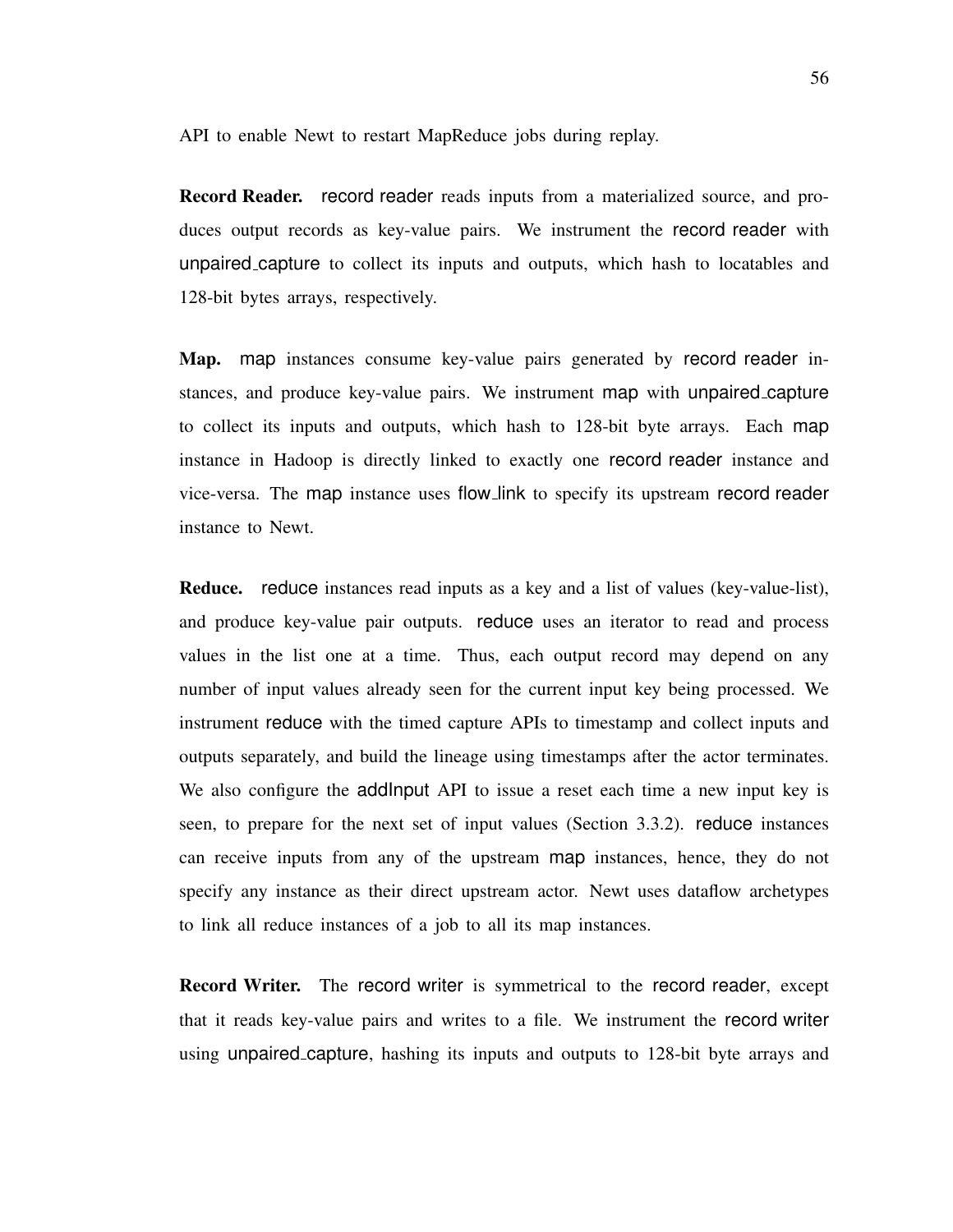API to enable Newt to restart MapReduce jobs during replay.

**Record Reader.** record reader reads inputs from a materialized source, and produces output records as key-value pairs. We instrument the record reader with unpaired_capture to collect its inputs and outputs, which hash to locatables and 128-bit bytes arrays, respectively.

**Map.** map instances consume key-value pairs generated by record reader instances, and produce key-value pairs. We instrument map with unpaired_capture to collect its inputs and outputs, which hash to 128-bit byte arrays. Each map instance in Hadoop is directly linked to exactly one record reader instance and vice-versa. The map instance uses flow_link to specify its upstream record reader instance to Newt.

**Reduce.** reduce instances read inputs as a key and a list of values (key-value-list), and produce key-value pair outputs. reduce uses an iterator to read and process values in the list one at a time. Thus, each output record may depend on any number of input values already seen for the current input key being processed. We instrument reduce with the timed capture APIs to timestamp and collect inputs and outputs separately, and build the lineage using timestamps after the actor terminates. We also configure the addInput API to issue a reset each time a new input key is seen, to prepare for the next set of input values (Section 3.3.2). reduce instances can receive inputs from any of the upstream map instances, hence, they do not specify any instance as their direct upstream actor. Newt uses dataflow archetypes to link all reduce instances of a job to all its map instances.

**Record Writer.** The record writer is symmetrical to the record reader, except that it reads key-value pairs and writes to a file. We instrument the record writer using unpaired_capture, hashing its inputs and outputs to 128-bit byte arrays and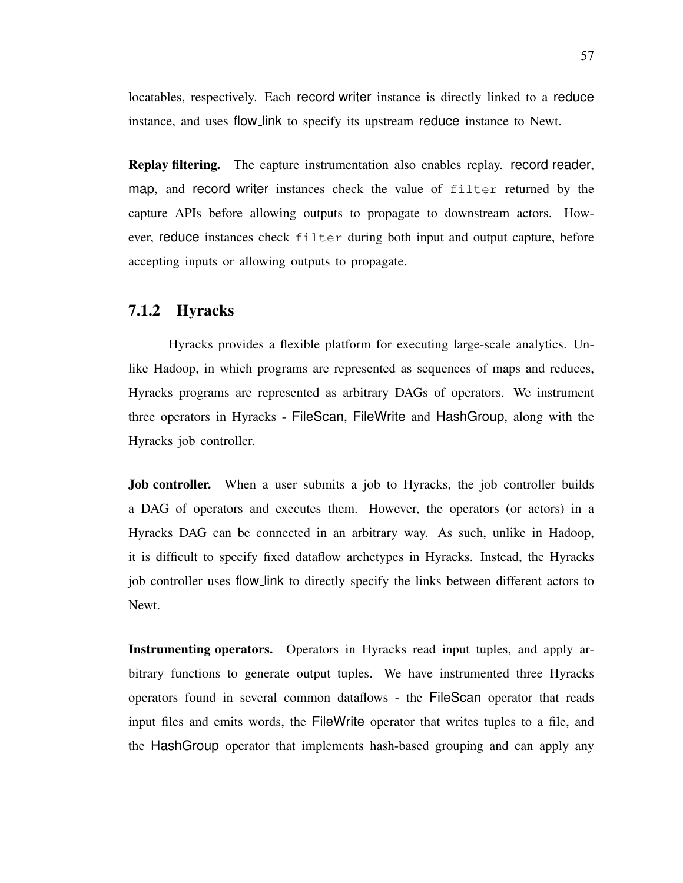locatables, respectively. Each record writer instance is directly linked to a reduce instance, and uses flow_link to specify its upstream reduce instance to Newt.

**Replay filtering.** The capture instrumentation also enables replay. record reader, map, and record writer instances check the value of `filter` returned by the capture APIs before allowing outputs to propagate to downstream actors. However, reduce instances check `filter` during both input and output capture, before accepting inputs or allowing outputs to propagate.

### 7.1.2 Hyracks

Hyracks provides a flexible platform for executing large-scale analytics. Unlike Hadoop, in which programs are represented as sequences of maps and reduces, Hyracks programs are represented as arbitrary DAGs of operators. We instrument three operators in Hyracks - FileScan, FileWrite and HashGroup, along with the Hyracks job controller.

**Job controller.** When a user submits a job to Hyracks, the job controller builds a DAG of operators and executes them. However, the operators (or actors) in a Hyracks DAG can be connected in an arbitrary way. As such, unlike in Hadoop, it is difficult to specify fixed dataflow archetypes in Hyracks. Instead, the Hyracks job controller uses flow_link to directly specify the links between different actors to Newt.

**Instrumenting operators.** Operators in Hyracks read input tuples, and apply arbitrary functions to generate output tuples. We have instrumented three Hyracks operators found in several common dataflows - the FileScan operator that reads input files and emits words, the FileWrite operator that writes tuples to a file, and the HashGroup operator that implements hash-based grouping and can apply any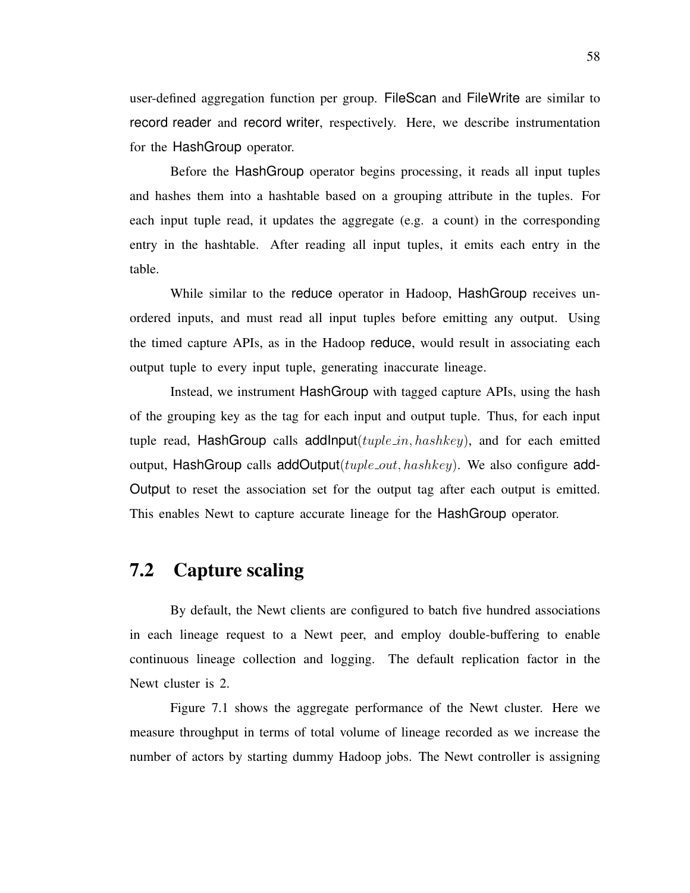user-defined aggregation function per group. FileScan and FileWrite are similar to record reader and record writer, respectively. Here, we describe instrumentation for the HashGroup operator.

Before the HashGroup operator begins processing, it reads all input tuples and hashes them into a hashtable based on a grouping attribute in the tuples. For each input tuple read, it updates the aggregate (e.g. a count) in the corresponding entry in the hashtable. After reading all input tuples, it emits each entry in the table.

While similar to the reduce operator in Hadoop, HashGroup receives unordered inputs, and must read all input tuples before emitting any output. Using the timed capture APIs, as in the Hadoop reduce, would result in associating each output tuple to every input tuple, generating inaccurate lineage.

Instead, we instrument HashGroup with tagged capture APIs, using the hash of the grouping key as the tag for each input and output tuple. Thus, for each input tuple read, HashGroup calls addInput($tuple\_in, hashkey$), and for each emitted output, HashGroup calls addOutput($tuple\_out, hashkey$). We also configure addOutput to reset the association set for the output tag after each output is emitted. This enables Newt to capture accurate lineage for the HashGroup operator.

## 7.2 Capture scaling

By default, the Newt clients are configured to batch five hundred associations in each lineage request to a Newt peer, and employ double-buffering to enable continuous lineage collection and logging. The default replication factor in the Newt cluster is 2.

Figure 7.1 shows the aggregate performance of the Newt cluster. Here we measure throughput in terms of total volume of lineage recorded as we increase the number of actors by starting dummy Hadoop jobs. The Newt controller is assigning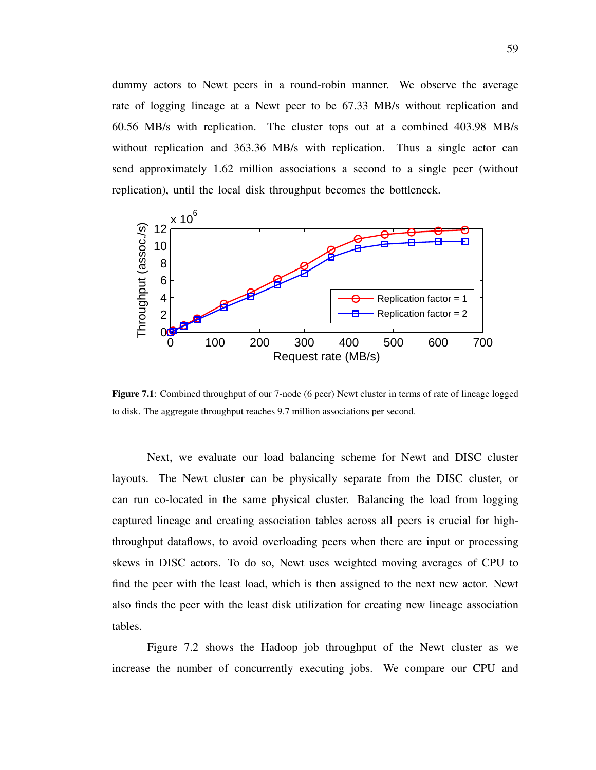dummy actors to Newt peers in a round-robin manner. We observe the average rate of logging lineage at a Newt peer to be 67.33 MB/s without replication and 60.56 MB/s with replication. The cluster tops out at a combined 403.98 MB/s without replication and 363.36 MB/s with replication. Thus a single actor can send approximately 1.62 million associations a second to a single peer (without replication), until the local disk throughput becomes the bottleneck.

**Figure 7.1**: Combined throughput of our 7-node (6 peer) Newt cluster in terms of rate of lineage logged to disk. The aggregate throughput reaches 9.7 million associations per second.

Next, we evaluate our load balancing scheme for Newt and DISC cluster layouts. The Newt cluster can be physically separate from the DISC cluster, or can run co-located in the same physical cluster. Balancing the load from logging captured lineage and creating association tables across all peers is crucial for high-throughput dataflows, to avoid overloading peers when there are input or processing skews in DISC actors. To do so, Newt uses weighted moving averages of CPU to find the peer with the least load, which is then assigned to the next new actor. Newt also finds the peer with the least disk utilization for creating new lineage association tables.

Figure 7.2 shows the Hadoop job throughput of the Newt cluster as we increase the number of concurrently executing jobs. We compare our CPU and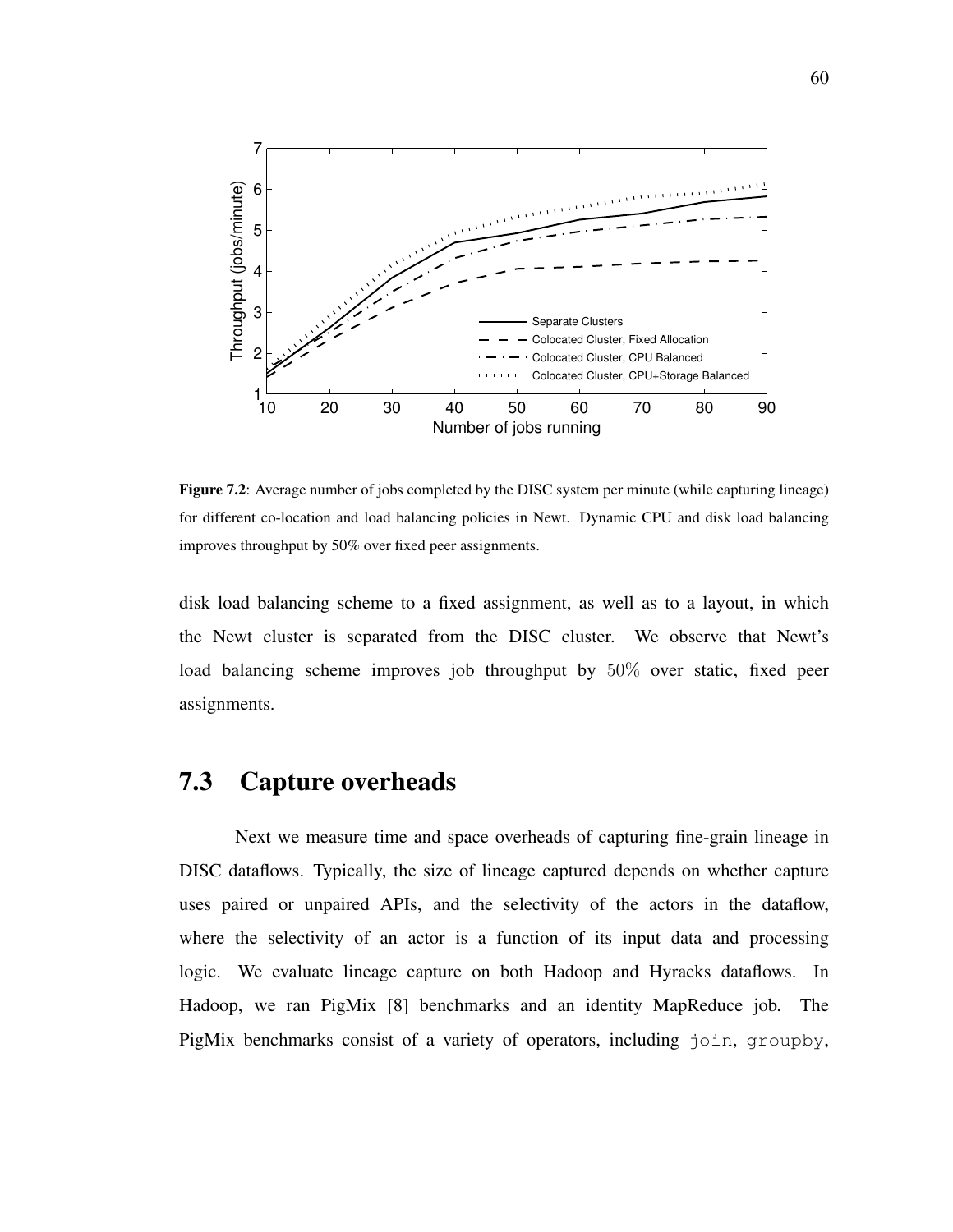**Figure 7.2**: Average number of jobs completed by the DISC system per minute (while capturing lineage) for different co-location and load balancing policies in Newt. Dynamic CPU and disk load balancing improves throughput by 50% over fixed peer assignments.

disk load balancing scheme to a fixed assignment, as well as to a layout, in which the Newt cluster is separated from the DISC cluster. We observe that Newt's load balancing scheme improves job throughput by $50\%$ over static, fixed peer assignments.

## 7.3 Capture overheads

Next we measure time and space overheads of capturing fine-grain lineage in DISC dataflows. Typically, the size of lineage captured depends on whether capture uses paired or unpaired APIs, and the selectivity of the actors in the dataflow, where the selectivity of an actor is a function of its input data and processing logic. We evaluate lineage capture on both Hadoop and Hyracks dataflows. In Hadoop, we ran PigMix [8] benchmarks and an identity MapReduce job. The PigMix benchmarks consist of a variety of operators, including `join`, `groupby`,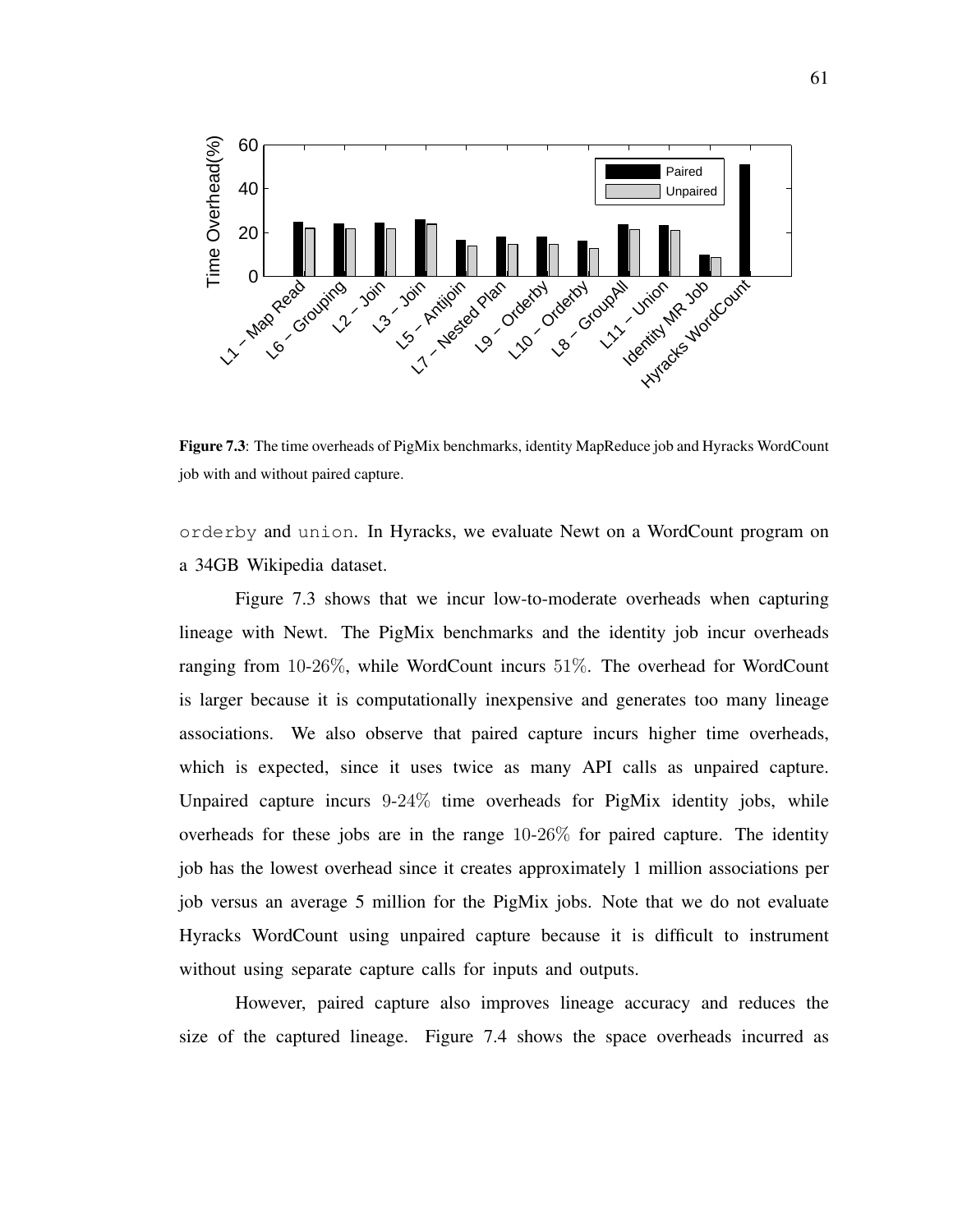**Figure 7.3**: The time overheads of PigMix benchmarks, identity MapReduce job and Hyracks WordCount job with and without paired capture.

orderby and union. In Hyracks, we evaluate Newt on a WordCount program on a 34GB Wikipedia dataset.

Figure 7.3 shows that we incur low-to-moderate overheads when capturing lineage with Newt. The PigMix benchmarks and the identity job incur overheads ranging from 10-26%, while WordCount incurs 51%. The overhead for WordCount is larger because it is computationally inexpensive and generates too many lineage associations. We also observe that paired capture incurs higher time overheads, which is expected, since it uses twice as many API calls as unpaired capture. Unpaired capture incurs 9-24% time overheads for PigMix identity jobs, while overheads for these jobs are in the range 10-26% for paired capture. The identity job has the lowest overhead since it creates approximately 1 million associations per job versus an average 5 million for the PigMix jobs. Note that we do not evaluate Hyracks WordCount using unpaired capture because it is difficult to instrument without using separate capture calls for inputs and outputs.

However, paired capture also improves lineage accuracy and reduces the size of the captured lineage. Figure 7.4 shows the space overheads incurred as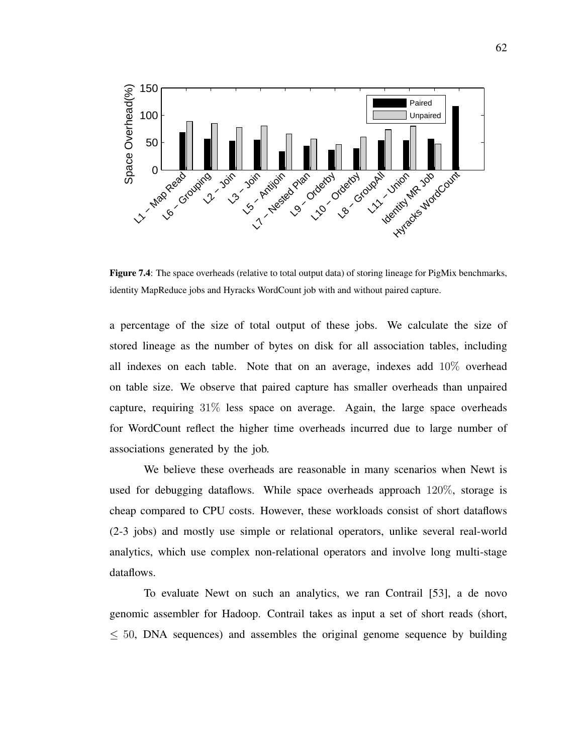**Figure 7.4**: The space overheads (relative to total output data) of storing lineage for PigMix benchmarks, identity MapReduce jobs and Hyracks WordCount job with and without paired capture.

a percentage of the size of total output of these jobs. We calculate the size of stored lineage as the number of bytes on disk for all association tables, including all indexes on each table. Note that on an average, indexes add $10\%$ overhead on table size. We observe that paired capture has smaller overheads than unpaired capture, requiring $31\%$ less space on average. Again, the large space overheads for WordCount reflect the higher time overheads incurred due to large number of associations generated by the job.

We believe these overheads are reasonable in many scenarios when Newt is used for debugging dataflows. While space overheads approach $120\%$, storage is cheap compared to CPU costs. However, these workloads consist of short dataflows (2-3 jobs) and mostly use simple or relational operators, unlike several real-world analytics, which use complex non-relational operators and involve long multi-stage dataflows.

To evaluate Newt on such an analytics, we ran Contrail [53], a de novo genomic assembler for Hadoop. Contrail takes as input a set of short reads (short, $\leq 50$, DNA sequences) and assembles the original genome sequence by building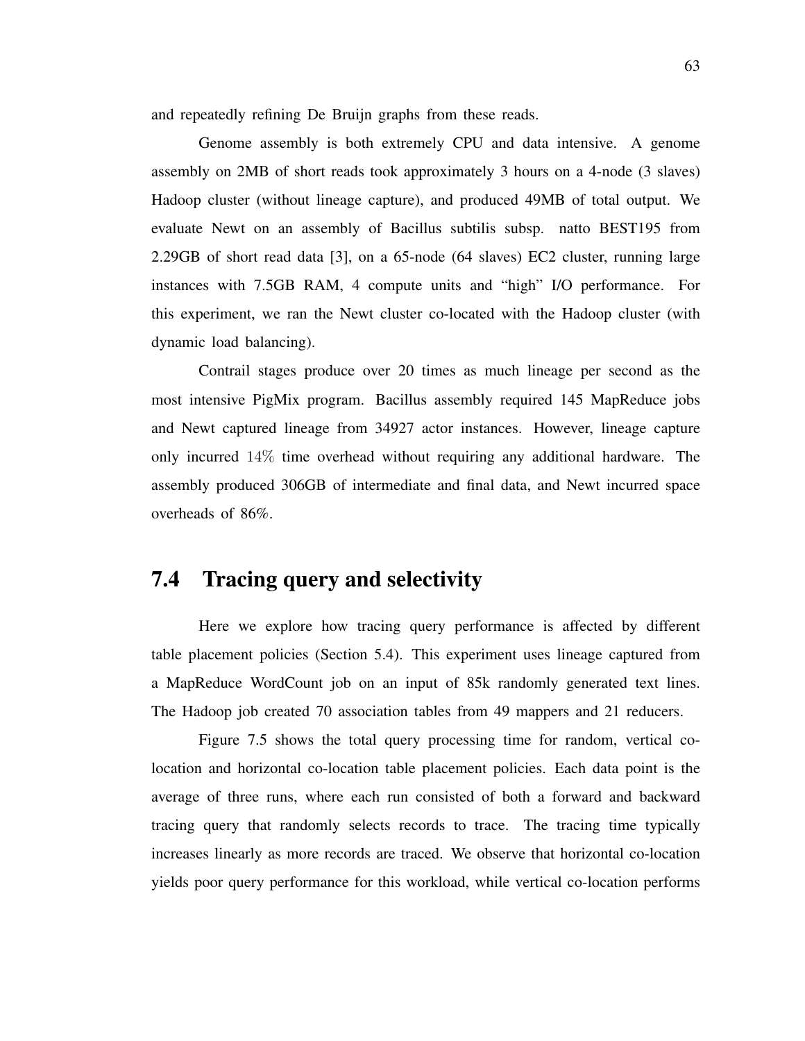and repeatedly refining De Bruijn graphs from these reads.

Genome assembly is both extremely CPU and data intensive. A genome assembly on 2MB of short reads took approximately 3 hours on a 4-node (3 slaves) Hadoop cluster (without lineage capture), and produced 49MB of total output. We evaluate Newt on an assembly of Bacillus subtilis subsp. natto BEST195 from 2.29GB of short read data [3], on a 65-node (64 slaves) EC2 cluster, running large instances with 7.5GB RAM, 4 compute units and "high" I/O performance. For this experiment, we ran the Newt cluster co-located with the Hadoop cluster (with dynamic load balancing).

Contrail stages produce over 20 times as much lineage per second as the most intensive PigMix program. Bacillus assembly required 145 MapReduce jobs and Newt captured lineage from 34927 actor instances. However, lineage capture only incurred $14\%$ time overhead without requiring any additional hardware. The assembly produced 306GB of intermediate and final data, and Newt incurred space overheads of 86%.

## 7.4 Tracing query and selectivity

Here we explore how tracing query performance is affected by different table placement policies (Section 5.4). This experiment uses lineage captured from a MapReduce WordCount job on an input of 85k randomly generated text lines. The Hadoop job created 70 association tables from 49 mappers and 21 reducers.

Figure 7.5 shows the total query processing time for random, vertical co-location and horizontal co-location table placement policies. Each data point is the average of three runs, where each run consisted of both a forward and backward tracing query that randomly selects records to trace. The tracing time typically increases linearly as more records are traced. We observe that horizontal co-location yields poor query performance for this workload, while vertical co-location performs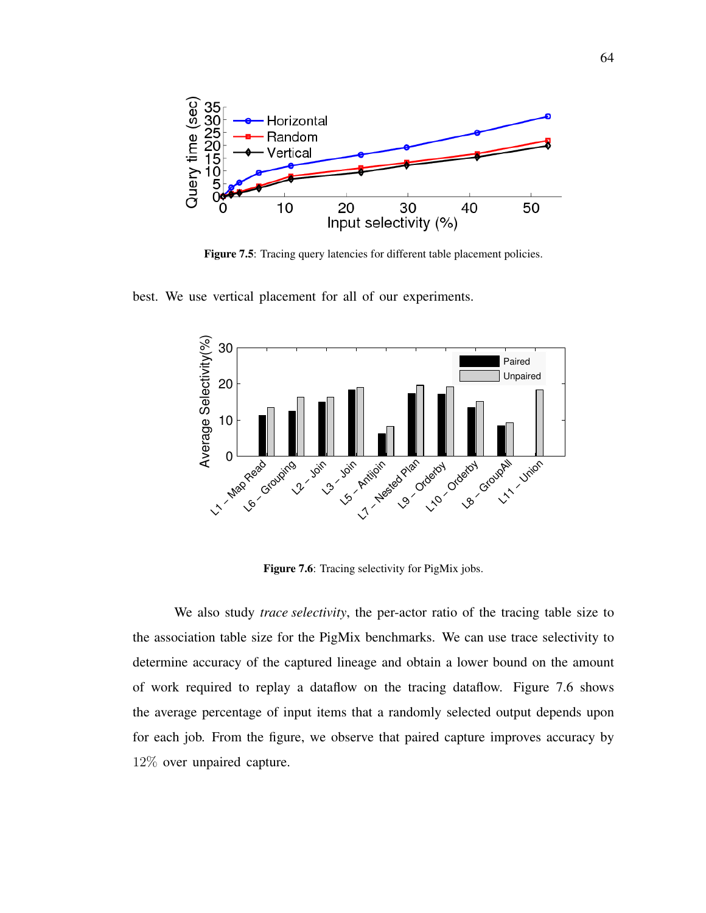**Figure 7.5**: Tracing query latencies for different table placement policies.

best. We use vertical placement for all of our experiments.

**Figure 7.6**: Tracing selectivity for PigMix jobs.

We also study *trace selectivity*, the per-actor ratio of the tracing table size to the association table size for the PigMix benchmarks. We can use trace selectivity to determine accuracy of the captured lineage and obtain a lower bound on the amount of work required to replay a dataflow on the tracing dataflow. Figure 7.6 shows the average percentage of input items that a randomly selected output depends upon for each job. From the figure, we observe that paired capture improves accuracy by $12\%$ over unpaired capture.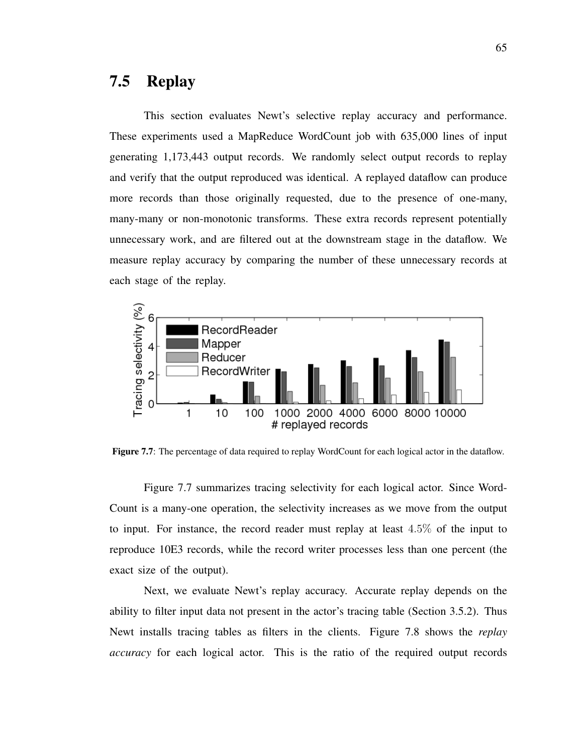## 7.5 Replay

This section evaluates Newt's selective replay accuracy and performance. These experiments used a MapReduce WordCount job with 635,000 lines of input generating 1,173,443 output records. We randomly select output records to replay and verify that the output reproduced was identical. A replayed dataflow can produce more records than those originally requested, due to the presence of one-many, many-many or non-monotonic transforms. These extra records represent potentially unnecessary work, and are filtered out at the downstream stage in the dataflow. We measure replay accuracy by comparing the number of these unnecessary records at each stage of the replay.

**Figure 7.7**: The percentage of data required to replay WordCount for each logical actor in the dataflow.

Figure 7.7 summarizes tracing selectivity for each logical actor. Since WordCount is a many-one operation, the selectivity increases as we move from the output to input. For instance, the record reader must replay at least $4.5\%$ of the input to reproduce 10E3 records, while the record writer processes less than one percent (the exact size of the output).

Next, we evaluate Newt's replay accuracy. Accurate replay depends on the ability to filter input data not present in the actor's tracing table (Section 3.5.2). Thus Newt installs tracing tables as filters in the clients. Figure 7.8 shows the *replay accuracy* for each logical actor. This is the ratio of the required output records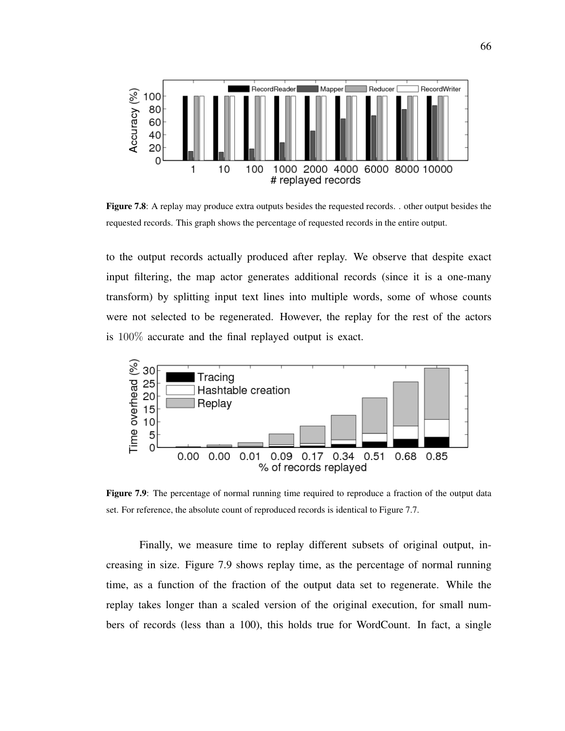**Figure 7.8**: A replay may produce extra outputs besides the requested records. . other output besides the requested records. This graph shows the percentage of requested records in the entire output.

to the output records actually produced after replay. We observe that despite exact input filtering, the map actor generates additional records (since it is a one-many transform) by splitting input text lines into multiple words, some of whose counts were not selected to be regenerated. However, the replay for the rest of the actors is $100\%$ accurate and the final replayed output is exact.

**Figure 7.9**: The percentage of normal running time required to reproduce a fraction of the output data set. For reference, the absolute count of reproduced records is identical to Figure 7.7.

Finally, we measure time to replay different subsets of original output, increasing in size. Figure 7.9 shows replay time, as the percentage of normal running time, as a function of the fraction of the output data set to regenerate. While the replay takes longer than a scaled version of the original execution, for small numbers of records (less than a 100), this holds true for WordCount. In fact, a single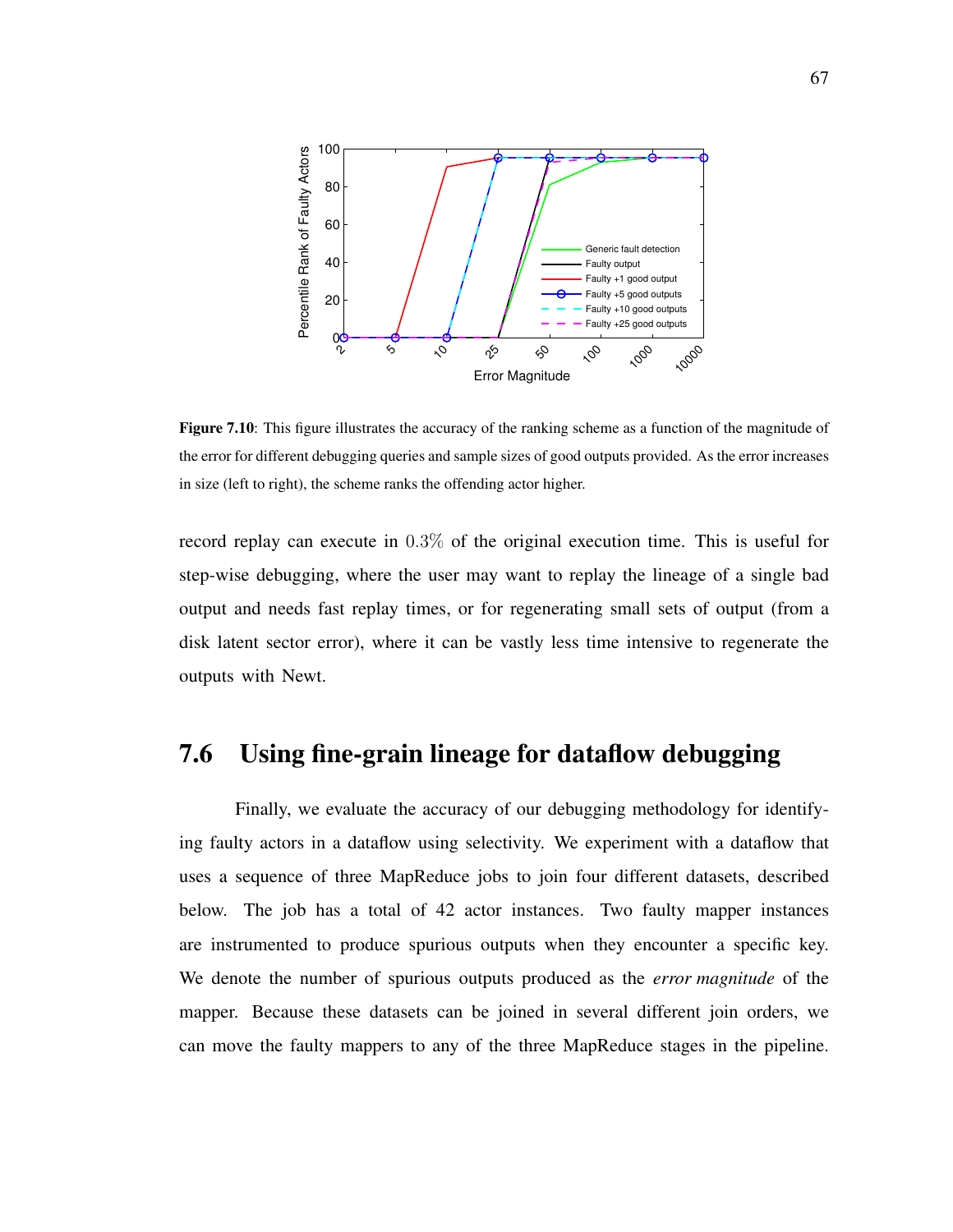**Figure 7.10**: This figure illustrates the accuracy of the ranking scheme as a function of the magnitude of the error for different debugging queries and sample sizes of good outputs provided. As the error increases in size (left to right), the scheme ranks the offending actor higher.

record replay can execute in $0.3\%$ of the original execution time. This is useful for step-wise debugging, where the user may want to replay the lineage of a single bad output and needs fast replay times, or for regenerating small sets of output (from a disk latent sector error), where it can be vastly less time intensive to regenerate the outputs with Newt.

## 7.6 Using fine-grain lineage for dataflow debugging

Finally, we evaluate the accuracy of our debugging methodology for identifying faulty actors in a dataflow using selectivity. We experiment with a dataflow that uses a sequence of three MapReduce jobs to join four different datasets, described below. The job has a total of 42 actor instances. Two faulty mapper instances are instrumented to produce spurious outputs when they encounter a specific key. We denote the number of spurious outputs produced as the *error magnitude* of the mapper. Because these datasets can be joined in several different join orders, we can move the faulty mappers to any of the three MapReduce stages in the pipeline.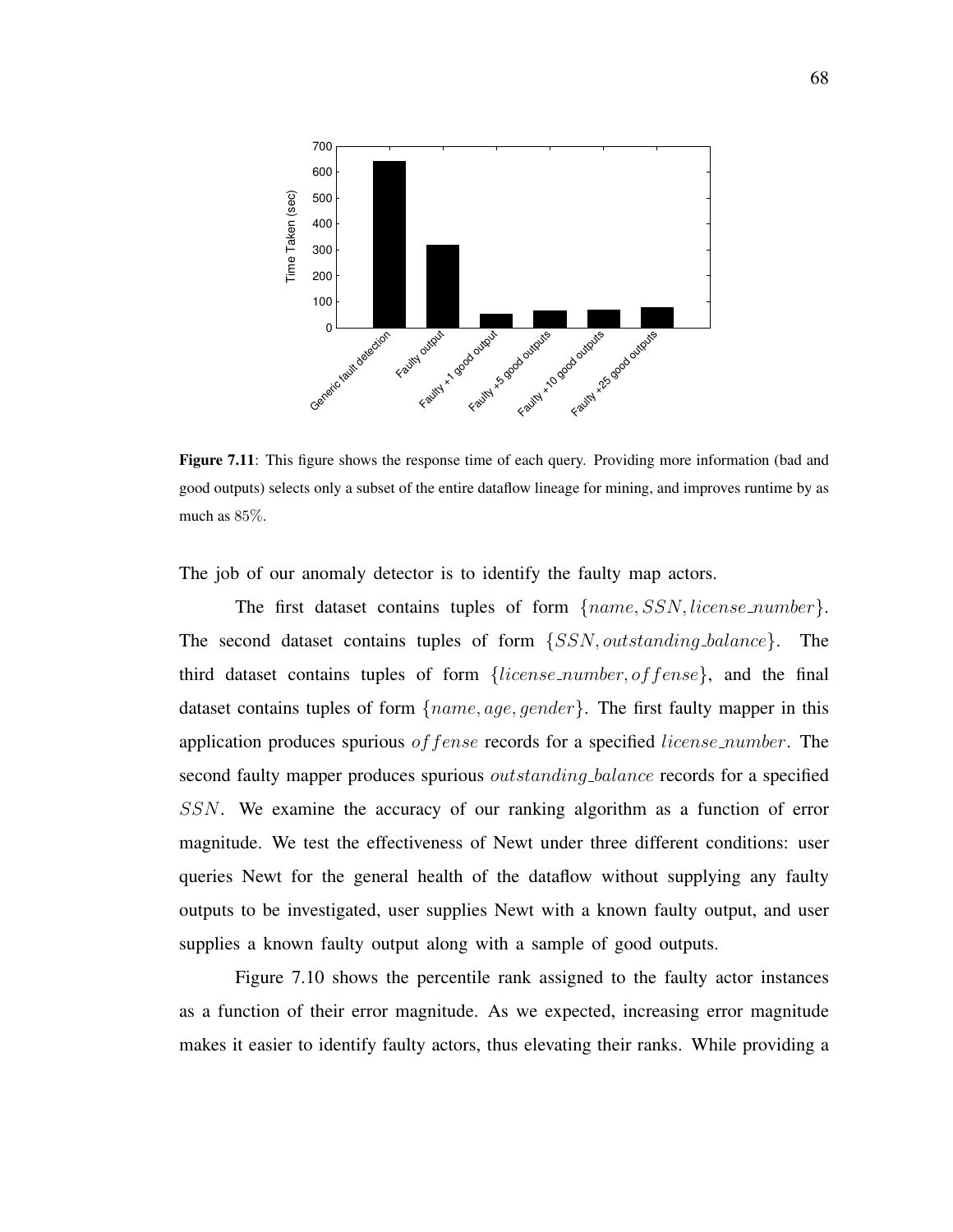**Figure 7.11**: This figure shows the response time of each query. Providing more information (bad and good outputs) selects only a subset of the entire dataflow lineage for mining, and improves runtime by as much as 85%.

The job of our anomaly detector is to identify the faulty map actors.

The first dataset contains tuples of form $\{name, SSN, license\_number\}$. The second dataset contains tuples of form $\{SSN, outstanding\_balance\}$. The third dataset contains tuples of form $\{license\_number, offense\}$, and the final dataset contains tuples of form $\{name, age, gender\}$. The first faulty mapper in this application produces spurious $offense$ records for a specified $license\_number$. The second faulty mapper produces spurious $outstanding\_balance$ records for a specified $SSN$. We examine the accuracy of our ranking algorithm as a function of error magnitude. We test the effectiveness of Newt under three different conditions: user queries Newt for the general health of the dataflow without supplying any faulty outputs to be investigated, user supplies Newt with a known faulty output, and user supplies a known faulty output along with a sample of good outputs.

Figure 7.10 shows the percentile rank assigned to the faulty actor instances as a function of their error magnitude. As we expected, increasing error magnitude makes it easier to identify faulty actors, thus elevating their ranks. While providing a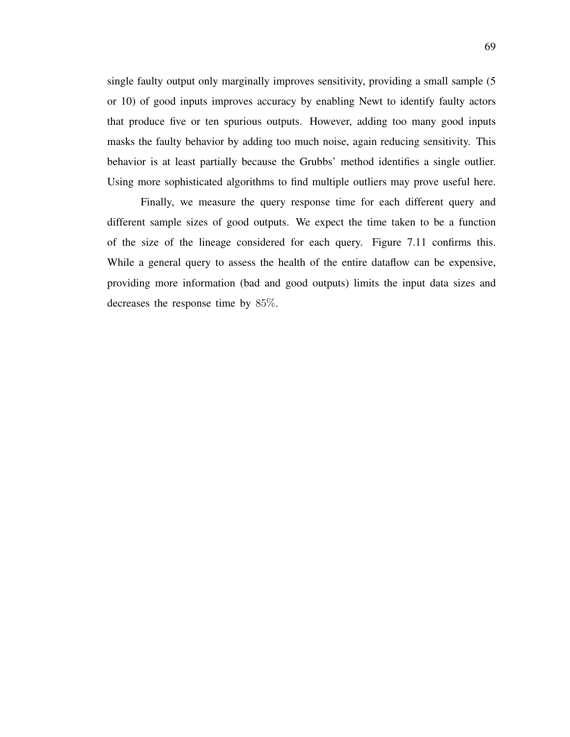single faulty output only marginally improves sensitivity, providing a small sample (5 or 10) of good inputs improves accuracy by enabling Newt to identify faulty actors that produce five or ten spurious outputs. However, adding too many good inputs masks the faulty behavior by adding too much noise, again reducing sensitivity. This behavior is at least partially because the Grubbs' method identifies a single outlier. Using more sophisticated algorithms to find multiple outliers may prove useful here.

Finally, we measure the query response time for each different query and different sample sizes of good outputs. We expect the time taken to be a function of the size of the lineage considered for each query. Figure 7.11 confirms this. While a general query to assess the health of the entire dataflow can be expensive, providing more information (bad and good outputs) limits the input data sizes and decreases the response time by $85\%$.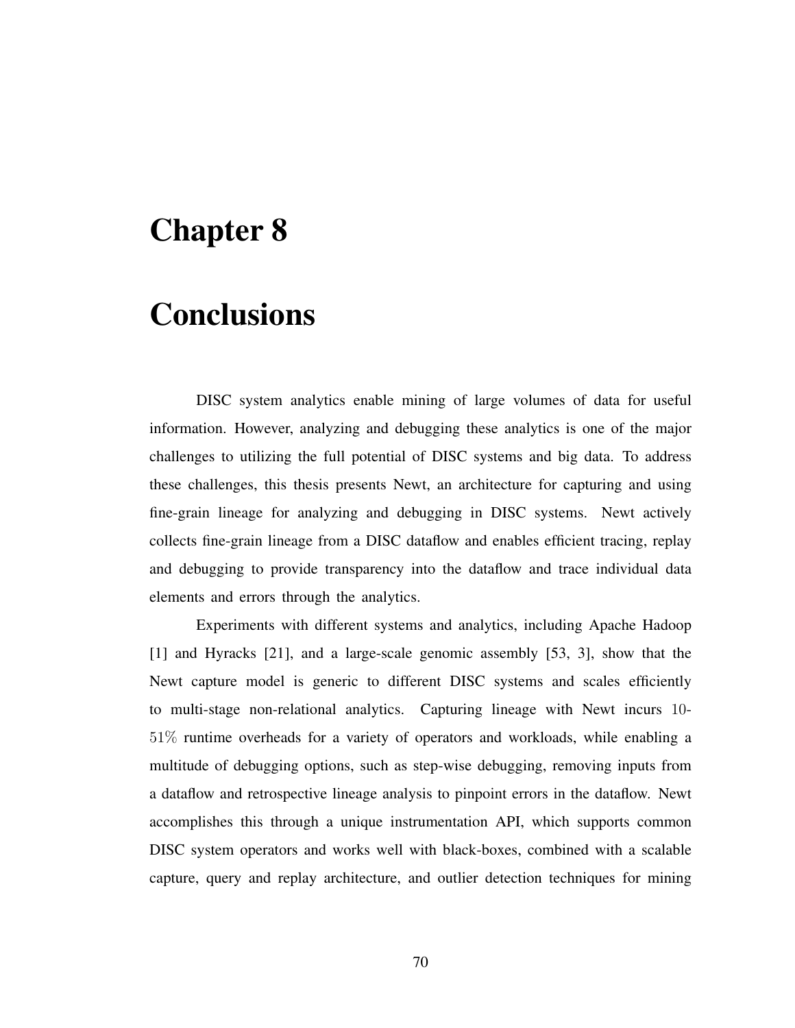# Chapter 8

# Conclusions

DISC system analytics enable mining of large volumes of data for useful information. However, analyzing and debugging these analytics is one of the major challenges to utilizing the full potential of DISC systems and big data. To address these challenges, this thesis presents Newt, an architecture for capturing and using fine-grain lineage for analyzing and debugging in DISC systems. Newt actively collects fine-grain lineage from a DISC dataflow and enables efficient tracing, replay and debugging to provide transparency into the dataflow and trace individual data elements and errors through the analytics.

Experiments with different systems and analytics, including Apache Hadoop [1] and Hyracks [21], and a large-scale genomic assembly [53, 3], show that the Newt capture model is generic to different DISC systems and scales efficiently to multi-stage non-relational analytics. Capturing lineage with Newt incurs 10-51% runtime overheads for a variety of operators and workloads, while enabling a multitude of debugging options, such as step-wise debugging, removing inputs from a dataflow and retrospective lineage analysis to pinpoint errors in the dataflow. Newt accomplishes this through a unique instrumentation API, which supports common DISC system operators and works well with black-boxes, combined with a scalable capture, query and replay architecture, and outlier detection techniques for mining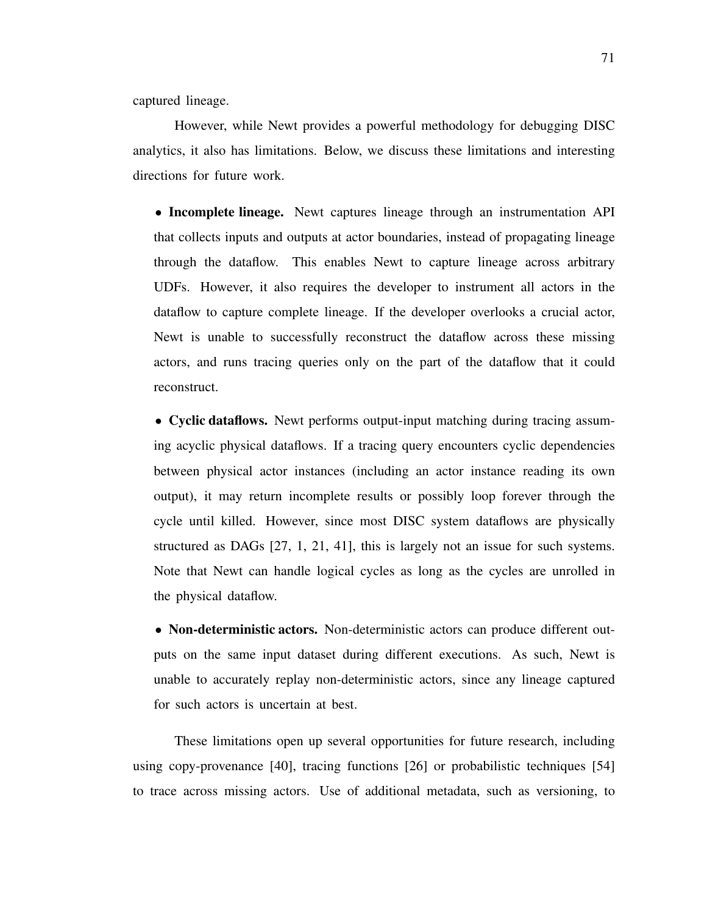captured lineage.

However, while Newt provides a powerful methodology for debugging DISC analytics, it also has limitations. Below, we discuss these limitations and interesting directions for future work.

- **Incomplete lineage.** Newt captures lineage through an instrumentation API that collects inputs and outputs at actor boundaries, instead of propagating lineage through the dataflow. This enables Newt to capture lineage across arbitrary UDFs. However, it also requires the developer to instrument all actors in the dataflow to capture complete lineage. If the developer overlooks a crucial actor, Newt is unable to successfully reconstruct the dataflow across these missing actors, and runs tracing queries only on the part of the dataflow that it could reconstruct.

- **Cyclic dataflows.** Newt performs output-input matching during tracing assuming acyclic physical dataflows. If a tracing query encounters cyclic dependencies between physical actor instances (including an actor instance reading its own output), it may return incomplete results or possibly loop forever through the cycle until killed. However, since most DISC system dataflows are physically structured as DAGs [27, 1, 21, 41], this is largely not an issue for such systems. Note that Newt can handle logical cycles as long as the cycles are unrolled in the physical dataflow.

- **Non-deterministic actors.** Non-deterministic actors can produce different outputs on the same input dataset during different executions. As such, Newt is unable to accurately replay non-deterministic actors, since any lineage captured for such actors is uncertain at best.

These limitations open up several opportunities for future research, including using copy-provenance [40], tracing functions [26] or probabilistic techniques [54] to trace across missing actors. Use of additional metadata, such as versioning, to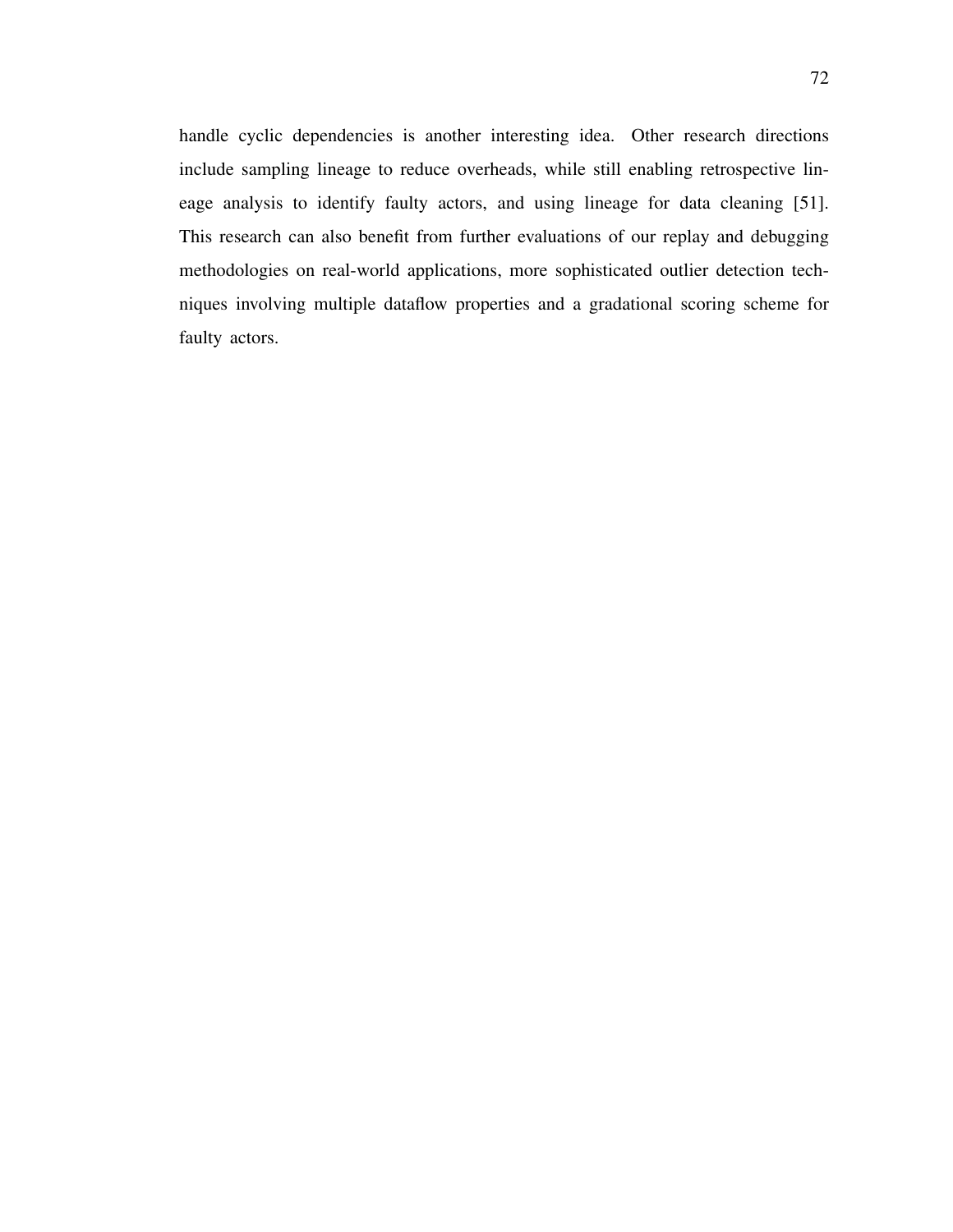handle cyclic dependencies is another interesting idea. Other research directions include sampling lineage to reduce overheads, while still enabling retrospective lineage analysis to identify faulty actors, and using lineage for data cleaning [51]. This research can also benefit from further evaluations of our replay and debugging methodologies on real-world applications, more sophisticated outlier detection techniques involving multiple dataflow properties and a gradational scoring scheme for faulty actors.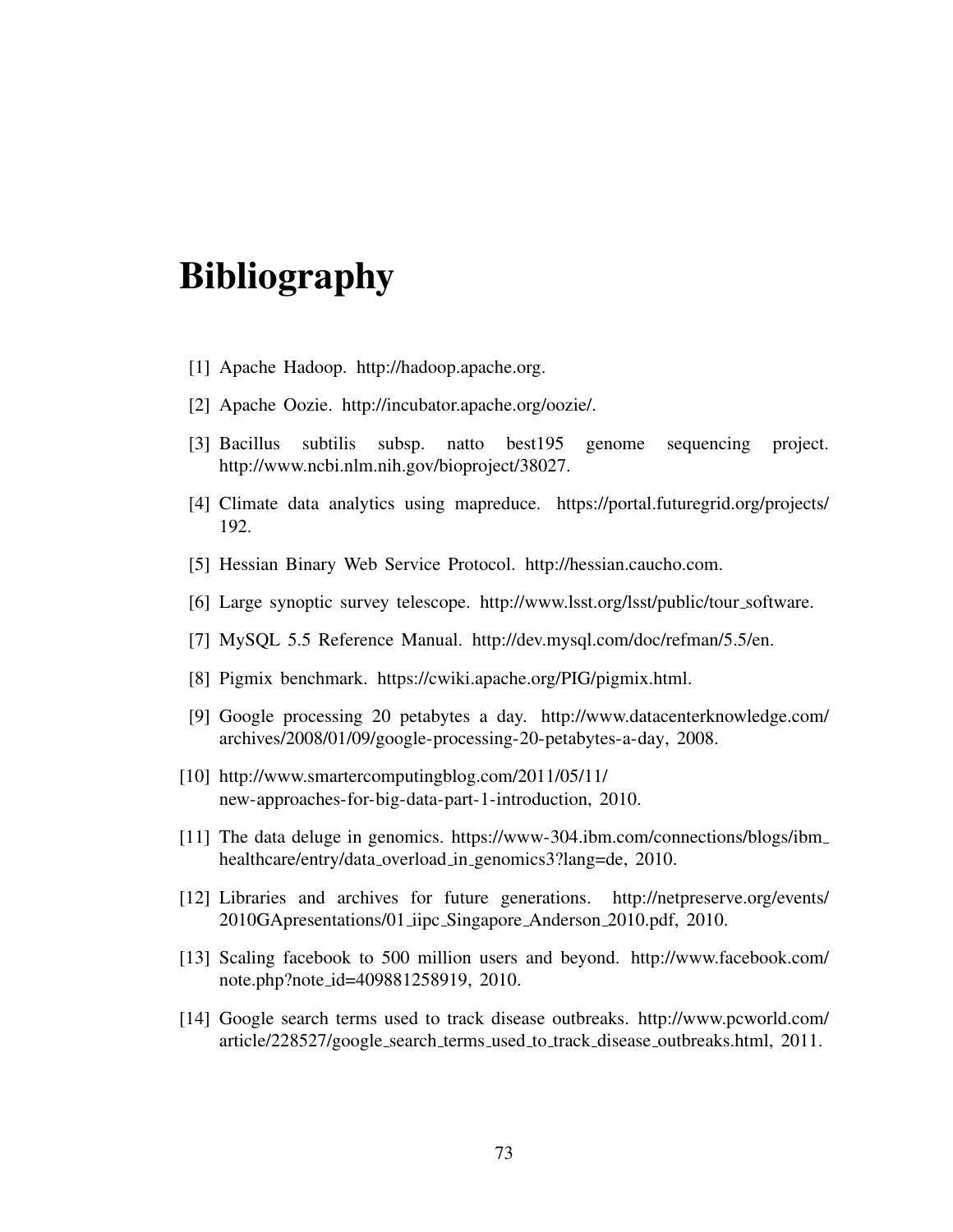# Bibliography

[1] Apache Hadoop. http://hadoop.apache.org.

[2] Apache Oozie. http://incubator.apache.org/oozie/.

[3] Bacillus subtilis subsp. natto best195 genome sequencing project. http://www.ncbi.nlm.nih.gov/bioproject/38027.

[4] Climate data analytics using mapreduce. https://portal.futuregrid.org/projects/192.

[5] Hessian Binary Web Service Protocol. http://hessian.caucho.com.

[6] Large synoptic survey telescope. http://www.lsst.org/lsst/public/tour_software.

[7] MySQL 5.5 Reference Manual. http://dev.mysql.com/doc/refman/5.5/en.

[8] Pigmix benchmark. https://cwiki.apache.org/PIG/pigmix.html.

[9] Google processing 20 petabytes a day. http://www.datacenterknowledge.com/archives/2008/01/09/google-processing-20-petabytes-a-day, 2008.

[10] http://www.smartercomputingblog.com/2011/05/11/new-approaches-for-big-data-part-1-introduction, 2010.

[11] The data deluge in genomics. https://www-304.ibm.com/connections/blogs/ibm_healthcare/entry/data_overload_in_genomics3?lang=de, 2010.

[12] Libraries and archives for future generations. http://netpreserve.org/events/2010GApresentations/01_iipc_Singapore_Anderson_2010.pdf, 2010.

[13] Scaling facebook to 500 million users and beyond. http://www.facebook.com/note.php?note_id=409881258919, 2010.

[14] Google search terms used to track disease outbreaks. http://www.pcworld.com/article/228527/google_search_terms_used_to_track_disease_outbreaks.html, 2011.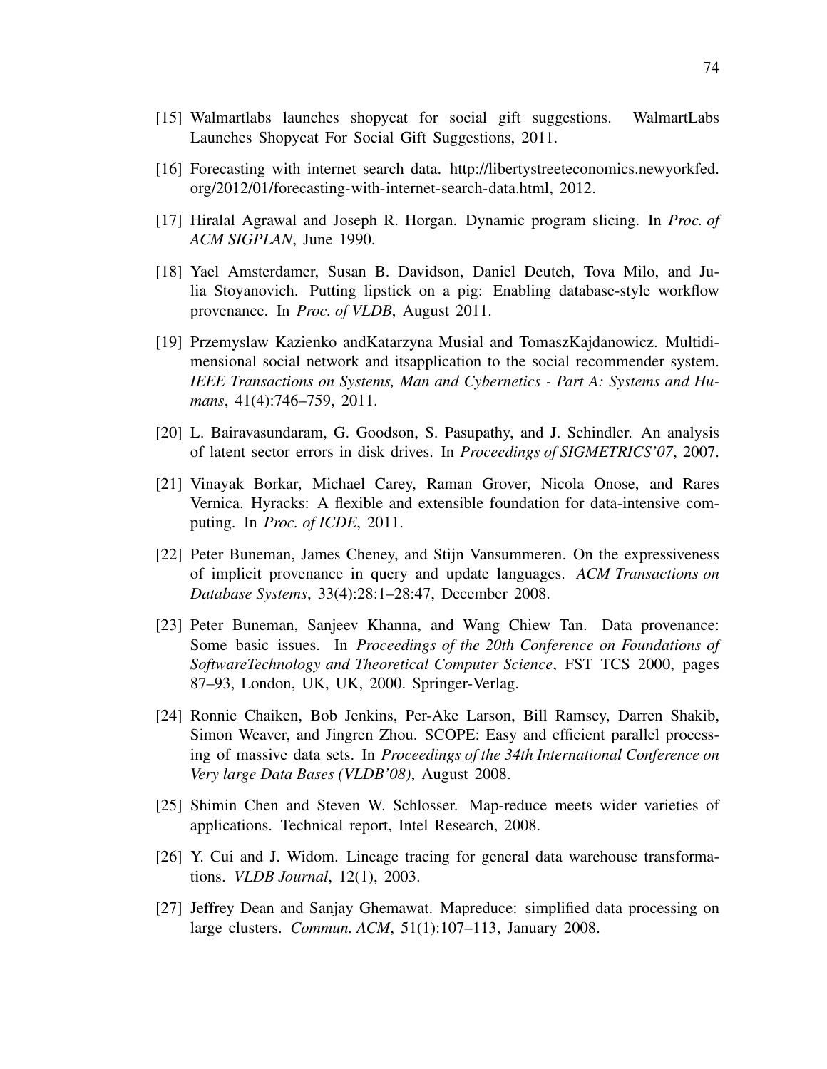[15] Walmartlabs launches shopycat for social gift suggestions. WalmartLabs Launches Shopycat For Social Gift Suggestions, 2011.

[16] Forecasting with internet search data. http://libertystreeteconomics.newyorkfed.org/2012/01/forecasting-with-internet-search-data.html, 2012.

[17] Hiralal Agrawal and Joseph R. Horgan. Dynamic program slicing. In *Proc. of ACM SIGPLAN*, June 1990.

[18] Yael Amsterdamer, Susan B. Davidson, Daniel Deutch, Tova Milo, and Julia Stoyanovich. Putting lipstick on a pig: Enabling database-style workflow provenance. In *Proc. of VLDB*, August 2011.

[19] Przemyslaw Kazienko andKatarzyna Musial and TomaszKajdanowicz. Multidimensional social network and itsapplication to the social recommender system. *IEEE Transactions on Systems, Man and Cybernetics - Part A: Systems and Humans*, 41(4):746–759, 2011.

[20] L. Bairavasundaram, G. Goodson, S. Pasupathy, and J. Schindler. An analysis of latent sector errors in disk drives. In *Proceedings of SIGMETRICS'07*, 2007.

[21] Vinayak Borkar, Michael Carey, Raman Grover, Nicola Onose, and Rares Vernica. Hyracks: A flexible and extensible foundation for data-intensive computing. In *Proc. of ICDE*, 2011.

[22] Peter Buneman, James Cheney, and Stijn Vansummeren. On the expressiveness of implicit provenance in query and update languages. *ACM Transactions on Database Systems*, 33(4):28:1–28:47, December 2008.

[23] Peter Buneman, Sanjeev Khanna, and Wang Chiew Tan. Data provenance: Some basic issues. In *Proceedings of the 20th Conference on Foundations of SoftwareTechnology and Theoretical Computer Science*, FST TCS 2000, pages 87–93, London, UK, UK, 2000. Springer-Verlag.

[24] Ronnie Chaiken, Bob Jenkins, Per-Ake Larson, Bill Ramsey, Darren Shakib, Simon Weaver, and Jingren Zhou. SCOPE: Easy and efficient parallel processing of massive data sets. In *Proceedings of the 34th International Conference on Very large Data Bases (VLDB'08)*, August 2008.

[25] Shimin Chen and Steven W. Schlosser. Map-reduce meets wider varieties of applications. Technical report, Intel Research, 2008.

[26] Y. Cui and J. Widom. Lineage tracing for general data warehouse transformations. *VLDB Journal*, 12(1), 2003.

[27] Jeffrey Dean and Sanjay Ghemawat. Mapreduce: simplified data processing on large clusters. *Commun. ACM*, 51(1):107–113, January 2008.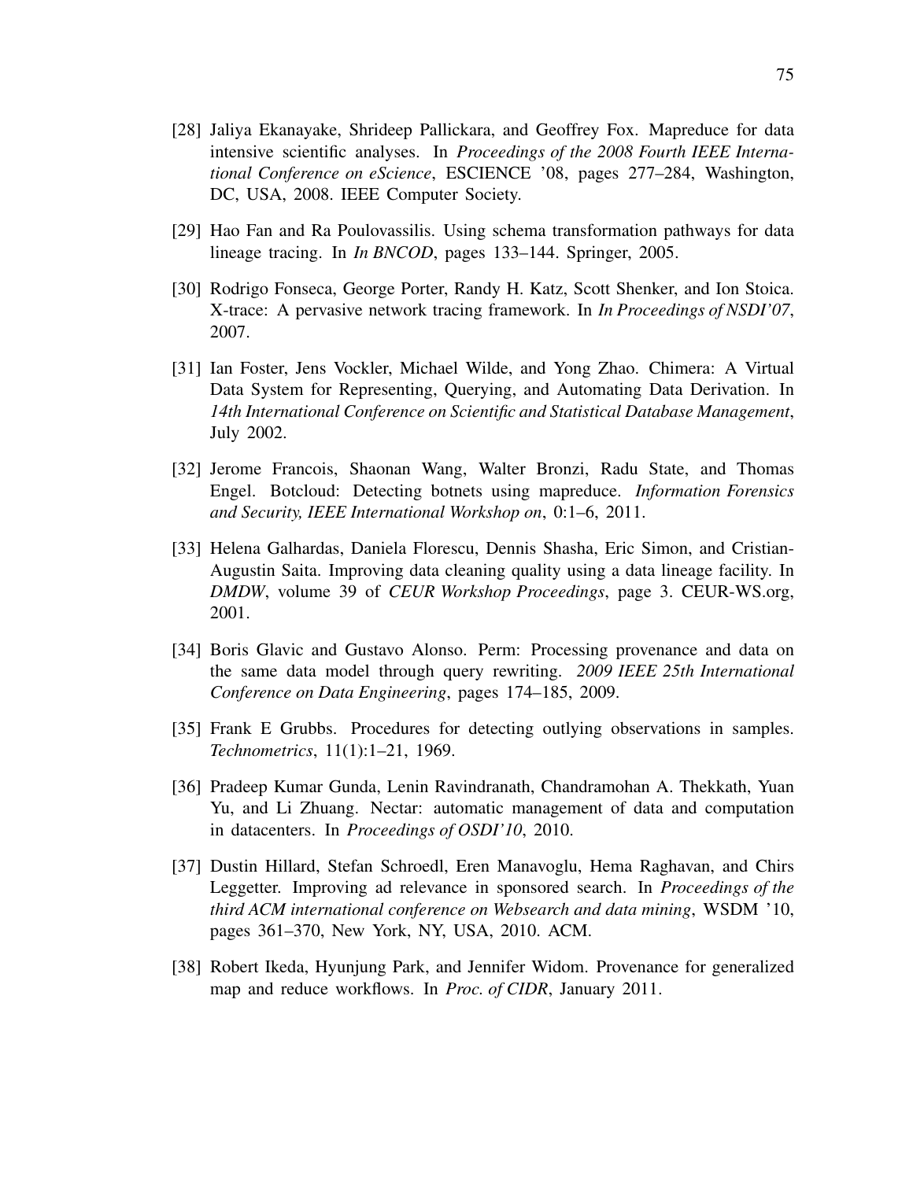[28] Jaliya Ekanayake, Shrideep Pallickara, and Geoffrey Fox. Mapreduce for data intensive scientific analyses. In *Proceedings of the 2008 Fourth IEEE International Conference on eScience*, ESCIENCE '08, pages 277–284, Washington, DC, USA, 2008. IEEE Computer Society.

[29] Hao Fan and Ra Poulovassilis. Using schema transformation pathways for data lineage tracing. In *In BNCOD*, pages 133–144. Springer, 2005.

[30] Rodrigo Fonseca, George Porter, Randy H. Katz, Scott Shenker, and Ion Stoica. X-trace: A pervasive network tracing framework. In *In Proceedings of NSDI'07*, 2007.

[31] Ian Foster, Jens Vockler, Michael Wilde, and Yong Zhao. Chimera: A Virtual Data System for Representing, Querying, and Automating Data Derivation. In *14th International Conference on Scientific and Statistical Database Management*, July 2002.

[32] Jerome Francois, Shaonan Wang, Walter Bronzi, Radu State, and Thomas Engel. Botcloud: Detecting botnets using mapreduce. *Information Forensics and Security, IEEE International Workshop on*, 0:1–6, 2011.

[33] Helena Galhardas, Daniela Florescu, Dennis Shasha, Eric Simon, and Cristian-Augustin Saita. Improving data cleaning quality using a data lineage facility. In *DMDW*, volume 39 of *CEUR Workshop Proceedings*, page 3. CEUR-WS.org, 2001.

[34] Boris Glavic and Gustavo Alonso. Perm: Processing provenance and data on the same data model through query rewriting. *2009 IEEE 25th International Conference on Data Engineering*, pages 174–185, 2009.

[35] Frank E Grubbs. Procedures for detecting outlying observations in samples. *Technometrics*, 11(1):1–21, 1969.

[36] Pradeep Kumar Gunda, Lenin Ravindranath, Chandramohan A. Thekkath, Yuan Yu, and Li Zhuang. Nectar: automatic management of data and computation in datacenters. In *Proceedings of OSDI'10*, 2010.

[37] Dustin Hillard, Stefan Schroedl, Eren Manavoglu, Hema Raghavan, and Chirs Leggetter. Improving ad relevance in sponsored search. In *Proceedings of the third ACM international conference on Websearch and data mining*, WSDM '10, pages 361–370, New York, NY, USA, 2010. ACM.

[38] Robert Ikeda, Hyunjung Park, and Jennifer Widom. Provenance for generalized map and reduce workflows. In *Proc. of CIDR*, January 2011.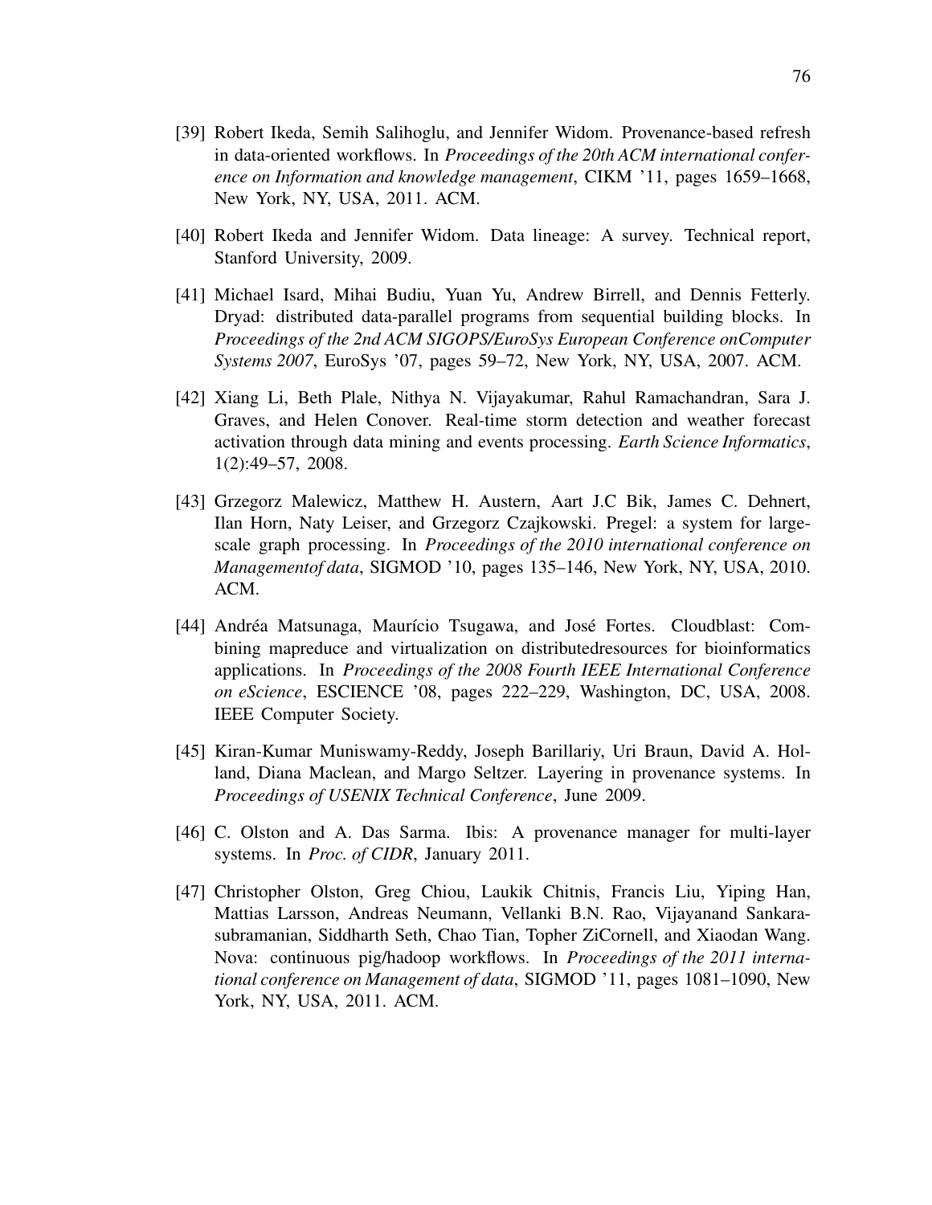[39] Robert Ikeda, Semih Salihoglu, and Jennifer Widom. Provenance-based refresh in data-oriented workflows. In *Proceedings of the 20th ACM international conference on Information and knowledge management*, CIKM '11, pages 1659–1668, New York, NY, USA, 2011. ACM.

[40] Robert Ikeda and Jennifer Widom. Data lineage: A survey. Technical report, Stanford University, 2009.

[41] Michael Isard, Mihai Budiu, Yuan Yu, Andrew Birrell, and Dennis Fetterly. Dryad: distributed data-parallel programs from sequential building blocks. In *Proceedings of the 2nd ACM SIGOPS/EuroSys European Conference onComputer Systems 2007*, EuroSys '07, pages 59–72, New York, NY, USA, 2007. ACM.

[42] Xiang Li, Beth Plale, Nithya N. Vijayakumar, Rahul Ramachandran, Sara J. Graves, and Helen Conover. Real-time storm detection and weather forecast activation through data mining and events processing. *Earth Science Informatics*, 1(2):49–57, 2008.

[43] Grzegorz Malewicz, Matthew H. Austern, Aart J.C Bik, James C. Dehnert, Ilan Horn, Naty Leiser, and Grzegorz Czajkowski. Pregel: a system for large-scale graph processing. In *Proceedings of the 2010 international conference on Managementof data*, SIGMOD '10, pages 135–146, New York, NY, USA, 2010. ACM.

[44] Andréa Matsunaga, Maurício Tsugawa, and José Fortes. Cloudblast: Combining mapreduce and virtualization on distributedresources for bioinformatics applications. In *Proceedings of the 2008 Fourth IEEE International Conference on eScience*, ESCIENCE '08, pages 222–229, Washington, DC, USA, 2008. IEEE Computer Society.

[45] Kiran-Kumar Muniswamy-Reddy, Joseph Barillariy, Uri Braun, David A. Holland, Diana Maclean, and Margo Seltzer. Layering in provenance systems. In *Proceedings of USENIX Technical Conference*, June 2009.

[46] C. Olston and A. Das Sarma. Ibis: A provenance manager for multi-layer systems. In *Proc. of CIDR*, January 2011.

[47] Christopher Olston, Greg Chiou, Laukik Chitnis, Francis Liu, Yiping Han, Mattias Larsson, Andreas Neumann, Vellanki B.N. Rao, Vijayanand Sankarasubramanian, Siddharth Seth, Chao Tian, Topher ZiCornell, and Xiaodan Wang. Nova: continuous pig/hadoop workflows. In *Proceedings of the 2011 international conference on Management of data*, SIGMOD '11, pages 1081–1090, New York, NY, USA, 2011. ACM.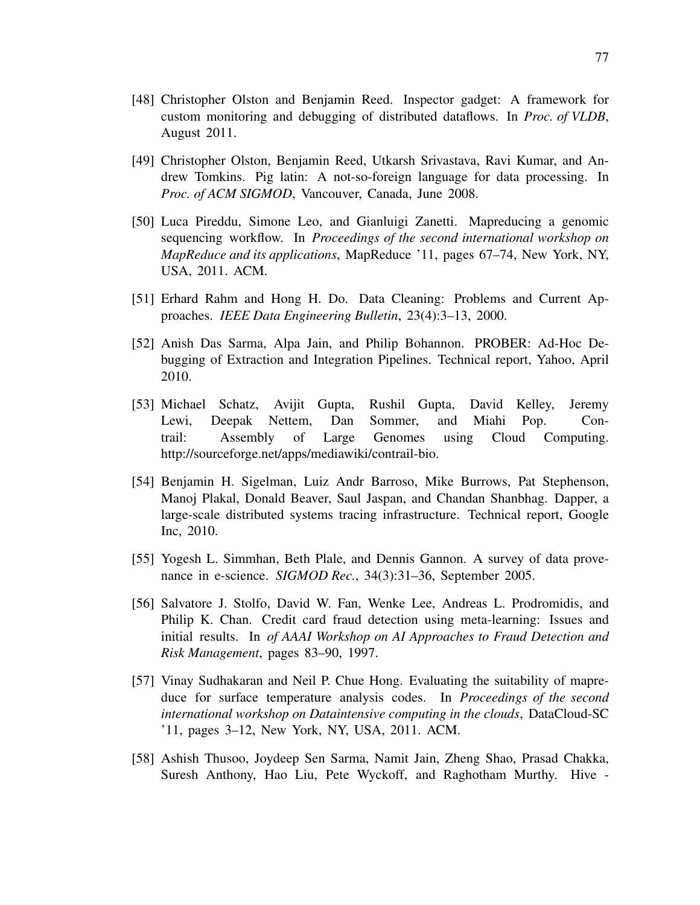[48] Christopher Olston and Benjamin Reed. Inspector gadget: A framework for custom monitoring and debugging of distributed dataflows. In *Proc. of VLDB*, August 2011.

[49] Christopher Olston, Benjamin Reed, Utkarsh Srivastava, Ravi Kumar, and Andrew Tomkins. Pig latin: A not-so-foreign language for data processing. In *Proc. of ACM SIGMOD*, Vancouver, Canada, June 2008.

[50] Luca Pireddu, Simone Leo, and Gianluigi Zanetti. Mapreducing a genomic sequencing workflow. In *Proceedings of the second international workshop on MapReduce and its applications*, MapReduce '11, pages 67–74, New York, NY, USA, 2011. ACM.

[51] Erhard Rahm and Hong H. Do. Data Cleaning: Problems and Current Approaches. *IEEE Data Engineering Bulletin*, 23(4):3–13, 2000.

[52] Anish Das Sarma, Alpa Jain, and Philip Bohannon. PROBER: Ad-Hoc Debugging of Extraction and Integration Pipelines. Technical report, Yahoo, April 2010.

[53] Michael Schatz, Avijit Gupta, Rushil Gupta, David Kelley, Jeremy Lewi, Deepak Nettem, Dan Sommer, and Miahi Pop. Contrail: Assembly of Large Genomes using Cloud Computing. http://sourceforge.net/apps/mediawiki/contrail-bio.

[54] Benjamin H. Sigelman, Luiz Andr Barroso, Mike Burrows, Pat Stephenson, Manoj Plakal, Donald Beaver, Saul Jaspan, and Chandan Shanbhag. Dapper, a large-scale distributed systems tracing infrastructure. Technical report, Google Inc, 2010.

[55] Yogesh L. Simmhan, Beth Plale, and Dennis Gannon. A survey of data provenance in e-science. *SIGMOD Rec.*, 34(3):31–36, September 2005.

[56] Salvatore J. Stolfo, David W. Fan, Wenke Lee, Andreas L. Prodromidis, and Philip K. Chan. Credit card fraud detection using meta-learning: Issues and initial results. In *of AAAI Workshop on AI Approaches to Fraud Detection and Risk Management*, pages 83–90, 1997.

[57] Vinay Sudhakaran and Neil P. Chue Hong. Evaluating the suitability of mapreduce for surface temperature analysis codes. In *Proceedings of the second international workshop on Dataintensive computing in the clouds*, DataCloud-SC '11, pages 3–12, New York, NY, USA, 2011. ACM.

[58] Ashish Thusoo, Joydeep Sen Sarma, Namit Jain, Zheng Shao, Prasad Chakka, Suresh Anthony, Hao Liu, Pete Wyckoff, and Raghotham Murthy. Hive -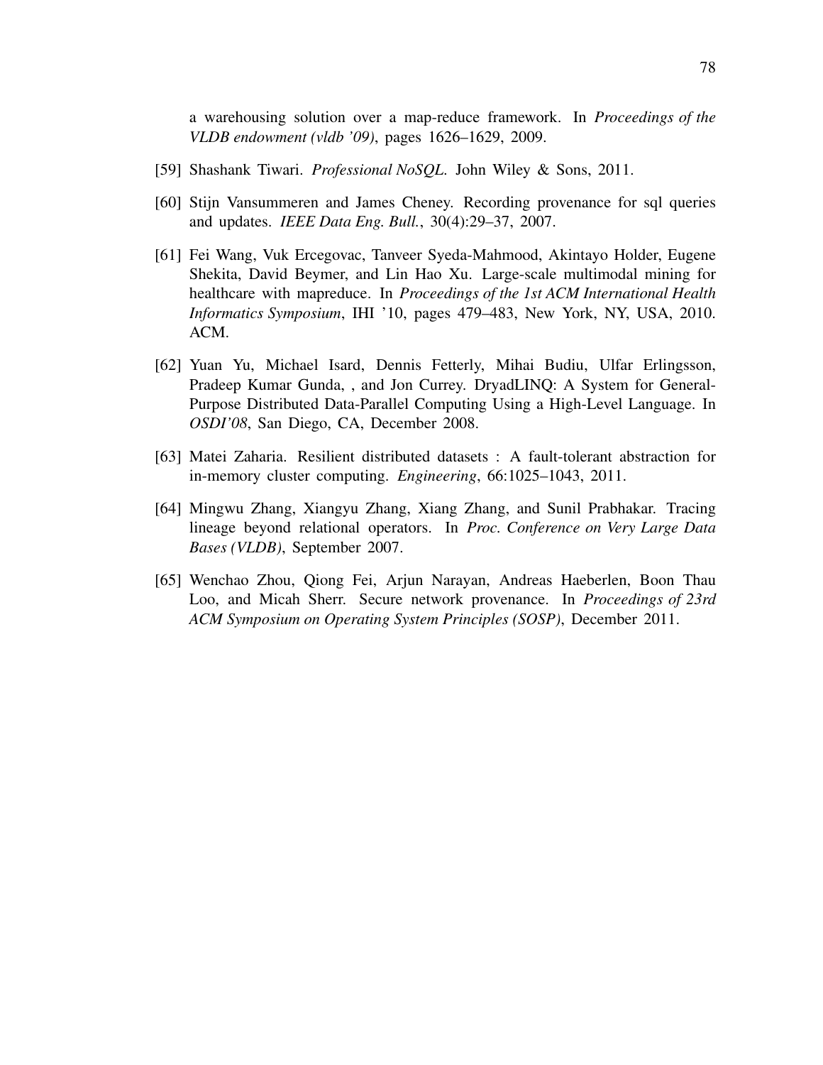a warehousing solution over a map-reduce framework. In *Proceedings of the VLDB endowment (vldb '09)*, pages 1626–1629, 2009.

[59] Shashank Tiwari. *Professional NoSQL.* John Wiley & Sons, 2011.

[60] Stijn Vansummeren and James Cheney. Recording provenance for sql queries and updates. *IEEE Data Eng. Bull.*, 30(4):29–37, 2007.

[61] Fei Wang, Vuk Ercegovac, Tanveer Syeda-Mahmood, Akintayo Holder, Eugene Shekita, David Beymer, and Lin Hao Xu. Large-scale multimodal mining for healthcare with mapreduce. In *Proceedings of the 1st ACM International Health Informatics Symposium*, IHI '10, pages 479–483, New York, NY, USA, 2010. ACM.

[62] Yuan Yu, Michael Isard, Dennis Fetterly, Mihai Budiu, Ulfar Erlingsson, Pradeep Kumar Gunda, , and Jon Currey. DryadLINQ: A System for General-Purpose Distributed Data-Parallel Computing Using a High-Level Language. In *OSDI'08*, San Diego, CA, December 2008.

[63] Matei Zaharia. Resilient distributed datasets : A fault-tolerant abstraction for in-memory cluster computing. *Engineering*, 66:1025–1043, 2011.

[64] Mingwu Zhang, Xiangyu Zhang, Xiang Zhang, and Sunil Prabhakar. Tracing lineage beyond relational operators. In *Proc. Conference on Very Large Data Bases (VLDB)*, September 2007.

[65] Wenchao Zhou, Qiong Fei, Arjun Narayan, Andreas Haeberlen, Boon Thau Loo, and Micah Sherr. Secure network provenance. In *Proceedings of 23rd ACM Symposium on Operating System Principles (SOSP)*, December 2011.